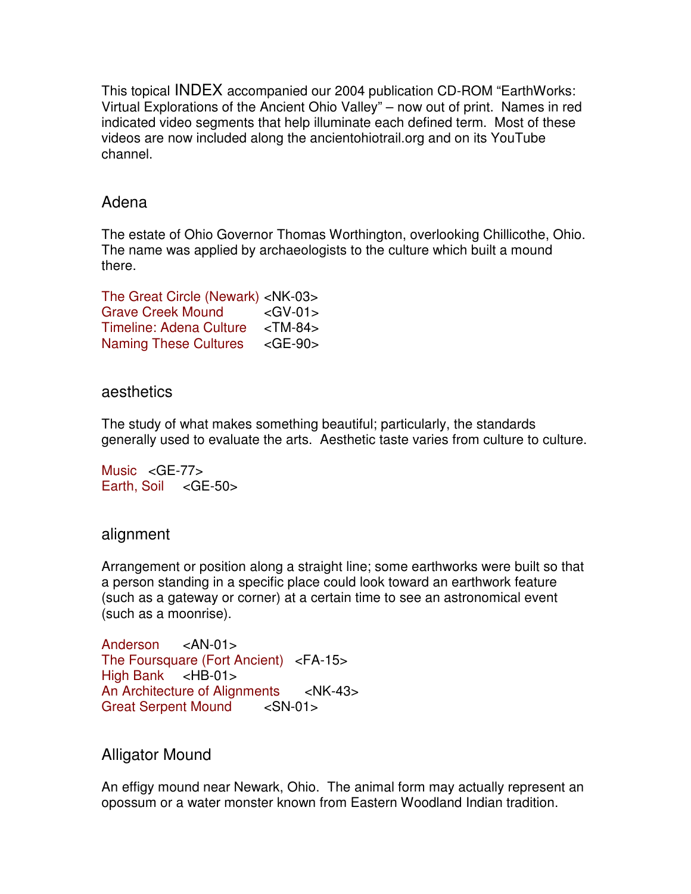This topical INDEX accompanied our 2004 publication CD-ROM "EarthWorks: Virtual Explorations of the Ancient Ohio Valley" – now out of print. Names in red indicated video segments that help illuminate each defined term. Most of these videos are now included along the ancientohiotrail.org and on its YouTube channel.

## Adena

The estate of Ohio Governor Thomas Worthington, overlooking Chillicothe, Ohio. The name was applied by archaeologists to the culture which built a mound there.

The Great Circle (Newark) <NK-03>
Grave Creek Mound <GV-01>
Timeline: Adena Culture <TM-84>
Naming These Cultures <GE-90>

## aesthetics

The study of what makes something beautiful; particularly, the standards generally used to evaluate the arts. Aesthetic taste varies from culture to culture.

Music <GE-77>
Earth, Soil <GE-50>

## alignment

Arrangement or position along a straight line; some earthworks were built so that a person standing in a specific place could look toward an earthwork feature (such as a gateway or corner) at a certain time to see an astronomical event (such as a moonrise).

Anderson <AN-01>
The Foursquare (Fort Ancient) <FA-15>
High Bank <HB-01>
An Architecture of Alignments <NK-43>
Great Serpent Mound <SN-01>

## Alligator Mound

An effigy mound near Newark, Ohio. The animal form may actually represent an opossum or a water monster known from Eastern Woodland Indian tradition.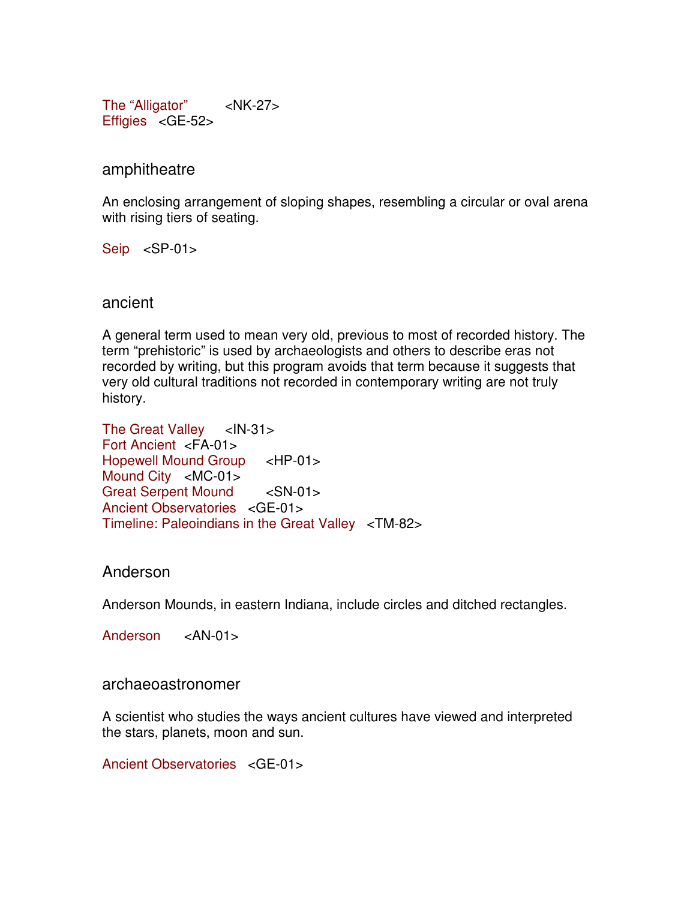The “Alligator” <NK-27>
Effigies <GE-52>

## amphitheatre

An enclosing arrangement of sloping shapes, resembling a circular or oval arena with rising tiers of seating.

Seip <SP-01>

## ancient

A general term used to mean very old, previous to most of recorded history. The term “prehistoric” is used by archaeologists and others to describe eras not recorded by writing, but this program avoids that term because it suggests that very old cultural traditions not recorded in contemporary writing are not truly history.

The Great Valley <IN-31>
Fort Ancient <FA-01>
Hopewell Mound Group <HP-01>
Mound City <MC-01>
Great Serpent Mound <SN-01>
Ancient Observatories <GE-01>
Timeline: Paleoindians in the Great Valley <TM-82>

## Anderson

Anderson Mounds, in eastern Indiana, include circles and ditched rectangles.

Anderson <AN-01>

## archaeoastronomer

A scientist who studies the ways ancient cultures have viewed and interpreted the stars, planets, moon and sun.

Ancient Observatories <GE-01>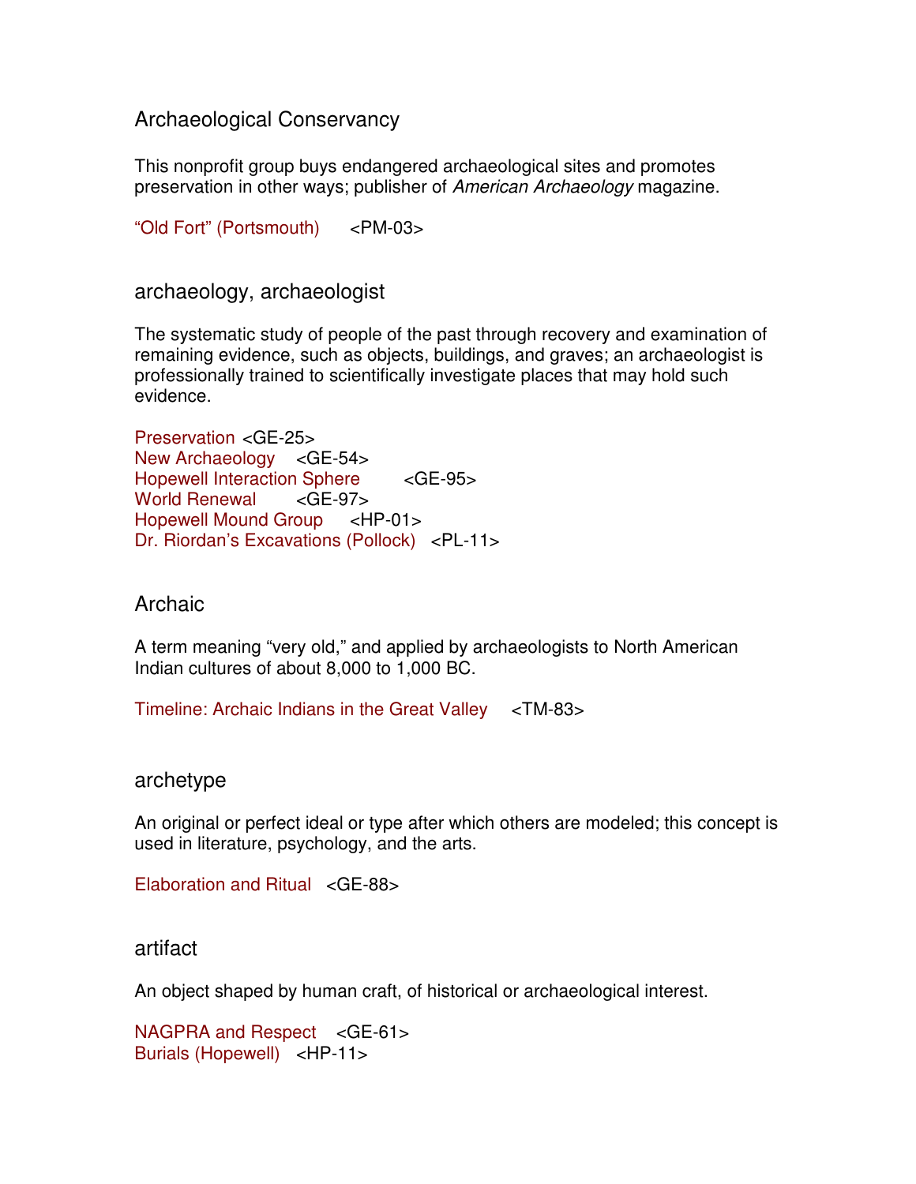## Archaeological Conservancy

This nonprofit group buys endangered archaeological sites and promotes preservation in other ways; publisher of *American Archaeology* magazine.

"Old Fort" (Portsmouth) <PM-03>

## archaeology, archaeologist

The systematic study of people of the past through recovery and examination of remaining evidence, such as objects, buildings, and graves; an archaeologist is professionally trained to scientifically investigate places that may hold such evidence.

Preservation <GE-25>
New Archaeology <GE-54>
Hopewell Interaction Sphere <GE-95>
World Renewal <GE-97>
Hopewell Mound Group <HP-01>
Dr. Riordan's Excavations (Pollock) <PL-11>

## Archaic

A term meaning "very old," and applied by archaeologists to North American Indian cultures of about 8,000 to 1,000 BC.

Timeline: Archaic Indians in the Great Valley <TM-83>

## archetype

An original or perfect ideal or type after which others are modeled; this concept is used in literature, psychology, and the arts.

Elaboration and Ritual <GE-88>

## artifact

An object shaped by human craft, of historical or archaeological interest.

NAGPRA and Respect <GE-61>
Burials (Hopewell) <HP-11>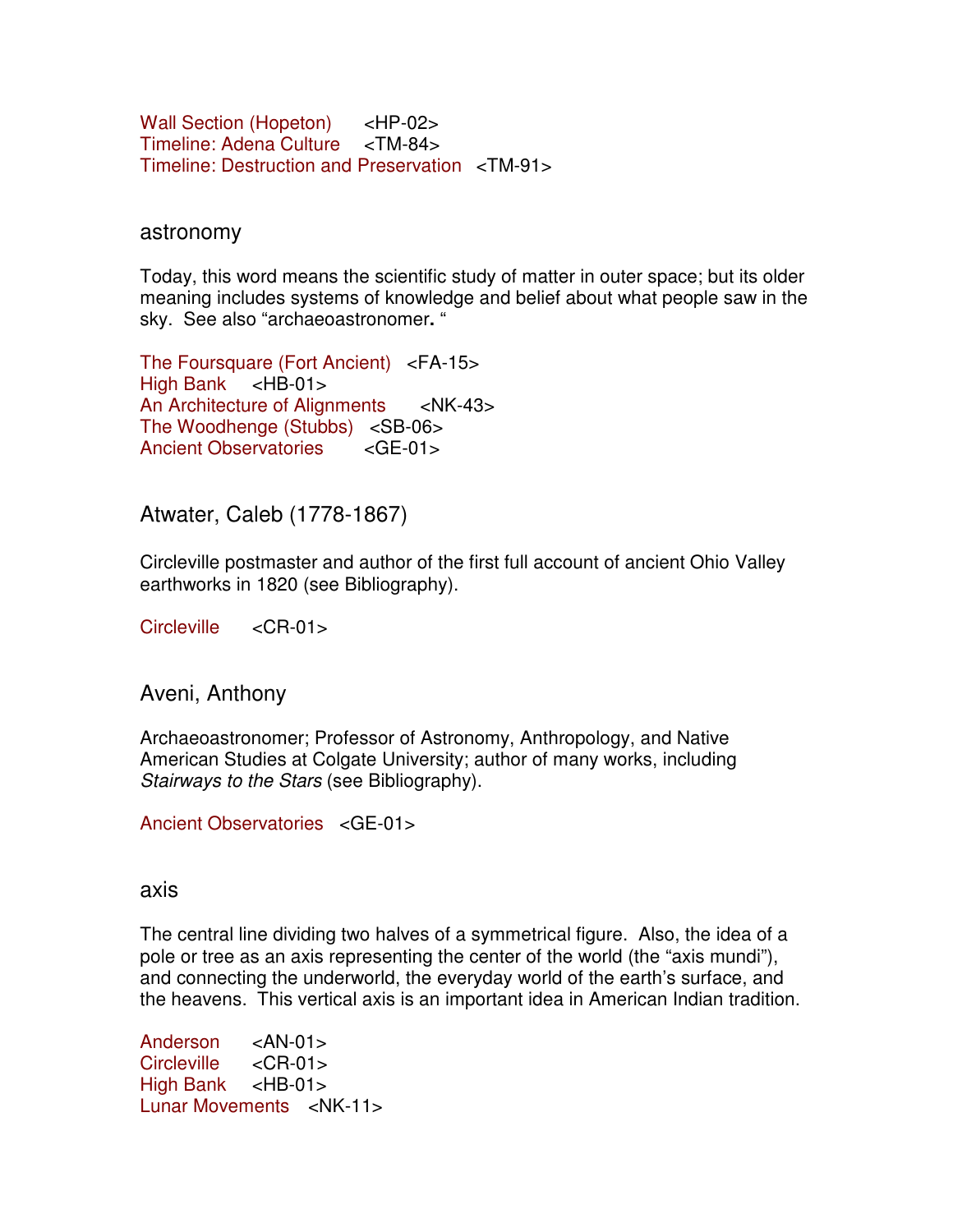Wall Section (Hopeton) <HP-02>
Timeline: Adena Culture <TM-84>
Timeline: Destruction and Preservation <TM-91>

## astronomy

Today, this word means the scientific study of matter in outer space; but its older meaning includes systems of knowledge and belief about what people saw in the sky. See also "archaeoastronomer**.** "

The Foursquare (Fort Ancient) <FA-15>
High Bank <HB-01>
An Architecture of Alignments <NK-43>
The Woodhenge (Stubbs) <SB-06>
Ancient Observatories <GE-01>

## Atwater, Caleb (1778-1867)

Circleville postmaster and author of the first full account of ancient Ohio Valley earthworks in 1820 (see Bibliography).

Circleville <CR-01>

## Aveni, Anthony

Archaeoastronomer; Professor of Astronomy, Anthropology, and Native American Studies at Colgate University; author of many works, including *Stairways to the Stars* (see Bibliography).

Ancient Observatories <GE-01>

## axis

The central line dividing two halves of a symmetrical figure. Also, the idea of a pole or tree as an axis representing the center of the world (the "axis mundi"), and connecting the underworld, the everyday world of the earth's surface, and the heavens. This vertical axis is an important idea in American Indian tradition.

Anderson <AN-01>
Circleville <CR-01>
High Bank <HB-01>
Lunar Movements <NK-11>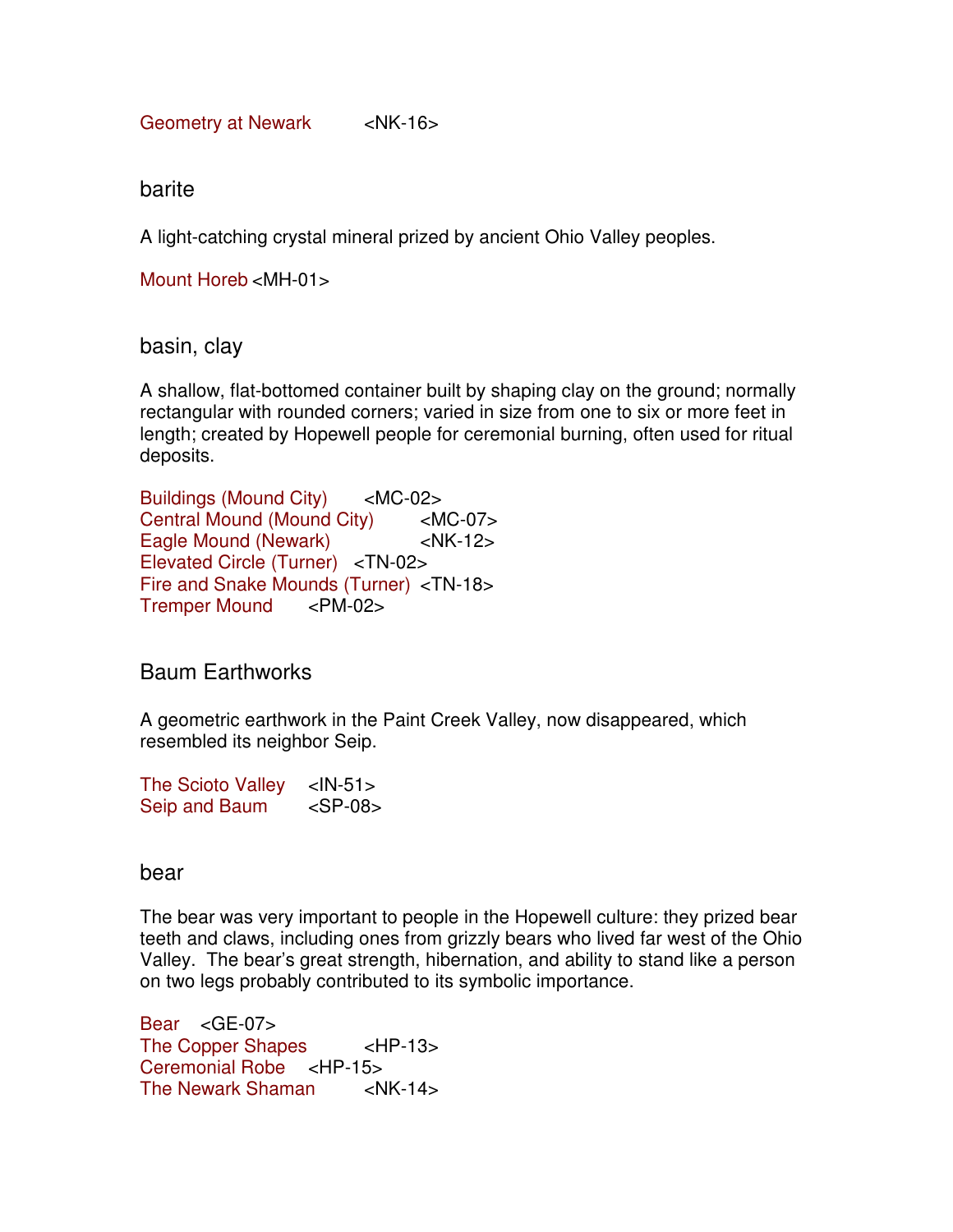Geometry at Newark <NK-16>

## barite

A light-catching crystal mineral prized by ancient Ohio Valley peoples.

Mount Horeb <MH-01>

## basin, clay

A shallow, flat-bottomed container built by shaping clay on the ground; normally rectangular with rounded corners; varied in size from one to six or more feet in length; created by Hopewell people for ceremonial burning, often used for ritual deposits.

Buildings (Mound City) <MC-02>
Central Mound (Mound City) <MC-07>
Eagle Mound (Newark) <NK-12>
Elevated Circle (Turner) <TN-02>
Fire and Snake Mounds (Turner) <TN-18>
Tremper Mound <PM-02>

## Baum Earthworks

A geometric earthwork in the Paint Creek Valley, now disappeared, which resembled its neighbor Seip.

The Scioto Valley <IN-51>
Seip and Baum <SP-08>

## bear

The bear was very important to people in the Hopewell culture: they prized bear teeth and claws, including ones from grizzly bears who lived far west of the Ohio Valley. The bear's great strength, hibernation, and ability to stand like a person on two legs probably contributed to its symbolic importance.

Bear <GE-07>
The Copper Shapes <HP-13>
Ceremonial Robe <HP-15>
The Newark Shaman <NK-14>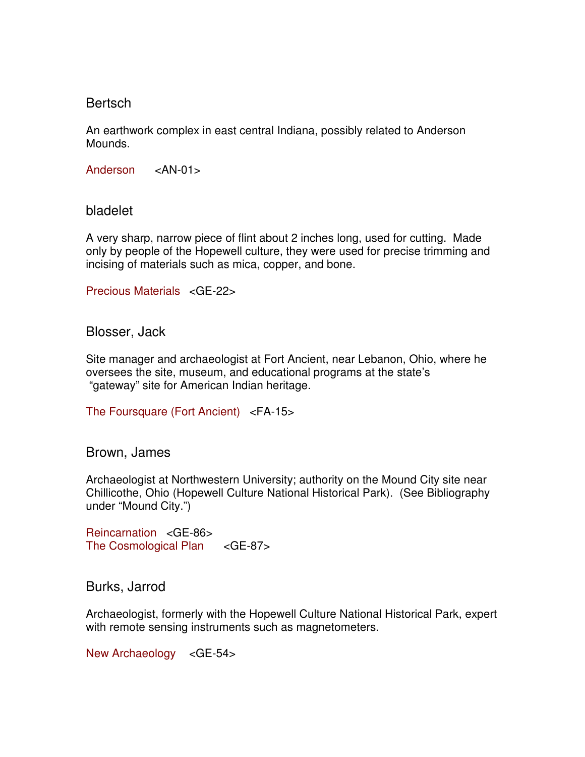## Bertsch

An earthwork complex in east central Indiana, possibly related to Anderson Mounds.

Anderson <AN-01>

## bladelet

A very sharp, narrow piece of flint about 2 inches long, used for cutting. Made only by people of the Hopewell culture, they were used for precise trimming and incising of materials such as mica, copper, and bone.

Precious Materials <GE-22>

## Blosser, Jack

Site manager and archaeologist at Fort Ancient, near Lebanon, Ohio, where he oversees the site, museum, and educational programs at the state's "gateway" site for American Indian heritage.

The Foursquare (Fort Ancient) <FA-15>

## Brown, James

Archaeologist at Northwestern University; authority on the Mound City site near Chillicothe, Ohio (Hopewell Culture National Historical Park). (See Bibliography under "Mound City.")

Reincarnation <GE-86>
The Cosmological Plan <GE-87>

## Burks, Jarrod

Archaeologist, formerly with the Hopewell Culture National Historical Park, expert with remote sensing instruments such as magnetometers.

New Archaeology <GE-54>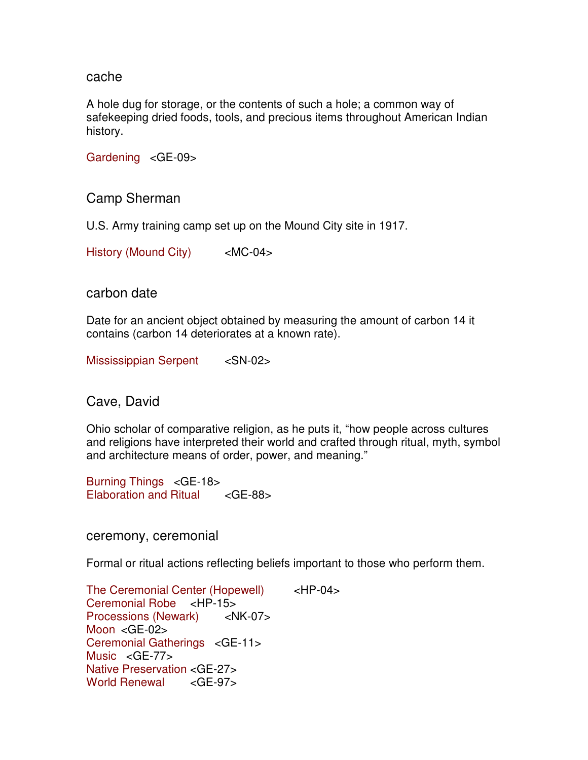## cache

A hole dug for storage, or the contents of such a hole; a common way of safekeeping dried foods, tools, and precious items throughout American Indian history.

Gardening <GE-09>

## Camp Sherman

U.S. Army training camp set up on the Mound City site in 1917.

History (Mound City) <MC-04>

## carbon date

Date for an ancient object obtained by measuring the amount of carbon 14 it contains (carbon 14 deteriorates at a known rate).

Mississippian Serpent <SN-02>

## Cave, David

Ohio scholar of comparative religion, as he puts it, "how people across cultures and religions have interpreted their world and crafted through ritual, myth, symbol and architecture means of order, power, and meaning."

Burning Things <GE-18>
Elaboration and Ritual <GE-88>

## ceremony, ceremonial

Formal or ritual actions reflecting beliefs important to those who perform them.

The Ceremonial Center (Hopewell) <HP-04>
Ceremonial Robe <HP-15>
Processions (Newark) <NK-07>
Moon <GE-02>
Ceremonial Gatherings <GE-11>
Music <GE-77>
Native Preservation <GE-27>
World Renewal <GE-97>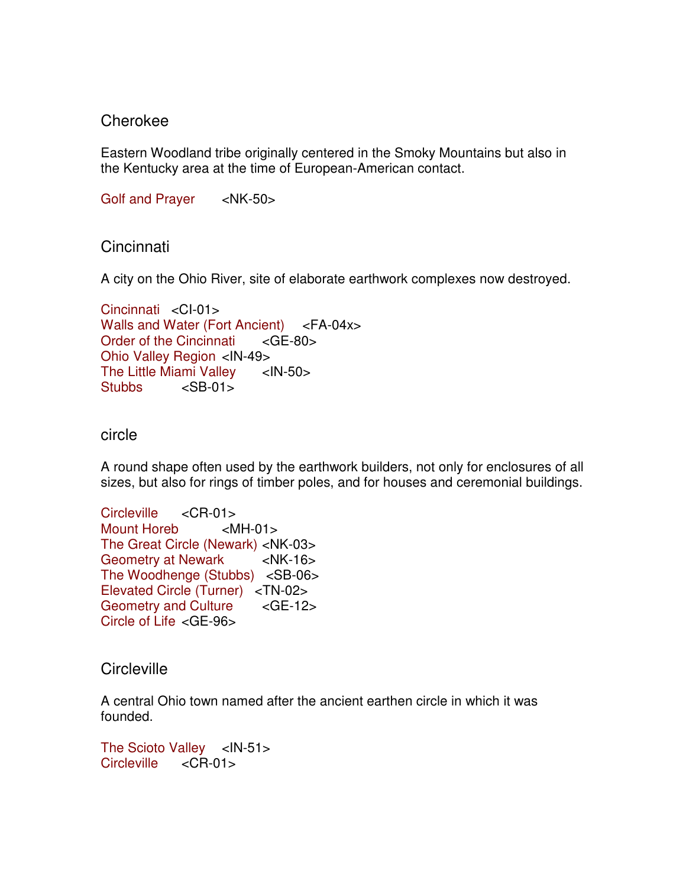## Cherokee

Eastern Woodland tribe originally centered in the Smoky Mountains but also in the Kentucky area at the time of European-American contact.

Golf and Prayer <NK-50>

## Cincinnati

A city on the Ohio River, site of elaborate earthwork complexes now destroyed.

Cincinnati <CI-01>
Walls and Water (Fort Ancient) <FA-04x>
Order of the Cincinnati <GE-80>
Ohio Valley Region <IN-49>
The Little Miami Valley <IN-50>
Stubbs <SB-01>

## circle

A round shape often used by the earthwork builders, not only for enclosures of all sizes, but also for rings of timber poles, and for houses and ceremonial buildings.

Circleville <CR-01>
Mount Horeb <MH-01>
The Great Circle (Newark) <NK-03>
Geometry at Newark <NK-16>
The Woodhenge (Stubbs) <SB-06>
Elevated Circle (Turner) <TN-02>
Geometry and Culture <GE-12>
Circle of Life <GE-96>

## Circleville

A central Ohio town named after the ancient earthen circle in which it was founded.

The Scioto Valley <IN-51>
Circleville <CR-01>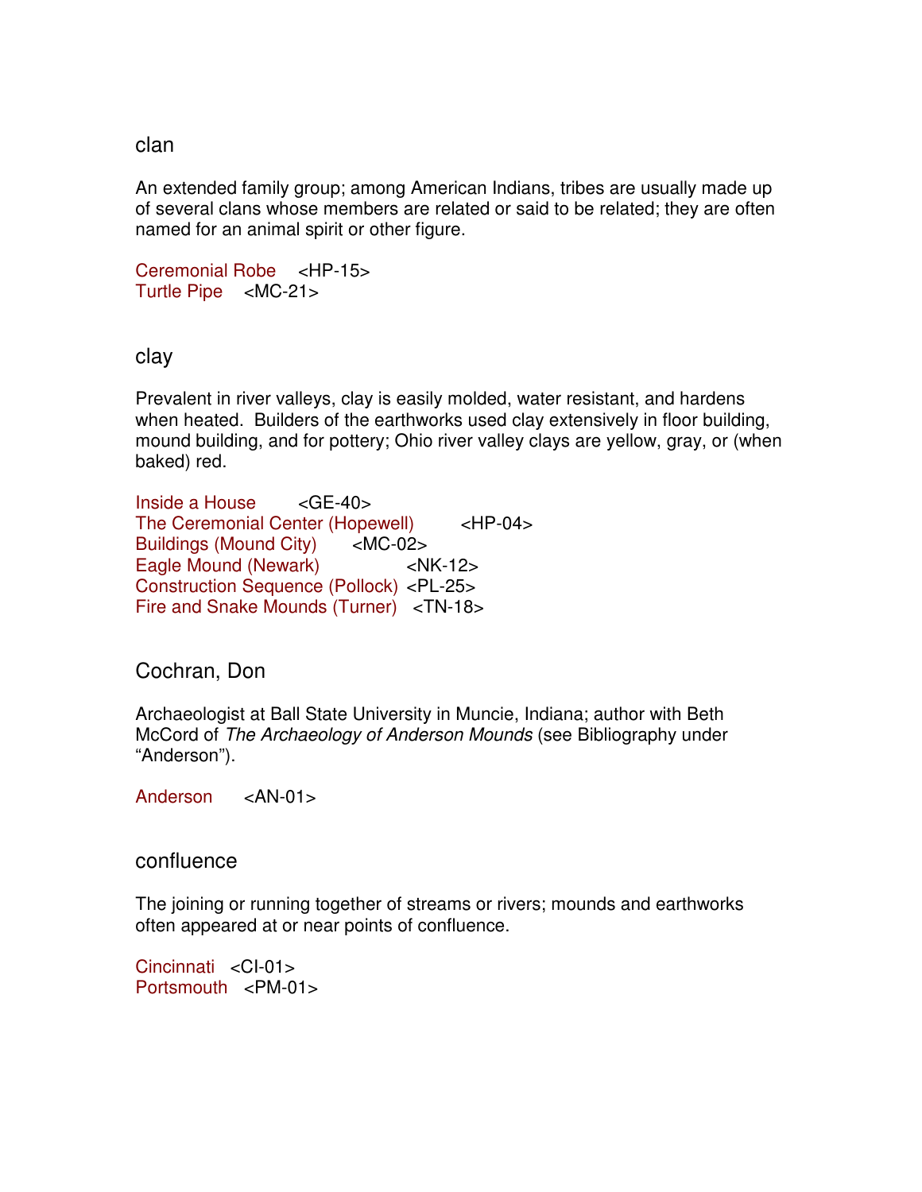## clan

An extended family group; among American Indians, tribes are usually made up of several clans whose members are related or said to be related; they are often named for an animal spirit or other figure.

Ceremonial Robe <HP-15>
Turtle Pipe <MC-21>

## clay

Prevalent in river valleys, clay is easily molded, water resistant, and hardens when heated. Builders of the earthworks used clay extensively in floor building, mound building, and for pottery; Ohio river valley clays are yellow, gray, or (when baked) red.

Inside a House <GE-40>
The Ceremonial Center (Hopewell) <HP-04>
Buildings (Mound City) <MC-02>
Eagle Mound (Newark) <NK-12>
Construction Sequence (Pollock) <PL-25>
Fire and Snake Mounds (Turner) <TN-18>

## Cochran, Don

Archaeologist at Ball State University in Muncie, Indiana; author with Beth McCord of *The Archaeology of Anderson Mounds* (see Bibliography under "Anderson").

Anderson <AN-01>

## confluence

The joining or running together of streams or rivers; mounds and earthworks often appeared at or near points of confluence.

Cincinnati <CI-01>
Portsmouth <PM-01>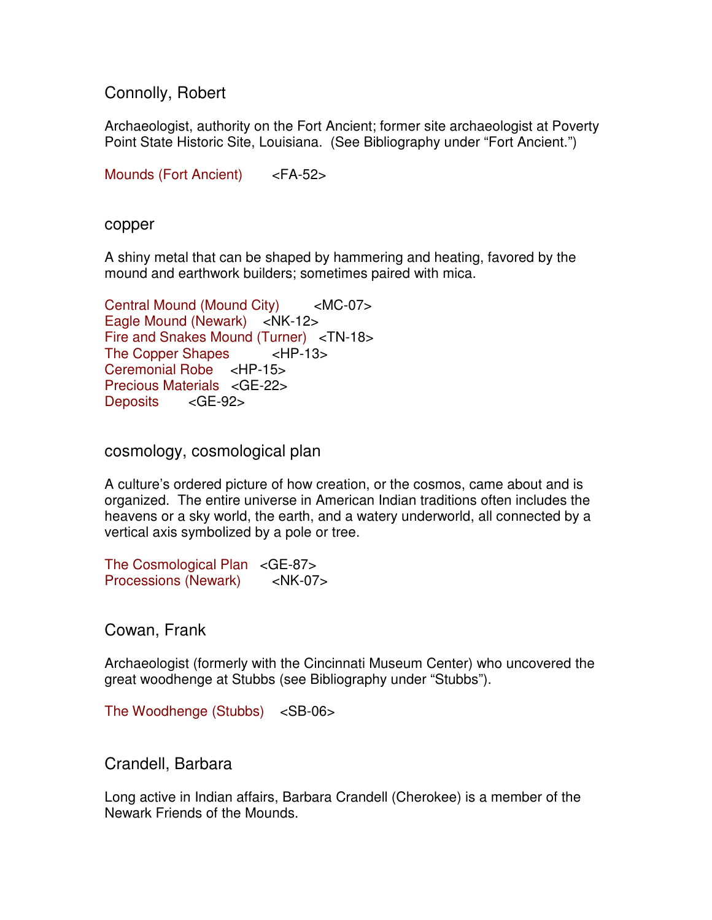## Connolly, Robert

Archaeologist, authority on the Fort Ancient; former site archaeologist at Poverty Point State Historic Site, Louisiana. (See Bibliography under “Fort Ancient.”)

Mounds (Fort Ancient) <FA-52>

## copper

A shiny metal that can be shaped by hammering and heating, favored by the mound and earthwork builders; sometimes paired with mica.

Central Mound (Mound City) <MC-07>
Eagle Mound (Newark) <NK-12>
Fire and Snakes Mound (Turner) <TN-18>
The Copper Shapes <HP-13>
Ceremonial Robe <HP-15>
Precious Materials <GE-22>
Deposits <GE-92>

## cosmology, cosmological plan

A culture’s ordered picture of how creation, or the cosmos, came about and is organized. The entire universe in American Indian traditions often includes the heavens or a sky world, the earth, and a watery underworld, all connected by a vertical axis symbolized by a pole or tree.

The Cosmological Plan <GE-87>
Processions (Newark) <NK-07>

## Cowan, Frank

Archaeologist (formerly with the Cincinnati Museum Center) who uncovered the great woodhenge at Stubbs (see Bibliography under “Stubbs”).

The Woodhenge (Stubbs) <SB-06>

## Crandell, Barbara

Long active in Indian affairs, Barbara Crandell (Cherokee) is a member of the Newark Friends of the Mounds.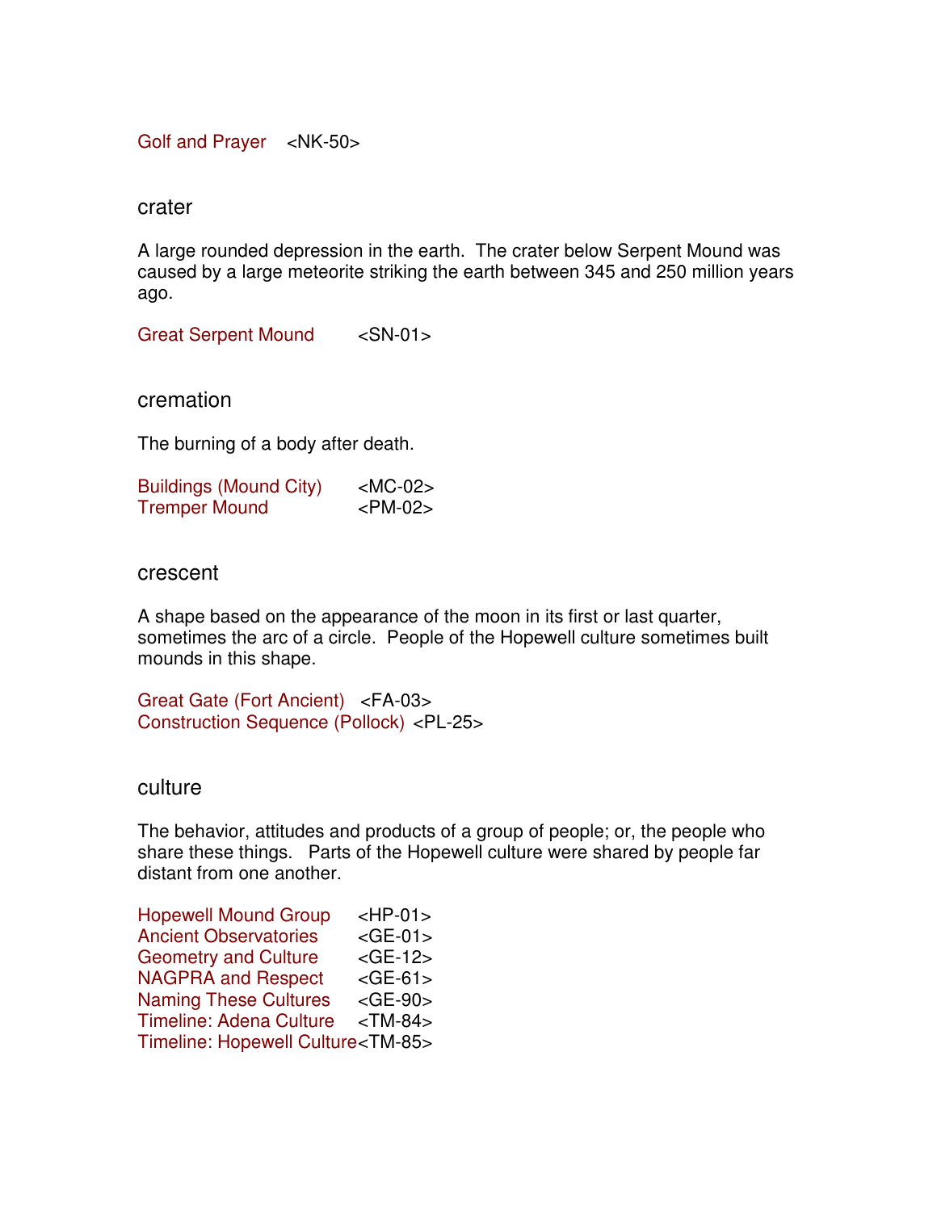Golf and Prayer <NK-50>

## crater

A large rounded depression in the earth. The crater below Serpent Mound was caused by a large meteorite striking the earth between 345 and 250 million years ago.

Great Serpent Mound <SN-01>

## cremation

The burning of a body after death.

Buildings (Mound City) <MC-02>
Tremper Mound <PM-02>

## crescent

A shape based on the appearance of the moon in its first or last quarter, sometimes the arc of a circle. People of the Hopewell culture sometimes built mounds in this shape.

Great Gate (Fort Ancient) <FA-03>
Construction Sequence (Pollock) <PL-25>

## culture

The behavior, attitudes and products of a group of people; or, the people who share these things. Parts of the Hopewell culture were shared by people far distant from one another.

Hopewell Mound Group <HP-01>
Ancient Observatories <GE-01>
Geometry and Culture <GE-12>
NAGPRA and Respect <GE-61>
Naming These Cultures <GE-90>
Timeline: Adena Culture <TM-84>
Timeline: Hopewell Culture <TM-85>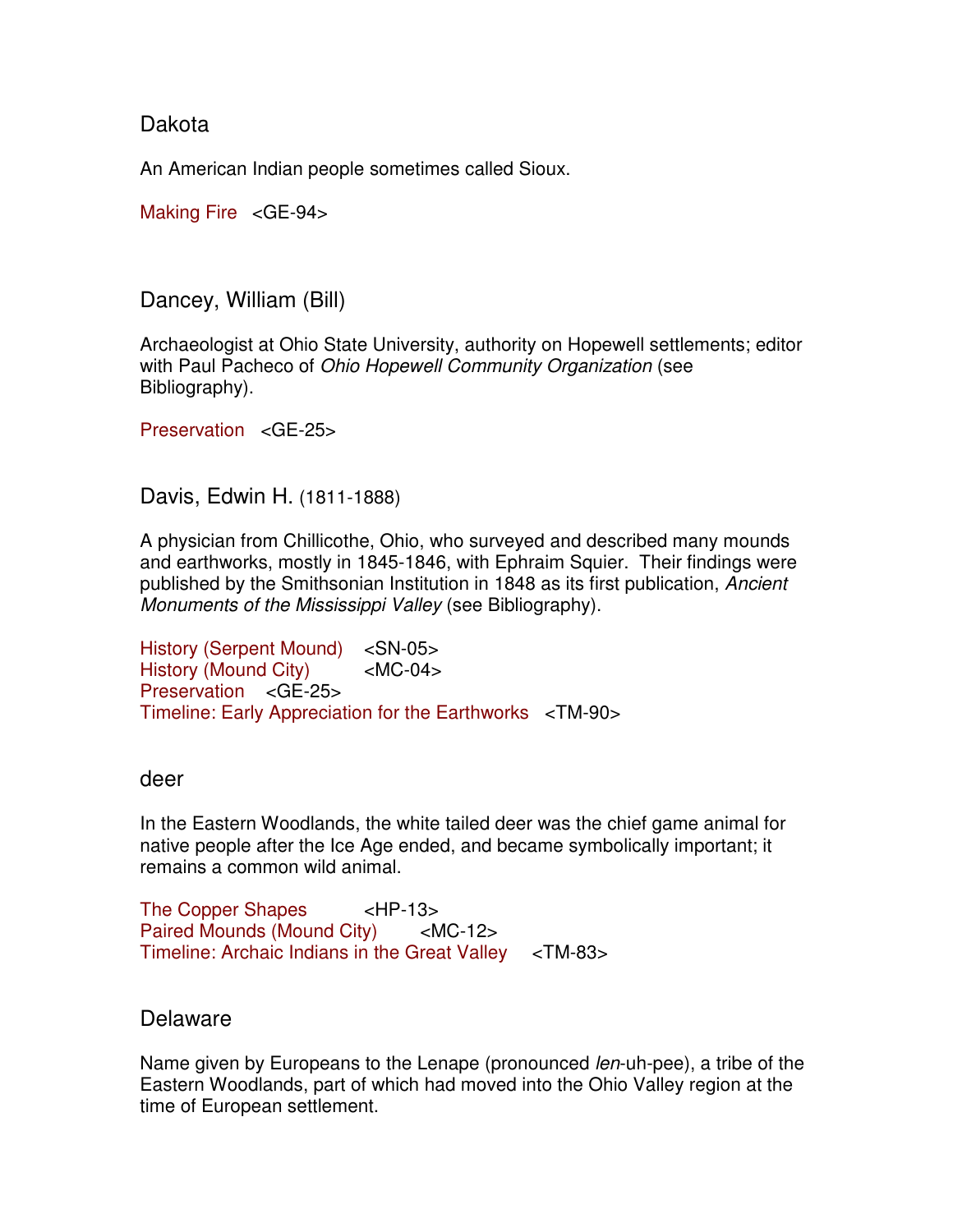## Dakota

An American Indian people sometimes called Sioux.

Making Fire <GE-94>

## Dancey, William (Bill)

Archaeologist at Ohio State University, authority on Hopewell settlements; editor with Paul Pacheco of *Ohio Hopewell Community Organization* (see Bibliography).

Preservation <GE-25>

## Davis, Edwin H. (1811-1888)

A physician from Chillicothe, Ohio, who surveyed and described many mounds and earthworks, mostly in 1845-1846, with Ephraim Squier. Their findings were published by the Smithsonian Institution in 1848 as its first publication, *Ancient Monuments of the Mississippi Valley* (see Bibliography).

History (Serpent Mound) <SN-05>
History (Mound City) <MC-04>
Preservation <GE-25>
Timeline: Early Appreciation for the Earthworks <TM-90>

## deer

In the Eastern Woodlands, the white tailed deer was the chief game animal for native people after the Ice Age ended, and became symbolically important; it remains a common wild animal.

The Copper Shapes <HP-13>
Paired Mounds (Mound City) <MC-12>
Timeline: Archaic Indians in the Great Valley <TM-83>

## Delaware

Name given by Europeans to the Lenape (pronounced *len*-uh-pee), a tribe of the Eastern Woodlands, part of which had moved into the Ohio Valley region at the time of European settlement.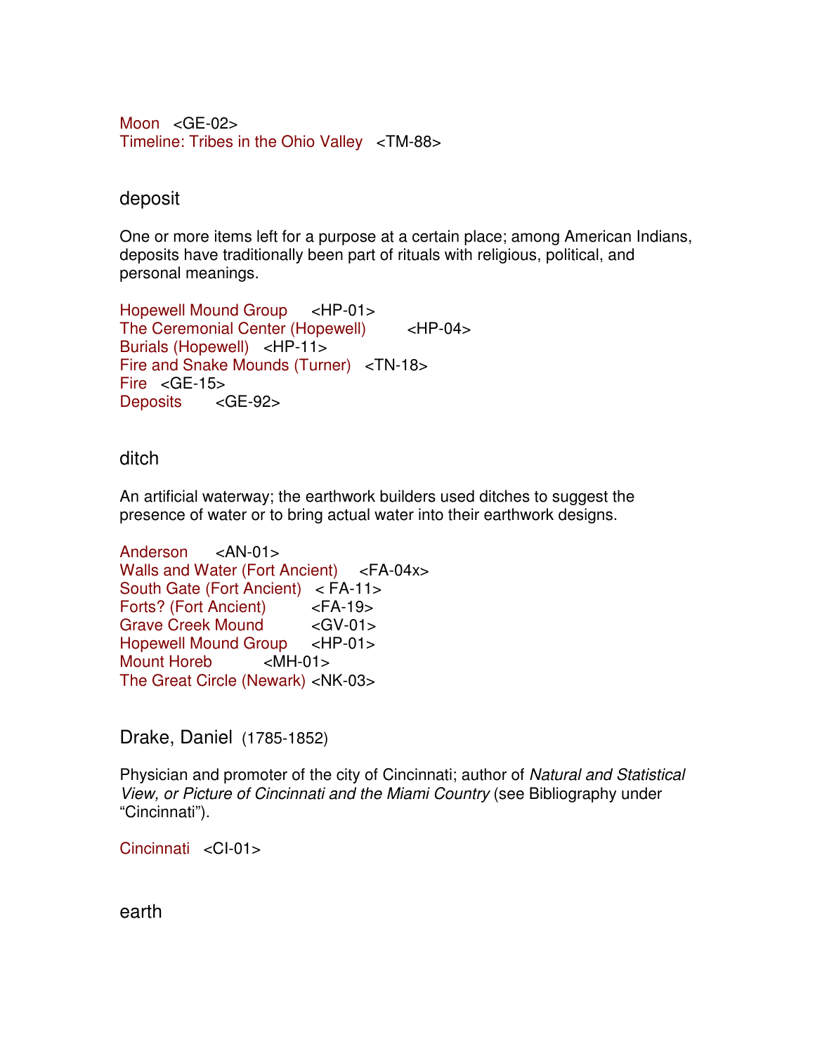Moon <GE-02>
Timeline: Tribes in the Ohio Valley <TM-88>

## deposit

One or more items left for a purpose at a certain place; among American Indians, deposits have traditionally been part of rituals with religious, political, and personal meanings.

Hopewell Mound Group <HP-01>
The Ceremonial Center (Hopewell) <HP-04>
Burials (Hopewell) <HP-11>
Fire and Snake Mounds (Turner) <TN-18>
Fire <GE-15>
Deposits <GE-92>

## ditch

An artificial waterway; the earthwork builders used ditches to suggest the presence of water or to bring actual water into their earthwork designs.

Anderson <AN-01>
Walls and Water (Fort Ancient) <FA-04x>
South Gate (Fort Ancient) < FA-11>
Forts? (Fort Ancient) <FA-19>
Grave Creek Mound <GV-01>
Hopewell Mound Group <HP-01>
Mount Horeb <MH-01>
The Great Circle (Newark) <NK-03>

## Drake, Daniel (1785-1852)

Physician and promoter of the city of Cincinnati; author of *Natural and Statistical View, or Picture of Cincinnati and the Miami Country* (see Bibliography under "Cincinnati").

Cincinnati <CI-01>

## earth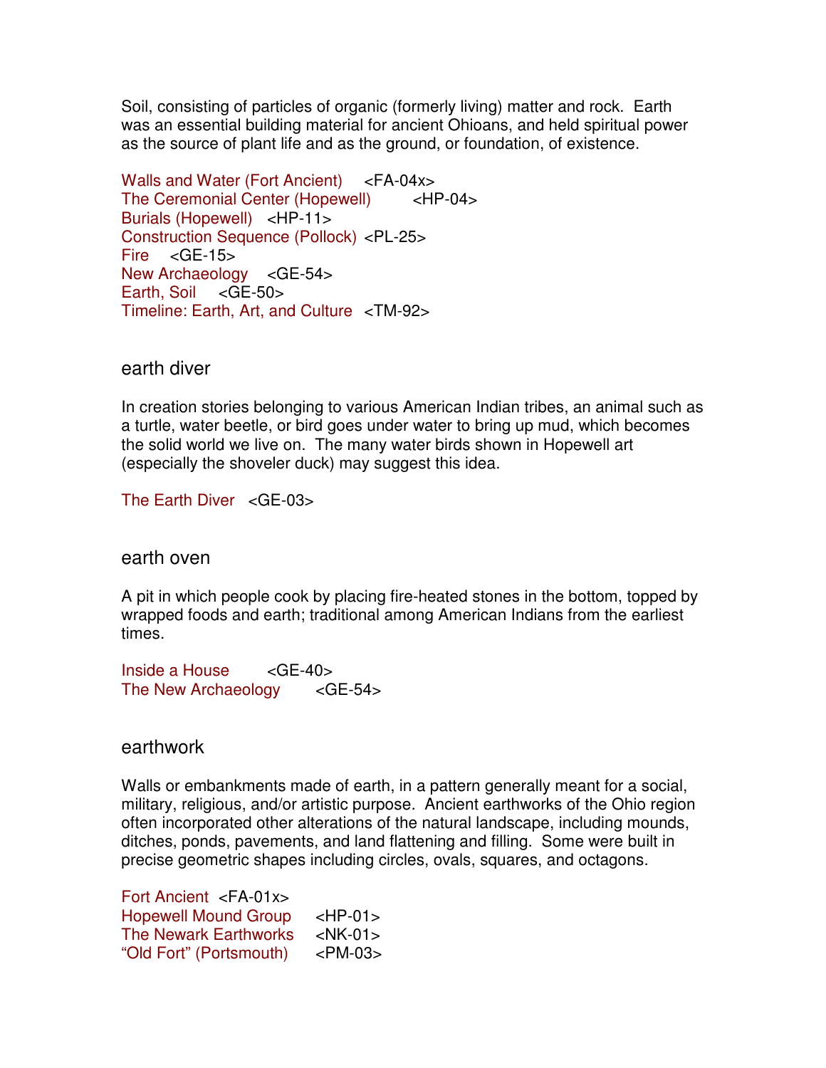Soil, consisting of particles of organic (formerly living) matter and rock. Earth was an essential building material for ancient Ohioans, and held spiritual power as the source of plant life and as the ground, or foundation, of existence.

Walls and Water (Fort Ancient) <FA-04x>
The Ceremonial Center (Hopewell) <HP-04>
Burials (Hopewell) <HP-11>
Construction Sequence (Pollock) <PL-25>
Fire <GE-15>
New Archaeology <GE-54>
Earth, Soil <GE-50>
Timeline: Earth, Art, and Culture <TM-92>

## earth diver

In creation stories belonging to various American Indian tribes, an animal such as a turtle, water beetle, or bird goes under water to bring up mud, which becomes the solid world we live on. The many water birds shown in Hopewell art (especially the shoveler duck) may suggest this idea.

The Earth Diver <GE-03>

## earth oven

A pit in which people cook by placing fire-heated stones in the bottom, topped by wrapped foods and earth; traditional among American Indians from the earliest times.

Inside a House <GE-40>
The New Archaeology <GE-54>

## earthwork

Walls or embankments made of earth, in a pattern generally meant for a social, military, religious, and/or artistic purpose. Ancient earthworks of the Ohio region often incorporated other alterations of the natural landscape, including mounds, ditches, ponds, pavements, and land flattening and filling. Some were built in precise geometric shapes including circles, ovals, squares, and octagons.

Fort Ancient <FA-01x>
Hopewell Mound Group <HP-01>
The Newark Earthworks <NK-01>
"Old Fort" (Portsmouth) <PM-03>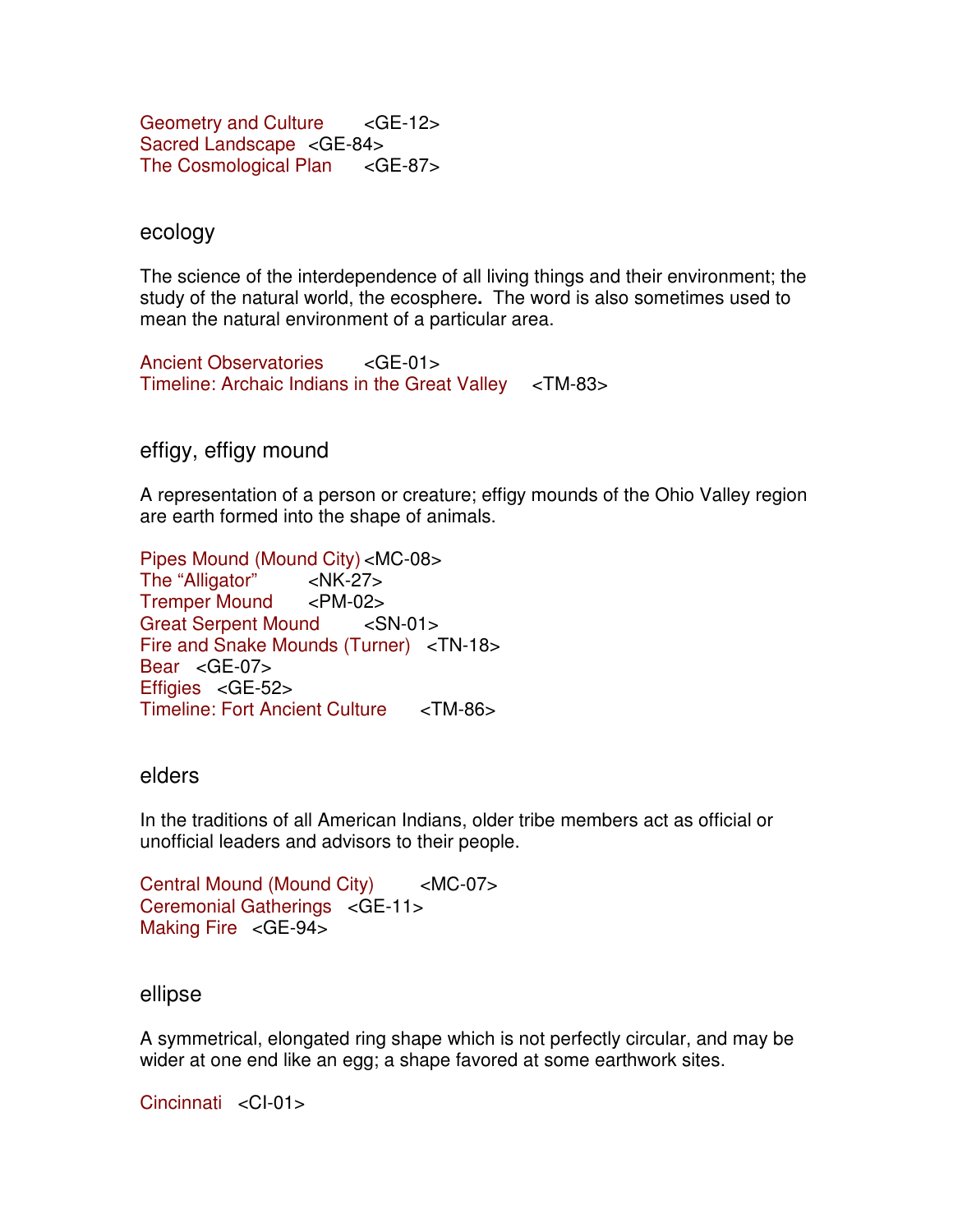Geometry and Culture <GE-12>
Sacred Landscape <GE-84>
The Cosmological Plan <GE-87>

## ecology

The science of the interdependence of all living things and their environment; the study of the natural world, the ecosphere**.** The word is also sometimes used to mean the natural environment of a particular area.

Ancient Observatories <GE-01>
Timeline: Archaic Indians in the Great Valley <TM-83>

## effigy, effigy mound

A representation of a person or creature; effigy mounds of the Ohio Valley region are earth formed into the shape of animals.

Pipes Mound (Mound City) <MC-08>
The "Alligator" <NK-27>
Tremper Mound <PM-02>
Great Serpent Mound <SN-01>
Fire and Snake Mounds (Turner) <TN-18>
Bear <GE-07>
Effigies <GE-52>
Timeline: Fort Ancient Culture <TM-86>

## elders

In the traditions of all American Indians, older tribe members act as official or unofficial leaders and advisors to their people.

Central Mound (Mound City) <MC-07>
Ceremonial Gatherings <GE-11>
Making Fire <GE-94>

## ellipse

A symmetrical, elongated ring shape which is not perfectly circular, and may be wider at one end like an egg; a shape favored at some earthwork sites.

Cincinnati <CI-01>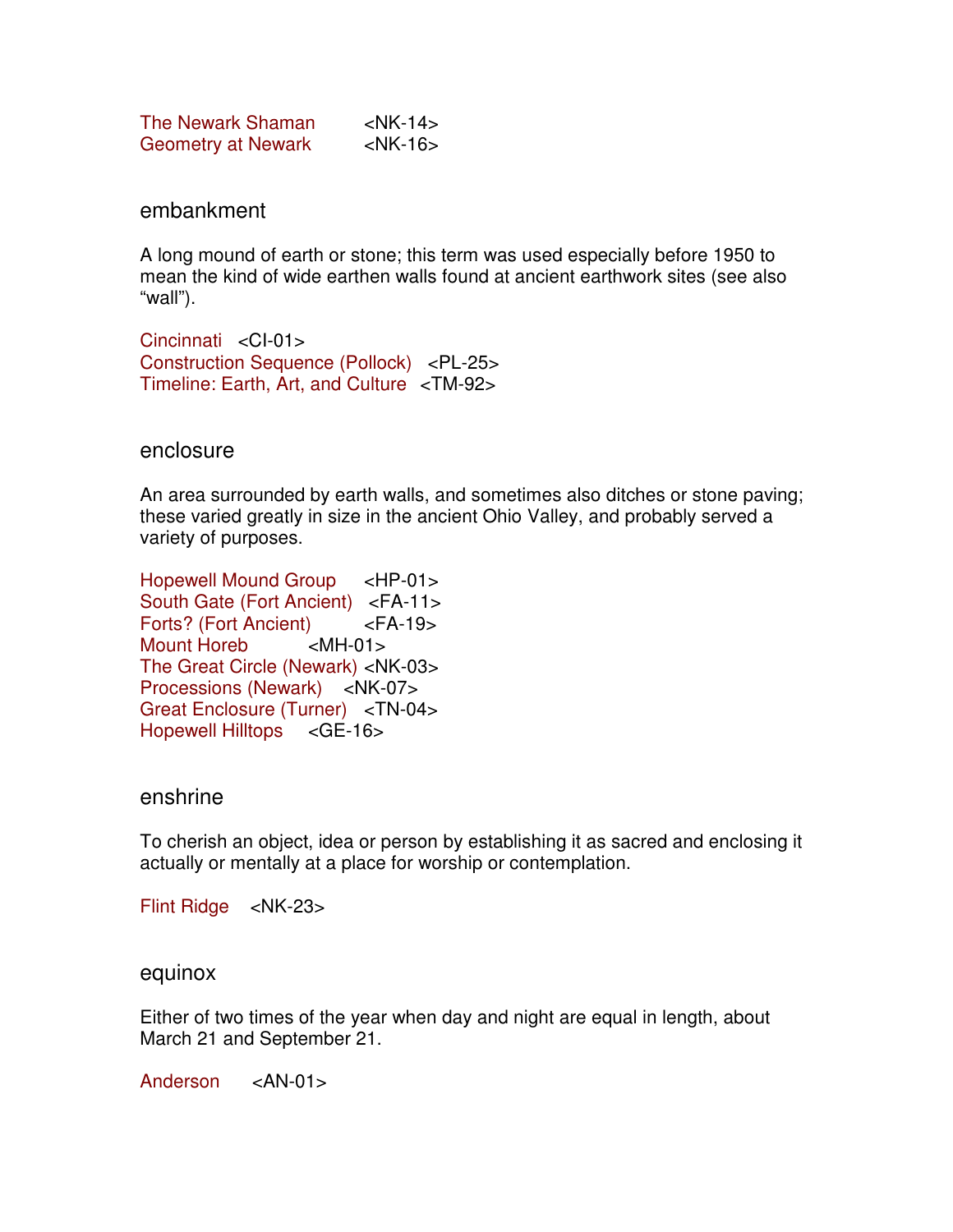The Newark Shaman <NK-14>
Geometry at Newark <NK-16>

## embankment

A long mound of earth or stone; this term was used especially before 1950 to mean the kind of wide earthen walls found at ancient earthwork sites (see also “wall”).

Cincinnati <CI-01>
Construction Sequence (Pollock) <PL-25>
Timeline: Earth, Art, and Culture <TM-92>

## enclosure

An area surrounded by earth walls, and sometimes also ditches or stone paving; these varied greatly in size in the ancient Ohio Valley, and probably served a variety of purposes.

Hopewell Mound Group <HP-01>
South Gate (Fort Ancient) <FA-11>
Forts? (Fort Ancient) <FA-19>
Mount Horeb <MH-01>
The Great Circle (Newark) <NK-03>
Processions (Newark) <NK-07>
Great Enclosure (Turner) <TN-04>
Hopewell Hilltops <GE-16>

## enshrine

To cherish an object, idea or person by establishing it as sacred and enclosing it actually or mentally at a place for worship or contemplation.

Flint Ridge <NK-23>

## equinox

Either of two times of the year when day and night are equal in length, about March 21 and September 21.

Anderson <AN-01>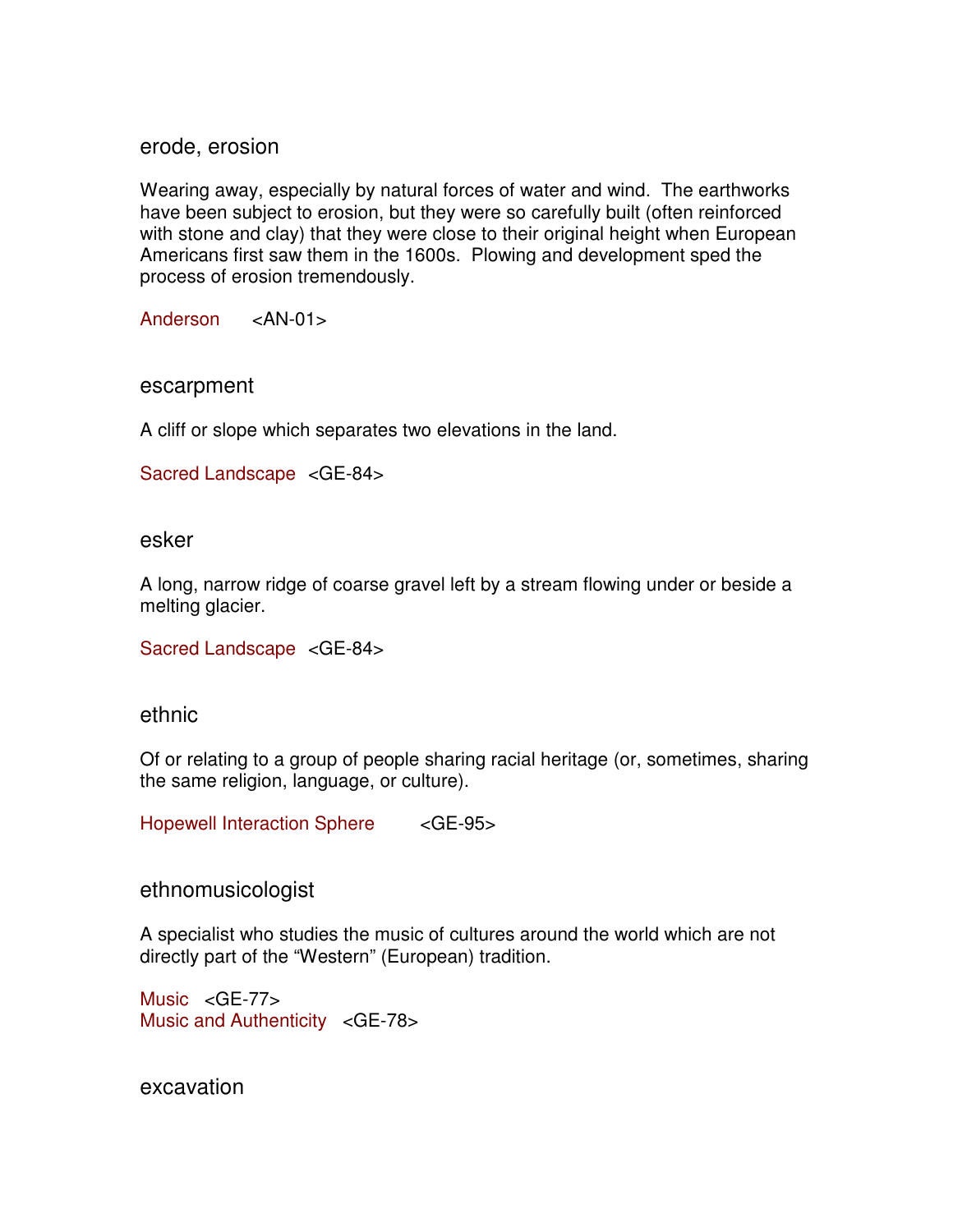## erode, erosion

Wearing away, especially by natural forces of water and wind. The earthworks have been subject to erosion, but they were so carefully built (often reinforced with stone and clay) that they were close to their original height when European Americans first saw them in the 1600s. Plowing and development sped the process of erosion tremendously.

Anderson <AN-01>

## escarpment

A cliff or slope which separates two elevations in the land.

Sacred Landscape <GE-84>

## esker

A long, narrow ridge of coarse gravel left by a stream flowing under or beside a melting glacier.

Sacred Landscape <GE-84>

## ethnic

Of or relating to a group of people sharing racial heritage (or, sometimes, sharing the same religion, language, or culture).

Hopewell Interaction Sphere <GE-95>

## ethnomusicologist

A specialist who studies the music of cultures around the world which are not directly part of the "Western" (European) tradition.

Music <GE-77>
Music and Authenticity <GE-78>

## excavation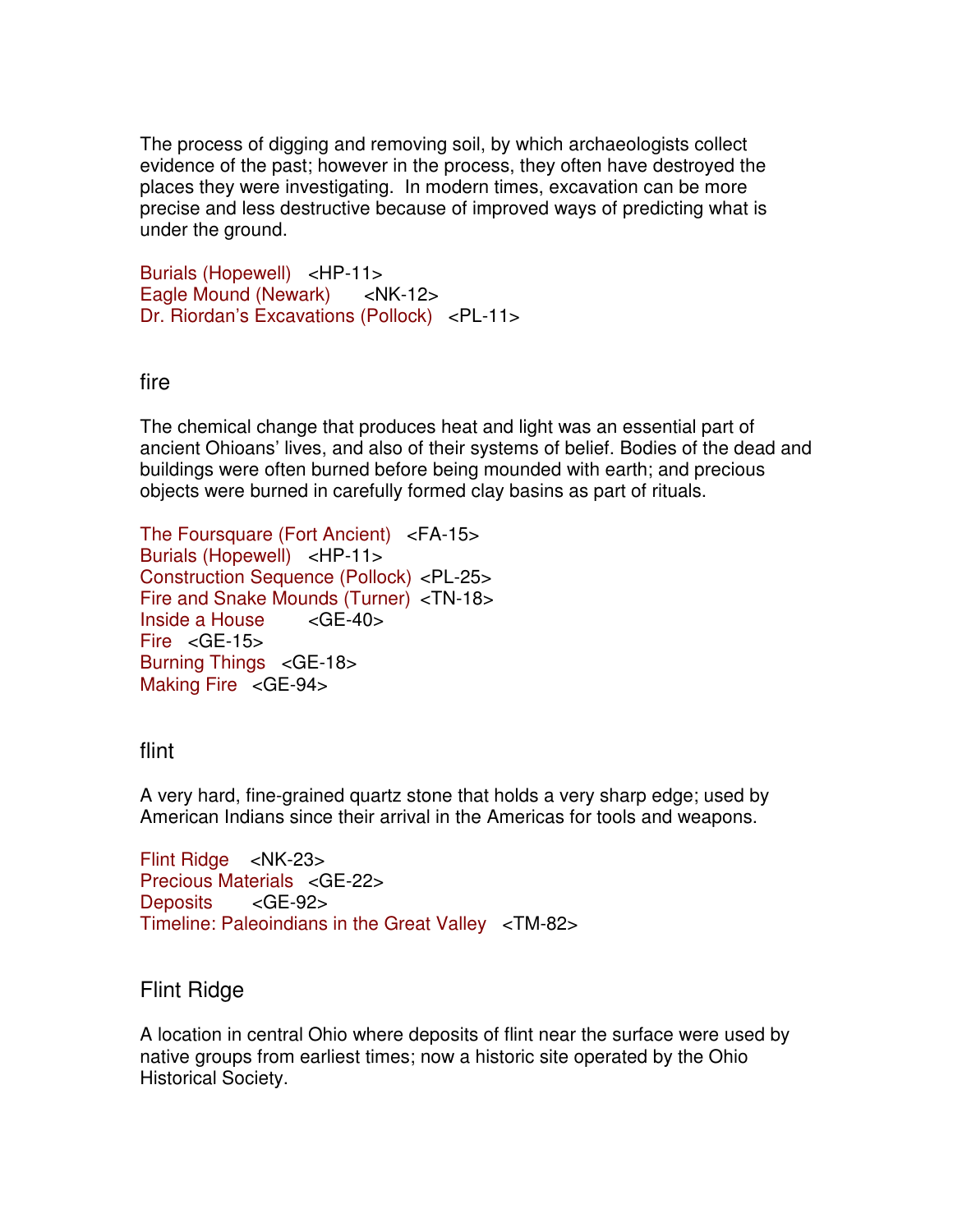The process of digging and removing soil, by which archaeologists collect evidence of the past; however in the process, they often have destroyed the places they were investigating. In modern times, excavation can be more precise and less destructive because of improved ways of predicting what is under the ground.

Burials (Hopewell) <HP-11>
Eagle Mound (Newark) <NK-12>
Dr. Riordan's Excavations (Pollock) <PL-11>

## fire

The chemical change that produces heat and light was an essential part of ancient Ohioans' lives, and also of their systems of belief. Bodies of the dead and buildings were often burned before being mounded with earth; and precious objects were burned in carefully formed clay basins as part of rituals.

The Foursquare (Fort Ancient) <FA-15>
Burials (Hopewell) <HP-11>
Construction Sequence (Pollock) <PL-25>
Fire and Snake Mounds (Turner) <TN-18>
Inside a House <GE-40>
Fire <GE-15>
Burning Things <GE-18>
Making Fire <GE-94>

## flint

A very hard, fine-grained quartz stone that holds a very sharp edge; used by American Indians since their arrival in the Americas for tools and weapons.

Flint Ridge <NK-23>
Precious Materials <GE-22>
Deposits <GE-92>
Timeline: Paleoindians in the Great Valley <TM-82>

## Flint Ridge

A location in central Ohio where deposits of flint near the surface were used by native groups from earliest times; now a historic site operated by the Ohio Historical Society.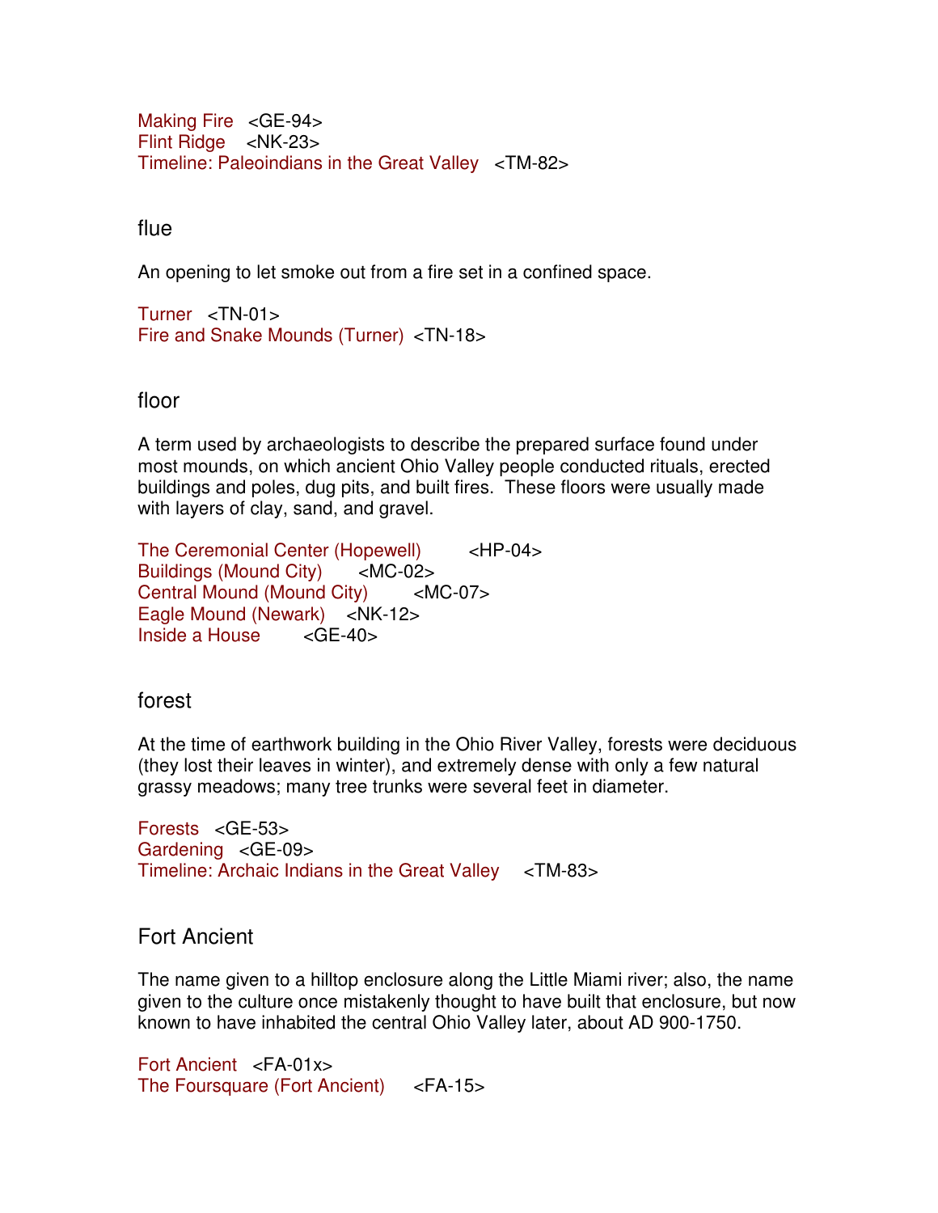Making Fire <GE-94>
Flint Ridge <NK-23>
Timeline: Paleoindians in the Great Valley <TM-82>

## flue

An opening to let smoke out from a fire set in a confined space.

Turner <TN-01>
Fire and Snake Mounds (Turner) <TN-18>

## floor

A term used by archaeologists to describe the prepared surface found under most mounds, on which ancient Ohio Valley people conducted rituals, erected buildings and poles, dug pits, and built fires. These floors were usually made with layers of clay, sand, and gravel.

The Ceremonial Center (Hopewell) <HP-04>
Buildings (Mound City) <MC-02>
Central Mound (Mound City) <MC-07>
Eagle Mound (Newark) <NK-12>
Inside a House <GE-40>

## forest

At the time of earthwork building in the Ohio River Valley, forests were deciduous (they lost their leaves in winter), and extremely dense with only a few natural grassy meadows; many tree trunks were several feet in diameter.

Forests <GE-53>
Gardening <GE-09>
Timeline: Archaic Indians in the Great Valley <TM-83>

## Fort Ancient

The name given to a hilltop enclosure along the Little Miami river; also, the name given to the culture once mistakenly thought to have built that enclosure, but now known to have inhabited the central Ohio Valley later, about AD 900-1750.

Fort Ancient <FA-01x>
The Foursquare (Fort Ancient) <FA-15>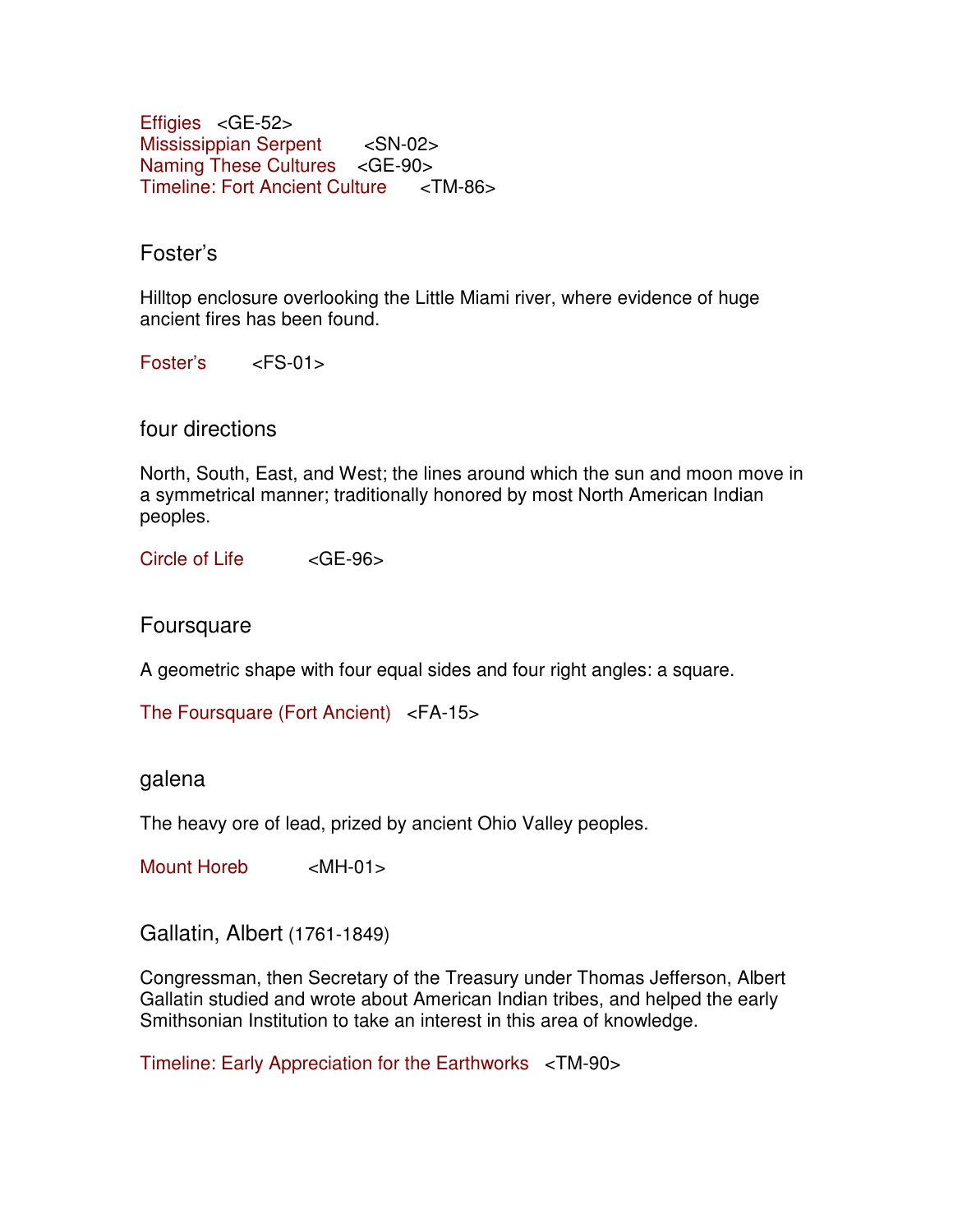Effigies <GE-52>
Mississippian Serpent <SN-02>
Naming These Cultures <GE-90>
Timeline: Fort Ancient Culture <TM-86>

## Foster's

Hilltop enclosure overlooking the Little Miami river, where evidence of huge ancient fires has been found.

Foster's <FS-01>

## four directions

North, South, East, and West; the lines around which the sun and moon move in a symmetrical manner; traditionally honored by most North American Indian peoples.

Circle of Life <GE-96>

## Foursquare

A geometric shape with four equal sides and four right angles: a square.

The Foursquare (Fort Ancient) <FA-15>

## galena

The heavy ore of lead, prized by ancient Ohio Valley peoples.

Mount Horeb <MH-01>

## Gallatin, Albert (1761-1849)

Congressman, then Secretary of the Treasury under Thomas Jefferson, Albert Gallatin studied and wrote about American Indian tribes, and helped the early Smithsonian Institution to take an interest in this area of knowledge.

Timeline: Early Appreciation for the Earthworks <TM-90>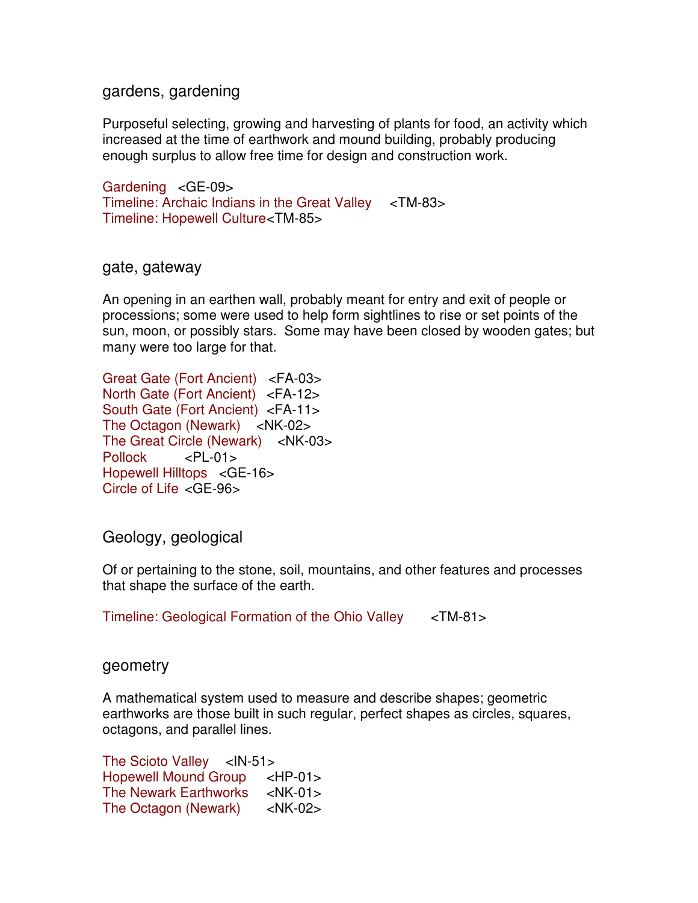## gardens, gardening

Purposeful selecting, growing and harvesting of plants for food, an activity which increased at the time of earthwork and mound building, probably producing enough surplus to allow free time for design and construction work.

Gardening <GE-09>
Timeline: Archaic Indians in the Great Valley <TM-83>
Timeline: Hopewell Culture<TM-85>

## gate, gateway

An opening in an earthen wall, probably meant for entry and exit of people or processions; some were used to help form sightlines to rise or set points of the sun, moon, or possibly stars. Some may have been closed by wooden gates; but many were too large for that.

Great Gate (Fort Ancient) <FA-03>
North Gate (Fort Ancient) <FA-12>
South Gate (Fort Ancient) <FA-11>
The Octagon (Newark) <NK-02>
The Great Circle (Newark) <NK-03>
Pollock <PL-01>
Hopewell Hilltops <GE-16>
Circle of Life <GE-96>

## Geology, geological

Of or pertaining to the stone, soil, mountains, and other features and processes that shape the surface of the earth.

Timeline: Geological Formation of the Ohio Valley <TM-81>

## geometry

A mathematical system used to measure and describe shapes; geometric earthworks are those built in such regular, perfect shapes as circles, squares, octagons, and parallel lines.

The Scioto Valley <IN-51>
Hopewell Mound Group <HP-01>
The Newark Earthworks <NK-01>
The Octagon (Newark) <NK-02>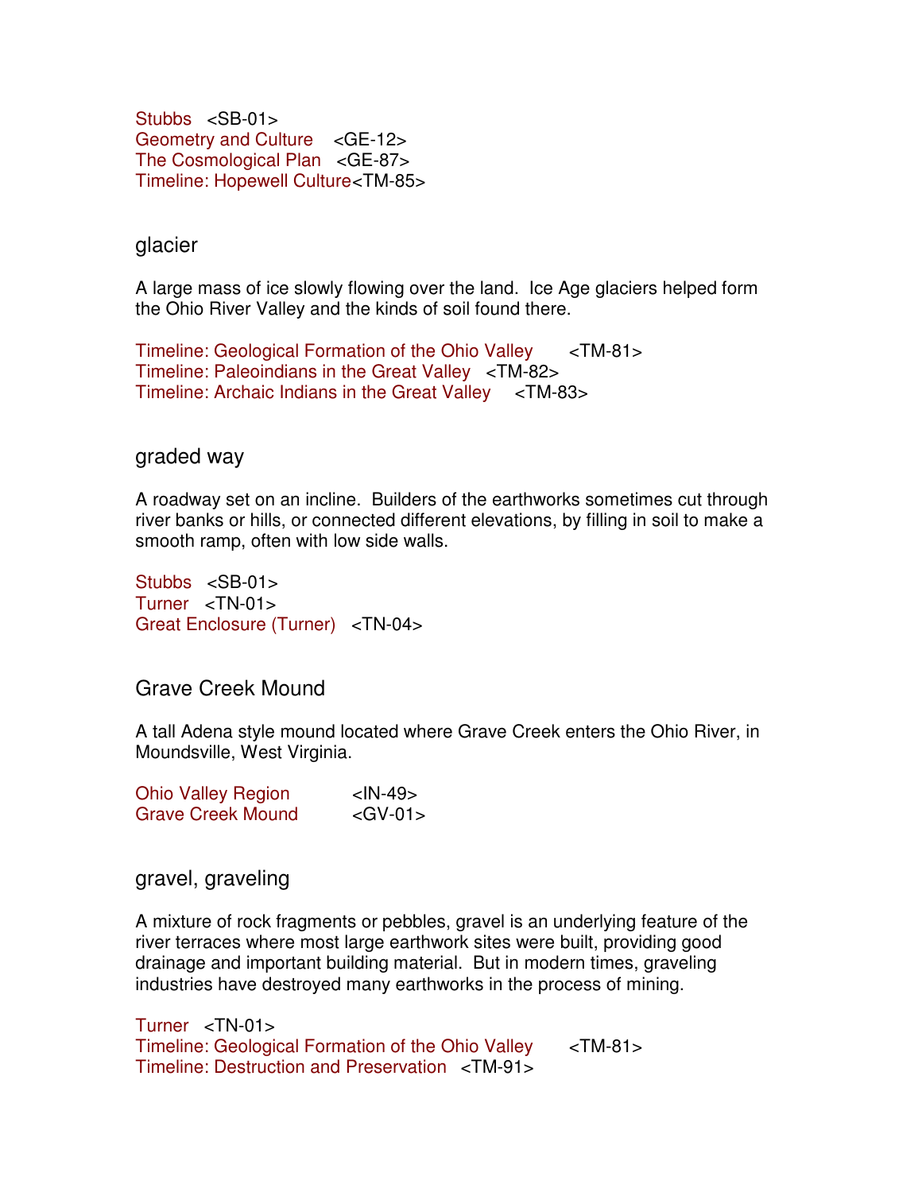Stubbs <SB-01>
Geometry and Culture <GE-12>
The Cosmological Plan <GE-87>
Timeline: Hopewell Culture<TM-85>

## glacier

A large mass of ice slowly flowing over the land. Ice Age glaciers helped form the Ohio River Valley and the kinds of soil found there.

Timeline: Geological Formation of the Ohio Valley <TM-81>
Timeline: Paleoindians in the Great Valley <TM-82>
Timeline: Archaic Indians in the Great Valley <TM-83>

## graded way

A roadway set on an incline. Builders of the earthworks sometimes cut through river banks or hills, or connected different elevations, by filling in soil to make a smooth ramp, often with low side walls.

Stubbs <SB-01>
Turner <TN-01>
Great Enclosure (Turner) <TN-04>

## Grave Creek Mound

A tall Adena style mound located where Grave Creek enters the Ohio River, in Moundsville, West Virginia.

Ohio Valley Region <IN-49>
Grave Creek Mound <GV-01>

## gravel, graveling

A mixture of rock fragments or pebbles, gravel is an underlying feature of the river terraces where most large earthwork sites were built, providing good drainage and important building material. But in modern times, graveling industries have destroyed many earthworks in the process of mining.

Turner <TN-01>
Timeline: Geological Formation of the Ohio Valley <TM-81>
Timeline: Destruction and Preservation <TM-91>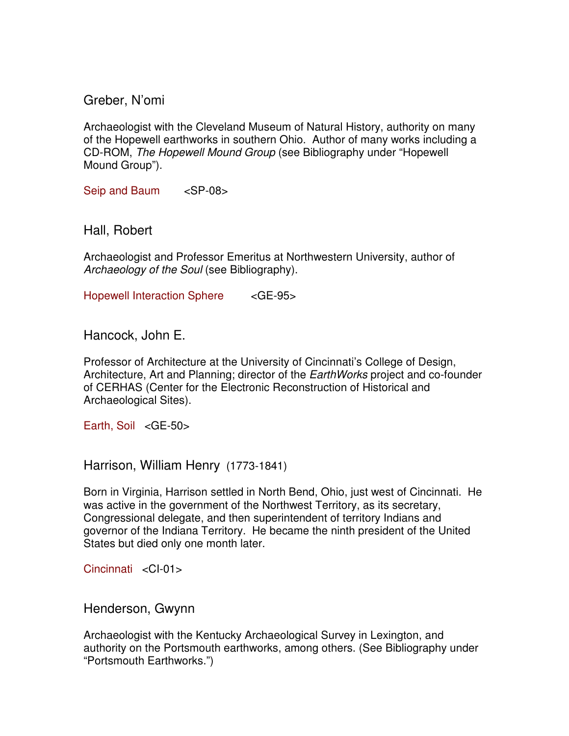## Greber, N'omi

Archaeologist with the Cleveland Museum of Natural History, authority on many of the Hopewell earthworks in southern Ohio. Author of many works including a CD-ROM, *The Hopewell Mound Group* (see Bibliography under "Hopewell Mound Group").

Seip and Baum <SP-08>

## Hall, Robert

Archaeologist and Professor Emeritus at Northwestern University, author of *Archaeology of the Soul* (see Bibliography).

Hopewell Interaction Sphere <GE-95>

## Hancock, John E.

Professor of Architecture at the University of Cincinnati's College of Design, Architecture, Art and Planning; director of the *EarthWorks* project and co-founder of CERHAS (Center for the Electronic Reconstruction of Historical and Archaeological Sites).

Earth, Soil <GE-50>

## Harrison, William Henry (1773-1841)

Born in Virginia, Harrison settled in North Bend, Ohio, just west of Cincinnati. He was active in the government of the Northwest Territory, as its secretary, Congressional delegate, and then superintendent of territory Indians and governor of the Indiana Territory. He became the ninth president of the United States but died only one month later.

Cincinnati <CI-01>

## Henderson, Gwynn

Archaeologist with the Kentucky Archaeological Survey in Lexington, and authority on the Portsmouth earthworks, among others. (See Bibliography under "Portsmouth Earthworks.")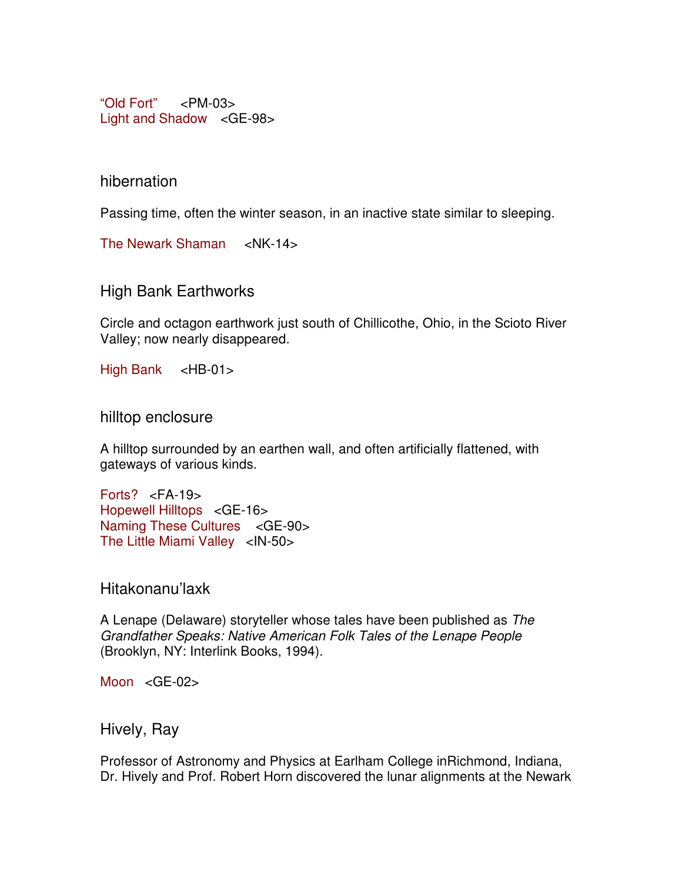"Old Fort" <PM-03>
Light and Shadow <GE-98>

## hibernation

Passing time, often the winter season, in an inactive state similar to sleeping.

The Newark Shaman <NK-14>

## High Bank Earthworks

Circle and octagon earthwork just south of Chillicothe, Ohio, in the Scioto River Valley; now nearly disappeared.

High Bank <HB-01>

## hilltop enclosure

A hilltop surrounded by an earthen wall, and often artificially flattened, with gateways of various kinds.

Forts? <FA-19>
Hopewell Hilltops <GE-16>
Naming These Cultures <GE-90>
The Little Miami Valley <IN-50>

## Hitakonanu'laxk

A Lenape (Delaware) storyteller whose tales have been published as *The Grandfather Speaks: Native American Folk Tales of the Lenape People* (Brooklyn, NY: Interlink Books, 1994).

Moon <GE-02>

## Hively, Ray

Professor of Astronomy and Physics at Earlham College inRichmond, Indiana, Dr. Hively and Prof. Robert Horn discovered the lunar alignments at the Newark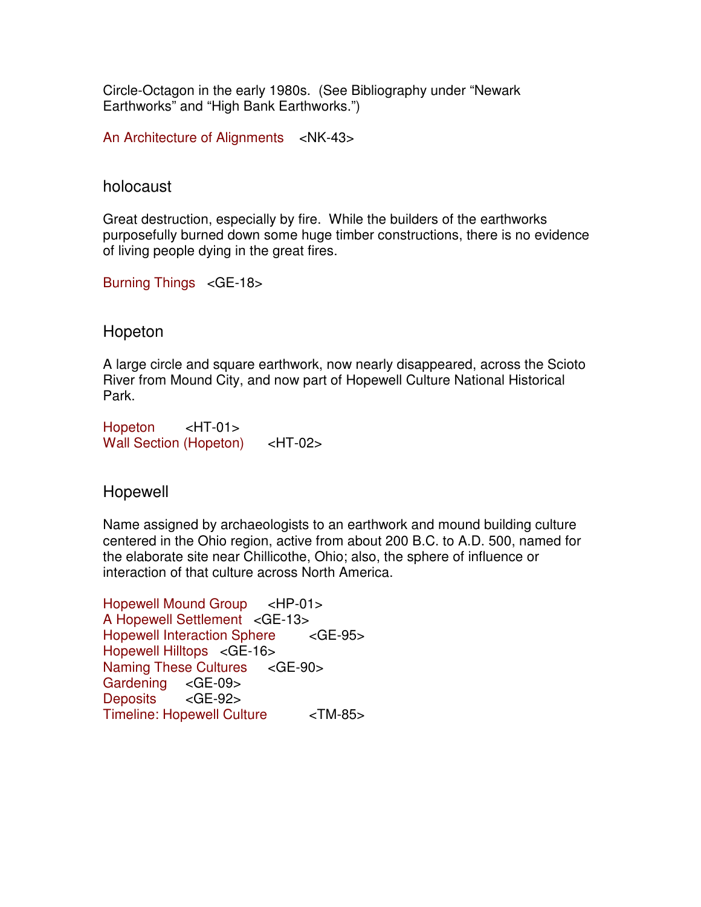Circle-Octagon in the early 1980s. (See Bibliography under "Newark Earthworks" and "High Bank Earthworks.")

An Architecture of Alignments <NK-43>

## holocaust

Great destruction, especially by fire. While the builders of the earthworks purposefully burned down some huge timber constructions, there is no evidence of living people dying in the great fires.

Burning Things <GE-18>

## Hopeton

A large circle and square earthwork, now nearly disappeared, across the Scioto River from Mound City, and now part of Hopewell Culture National Historical Park.

Hopeton <HT-01>
Wall Section (Hopeton) <HT-02>

## Hopewell

Name assigned by archaeologists to an earthwork and mound building culture centered in the Ohio region, active from about 200 B.C. to A.D. 500, named for the elaborate site near Chillicothe, Ohio; also, the sphere of influence or interaction of that culture across North America.

Hopewell Mound Group <HP-01>
A Hopewell Settlement <GE-13>
Hopewell Interaction Sphere <GE-95>
Hopewell Hilltops <GE-16>
Naming These Cultures <GE-90>
Gardening <GE-09>
Deposits <GE-92>
Timeline: Hopewell Culture <TM-85>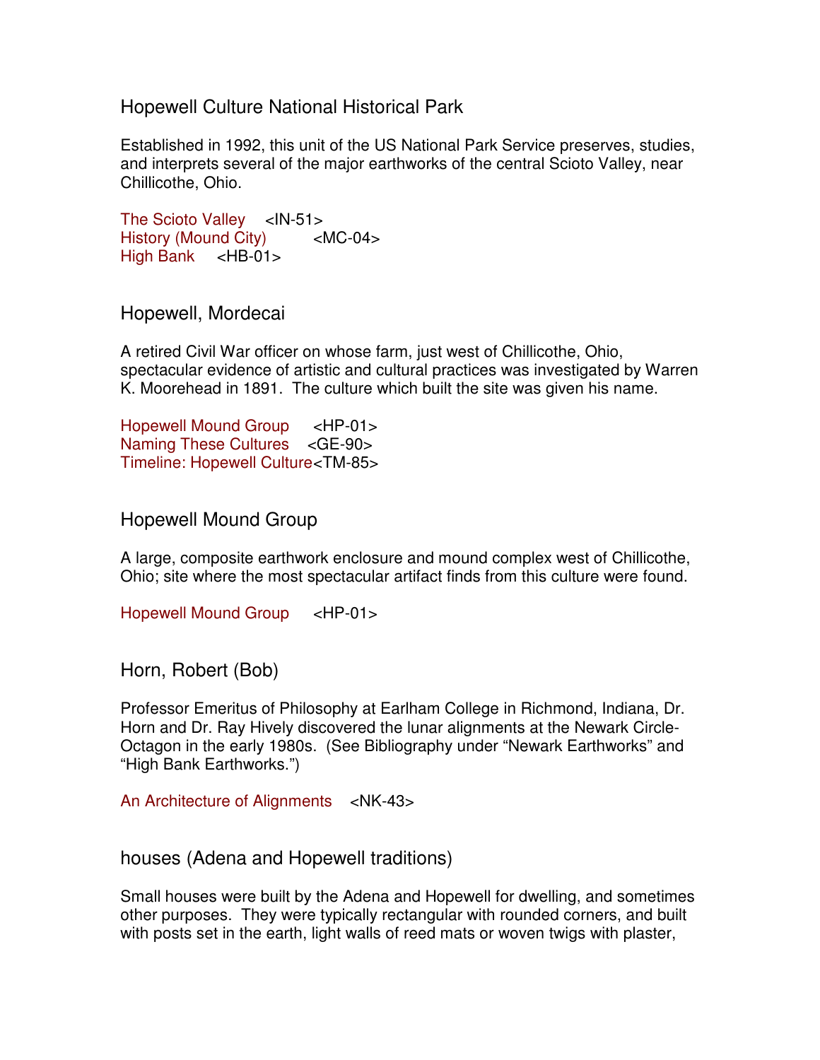## Hopewell Culture National Historical Park

Established in 1992, this unit of the US National Park Service preserves, studies, and interprets several of the major earthworks of the central Scioto Valley, near Chillicothe, Ohio.

The Scioto Valley <IN-51>
History (Mound City) <MC-04>
High Bank <HB-01>

## Hopewell, Mordecai

A retired Civil War officer on whose farm, just west of Chillicothe, Ohio, spectacular evidence of artistic and cultural practices was investigated by Warren K. Moorehead in 1891. The culture which built the site was given his name.

Hopewell Mound Group <HP-01>
Naming These Cultures <GE-90>
Timeline: Hopewell Culture<TM-85>

## Hopewell Mound Group

A large, composite earthwork enclosure and mound complex west of Chillicothe, Ohio; site where the most spectacular artifact finds from this culture were found.

Hopewell Mound Group <HP-01>

## Horn, Robert (Bob)

Professor Emeritus of Philosophy at Earlham College in Richmond, Indiana, Dr. Horn and Dr. Ray Hively discovered the lunar alignments at the Newark Circle-Octagon in the early 1980s. (See Bibliography under "Newark Earthworks" and "High Bank Earthworks.")

An Architecture of Alignments <NK-43>

## houses (Adena and Hopewell traditions)

Small houses were built by the Adena and Hopewell for dwelling, and sometimes other purposes. They were typically rectangular with rounded corners, and built with posts set in the earth, light walls of reed mats or woven twigs with plaster,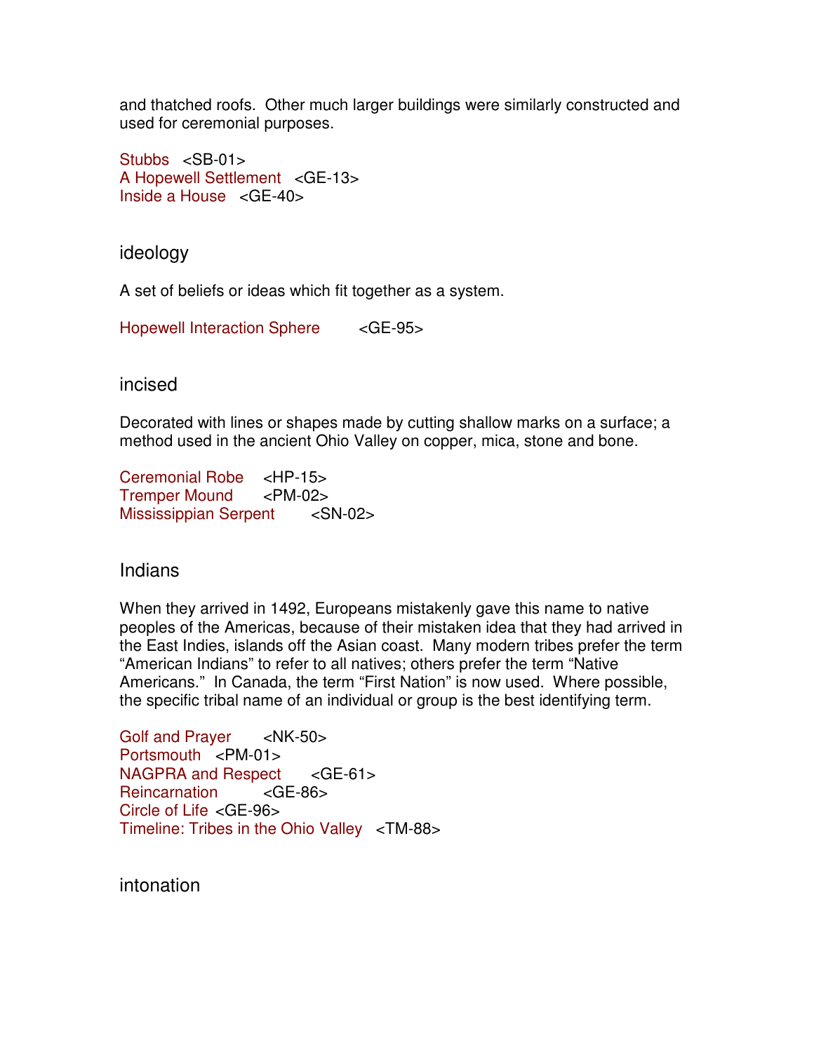and thatched roofs. Other much larger buildings were similarly constructed and used for ceremonial purposes.

Stubbs <SB-01>
A Hopewell Settlement <GE-13>
Inside a House <GE-40>

## ideology

A set of beliefs or ideas which fit together as a system.

Hopewell Interaction Sphere <GE-95>

## incised

Decorated with lines or shapes made by cutting shallow marks on a surface; a method used in the ancient Ohio Valley on copper, mica, stone and bone.

Ceremonial Robe <HP-15>
Tremper Mound <PM-02>
Mississippian Serpent <SN-02>

## Indians

When they arrived in 1492, Europeans mistakenly gave this name to native peoples of the Americas, because of their mistaken idea that they had arrived in the East Indies, islands off the Asian coast. Many modern tribes prefer the term "American Indians" to refer to all natives; others prefer the term "Native Americans." In Canada, the term "First Nation" is now used. Where possible, the specific tribal name of an individual or group is the best identifying term.

Golf and Prayer <NK-50>
Portsmouth <PM-01>
NAGPRA and Respect <GE-61>
Reincarnation <GE-86>
Circle of Life <GE-96>
Timeline: Tribes in the Ohio Valley <TM-88>

## intonation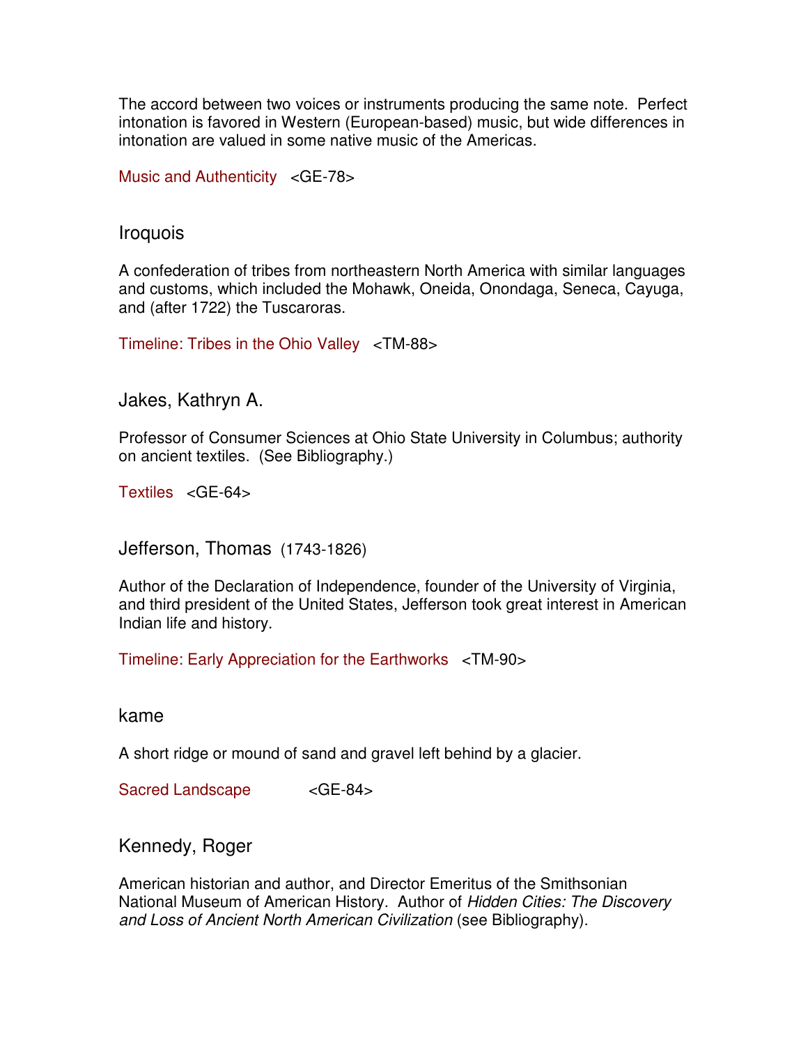The accord between two voices or instruments producing the same note. Perfect intonation is favored in Western (European-based) music, but wide differences in intonation are valued in some native music of the Americas.

Music and Authenticity <GE-78>

## Iroquois

A confederation of tribes from northeastern North America with similar languages and customs, which included the Mohawk, Oneida, Onondaga, Seneca, Cayuga, and (after 1722) the Tuscaroras.

Timeline: Tribes in the Ohio Valley <TM-88>

## Jakes, Kathryn A.

Professor of Consumer Sciences at Ohio State University in Columbus; authority on ancient textiles. (See Bibliography.)

Textiles <GE-64>

## Jefferson, Thomas (1743-1826)

Author of the Declaration of Independence, founder of the University of Virginia, and third president of the United States, Jefferson took great interest in American Indian life and history.

Timeline: Early Appreciation for the Earthworks <TM-90>

## kame

A short ridge or mound of sand and gravel left behind by a glacier.

Sacred Landscape <GE-84>

## Kennedy, Roger

American historian and author, and Director Emeritus of the Smithsonian National Museum of American History. Author of *Hidden Cities: The Discovery and Loss of Ancient North American Civilization* (see Bibliography).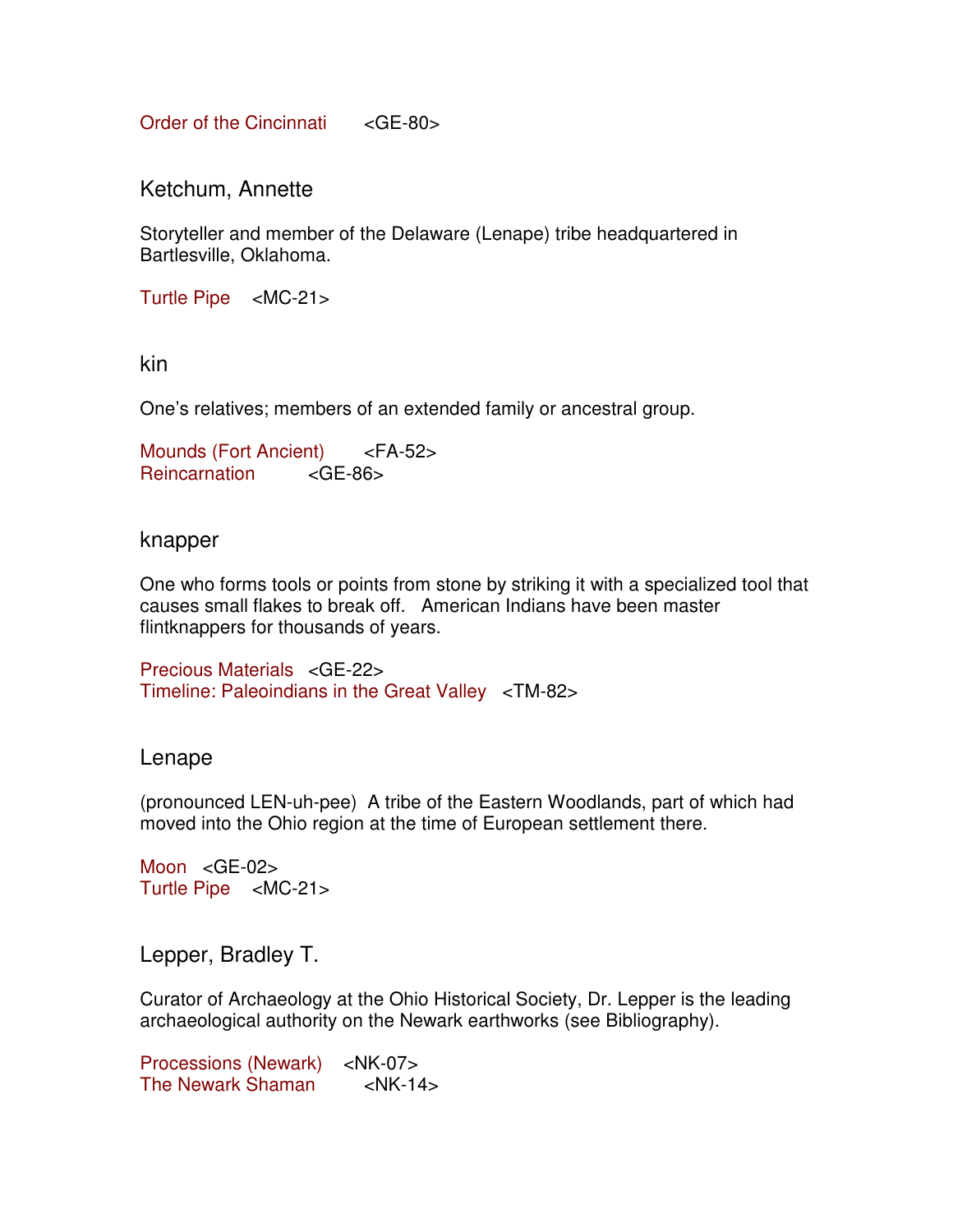Order of the Cincinnati <GE-80>

## Ketchum, Annette

Storyteller and member of the Delaware (Lenape) tribe headquartered in Bartlesville, Oklahoma.

Turtle Pipe <MC-21>

## kin

One's relatives; members of an extended family or ancestral group.

Mounds (Fort Ancient) <FA-52>
Reincarnation <GE-86>

## knapper

One who forms tools or points from stone by striking it with a specialized tool that causes small flakes to break off. American Indians have been master flintknappers for thousands of years.

Precious Materials <GE-22>
Timeline: Paleoindians in the Great Valley <TM-82>

## Lenape

(pronounced LEN-uh-pee) A tribe of the Eastern Woodlands, part of which had moved into the Ohio region at the time of European settlement there.

Moon <GE-02>
Turtle Pipe <MC-21>

## Lepper, Bradley T.

Curator of Archaeology at the Ohio Historical Society, Dr. Lepper is the leading archaeological authority on the Newark earthworks (see Bibliography).

Processions (Newark) <NK-07>
The Newark Shaman <NK-14>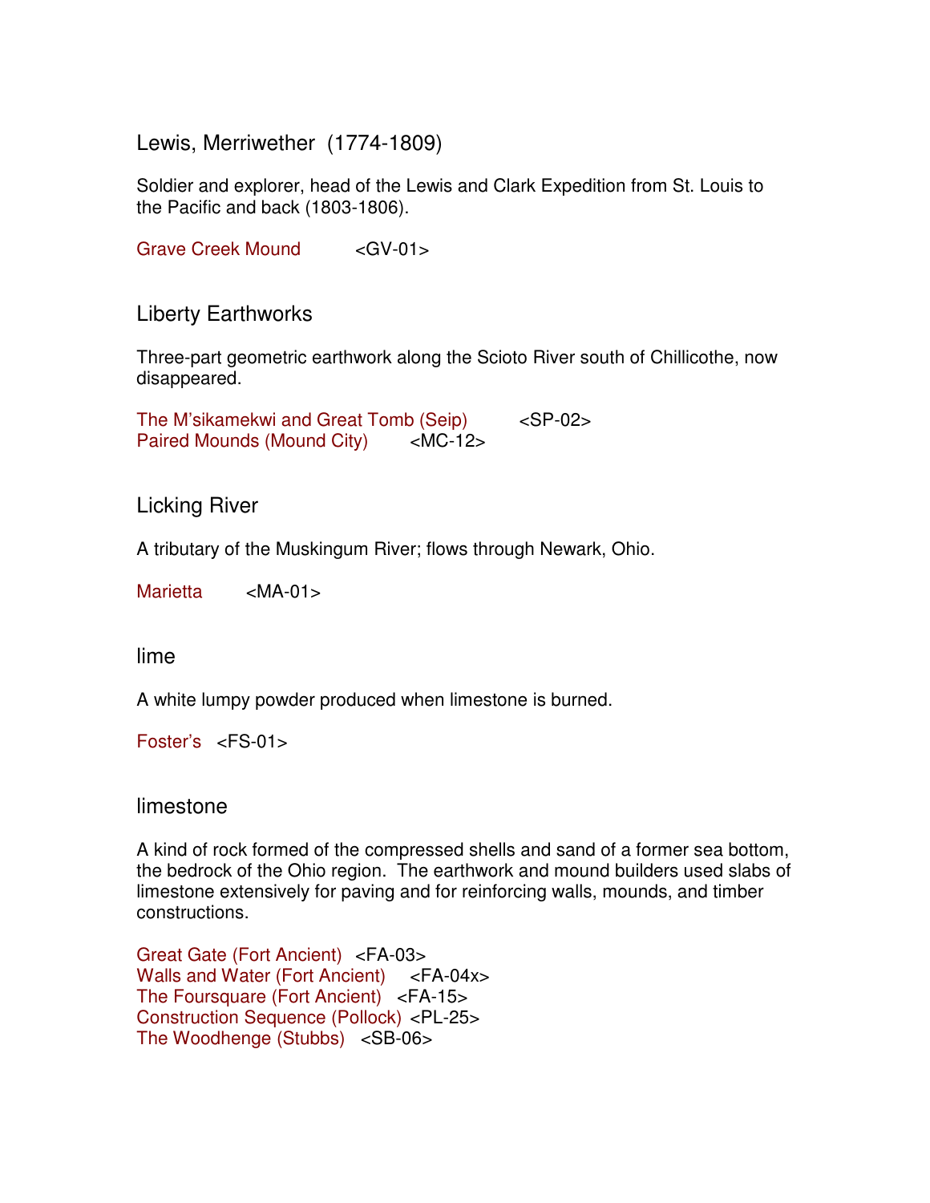## Lewis, Merriwether (1774-1809)

Soldier and explorer, head of the Lewis and Clark Expedition from St. Louis to the Pacific and back (1803-1806).

Grave Creek Mound <GV-01>

## Liberty Earthworks

Three-part geometric earthwork along the Scioto River south of Chillicothe, now disappeared.

The M'sikamekwi and Great Tomb (Seip) <SP-02>
Paired Mounds (Mound City) <MC-12>

## Licking River

A tributary of the Muskingum River; flows through Newark, Ohio.

Marietta <MA-01>

## lime

A white lumpy powder produced when limestone is burned.

Foster's <FS-01>

## limestone

A kind of rock formed of the compressed shells and sand of a former sea bottom, the bedrock of the Ohio region. The earthwork and mound builders used slabs of limestone extensively for paving and for reinforcing walls, mounds, and timber constructions.

Great Gate (Fort Ancient) <FA-03>
Walls and Water (Fort Ancient) <FA-04x>
The Foursquare (Fort Ancient) <FA-15>
Construction Sequence (Pollock) <PL-25>
The Woodhenge (Stubbs) <SB-06>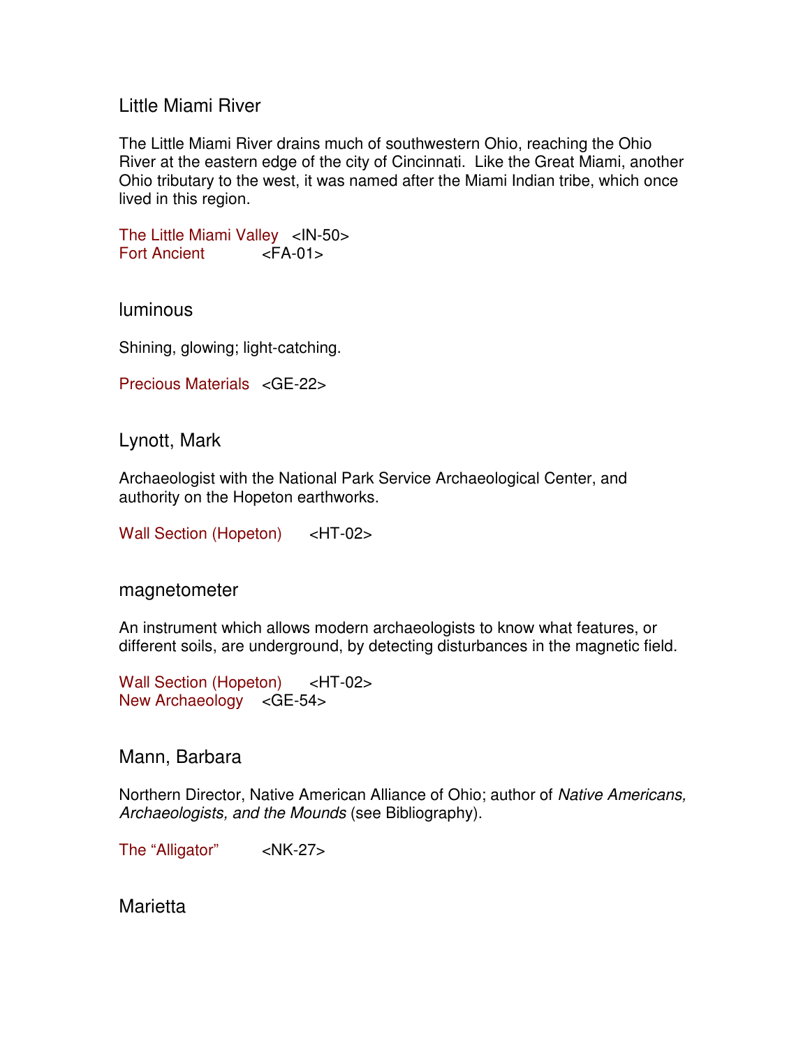## Little Miami River

The Little Miami River drains much of southwestern Ohio, reaching the Ohio River at the eastern edge of the city of Cincinnati. Like the Great Miami, another Ohio tributary to the west, it was named after the Miami Indian tribe, which once lived in this region.

The Little Miami Valley <IN-50>
Fort Ancient <FA-01>

## luminous

Shining, glowing; light-catching.

Precious Materials <GE-22>

## Lynott, Mark

Archaeologist with the National Park Service Archaeological Center, and authority on the Hopeton earthworks.

Wall Section (Hopeton) <HT-02>

## magnetometer

An instrument which allows modern archaeologists to know what features, or different soils, are underground, by detecting disturbances in the magnetic field.

Wall Section (Hopeton) <HT-02>
New Archaeology <GE-54>

## Mann, Barbara

Northern Director, Native American Alliance of Ohio; author of *Native Americans, Archaeologists, and the Mounds* (see Bibliography).

The "Alligator" <NK-27>

## Marietta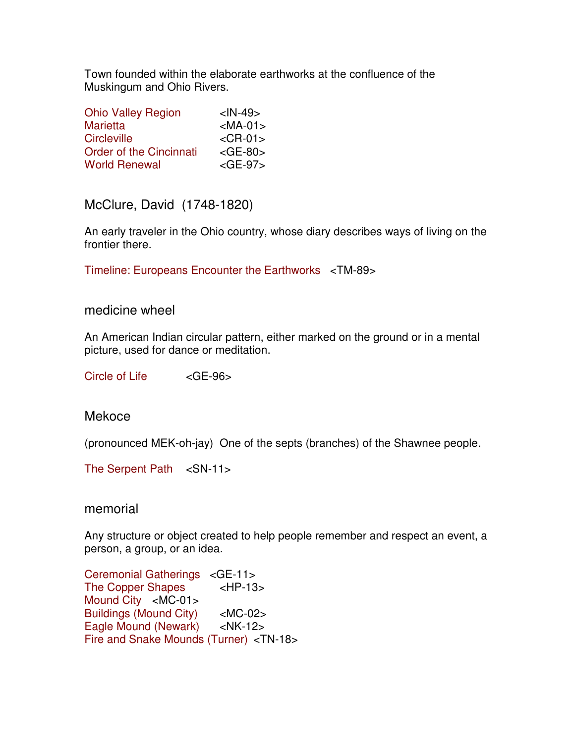Town founded within the elaborate earthworks at the confluence of the Muskingum and Ohio Rivers.

Ohio Valley Region <IN-49>
Marietta <MA-01>
Circleville <CR-01>
Order of the Cincinnati <GE-80>
World Renewal <GE-97>

## McClure, David (1748-1820)

An early traveler in the Ohio country, whose diary describes ways of living on the frontier there.

Timeline: Europeans Encounter the Earthworks <TM-89>

## medicine wheel

An American Indian circular pattern, either marked on the ground or in a mental picture, used for dance or meditation.

Circle of Life <GE-96>

## Mekoce

(pronounced MEK-oh-jay) One of the septs (branches) of the Shawnee people.

The Serpent Path <SN-11>

## memorial

Any structure or object created to help people remember and respect an event, a person, a group, or an idea.

Ceremonial Gatherings <GE-11>
The Copper Shapes <HP-13>
Mound City <MC-01>
Buildings (Mound City) <MC-02>
Eagle Mound (Newark) <NK-12>
Fire and Snake Mounds (Turner) <TN-18>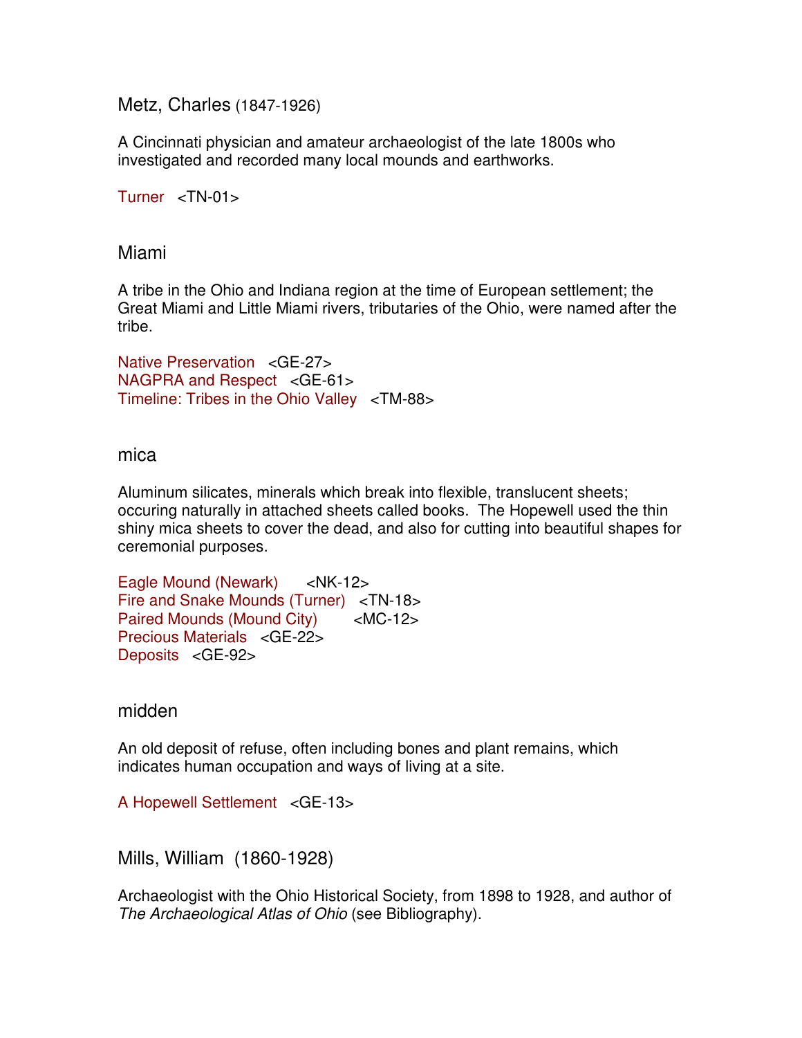## Metz, Charles (1847-1926)

A Cincinnati physician and amateur archaeologist of the late 1800s who investigated and recorded many local mounds and earthworks.

Turner <TN-01>

## Miami

A tribe in the Ohio and Indiana region at the time of European settlement; the Great Miami and Little Miami rivers, tributaries of the Ohio, were named after the tribe.

Native Preservation <GE-27>
NAGPRA and Respect <GE-61>
Timeline: Tribes in the Ohio Valley <TM-88>

## mica

Aluminum silicates, minerals which break into flexible, translucent sheets; occuring naturally in attached sheets called books. The Hopewell used the thin shiny mica sheets to cover the dead, and also for cutting into beautiful shapes for ceremonial purposes.

Eagle Mound (Newark) <NK-12>
Fire and Snake Mounds (Turner) <TN-18>
Paired Mounds (Mound City) <MC-12>
Precious Materials <GE-22>
Deposits <GE-92>

## midden

An old deposit of refuse, often including bones and plant remains, which indicates human occupation and ways of living at a site.

A Hopewell Settlement <GE-13>

## Mills, William (1860-1928)

Archaeologist with the Ohio Historical Society, from 1898 to 1928, and author of *The Archaeological Atlas of Ohio* (see Bibliography).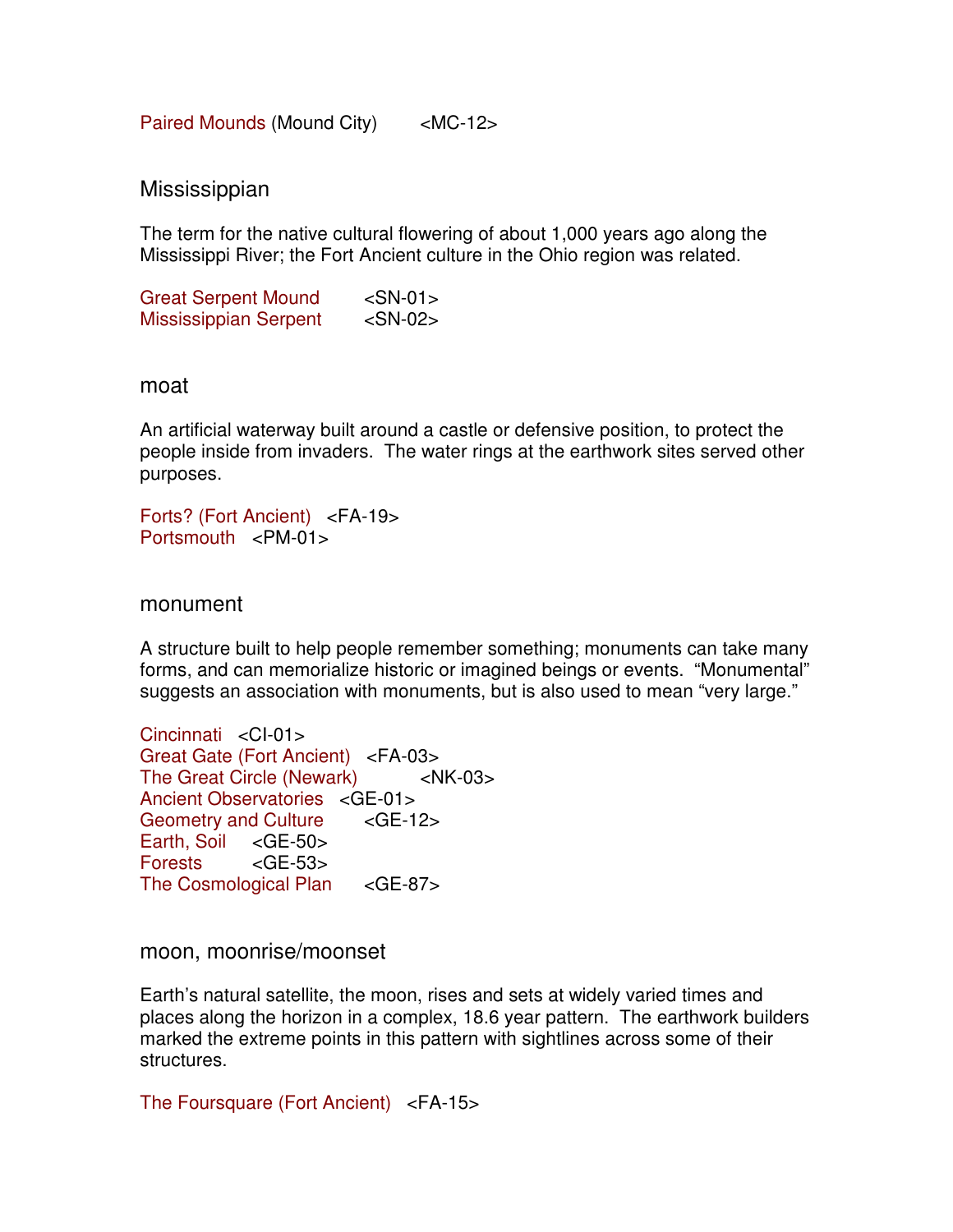Paired Mounds (Mound City) <MC-12>

## Mississippian

The term for the native cultural flowering of about 1,000 years ago along the Mississippi River; the Fort Ancient culture in the Ohio region was related.

Great Serpent Mound <SN-01>
Mississippian Serpent <SN-02>

## moat

An artificial waterway built around a castle or defensive position, to protect the people inside from invaders. The water rings at the earthwork sites served other purposes.

Forts? (Fort Ancient) <FA-19>
Portsmouth <PM-01>

## monument

A structure built to help people remember something; monuments can take many forms, and can memorialize historic or imagined beings or events. "Monumental" suggests an association with monuments, but is also used to mean "very large."

Cincinnati <CI-01>
Great Gate (Fort Ancient) <FA-03>
The Great Circle (Newark) <NK-03>
Ancient Observatories <GE-01>
Geometry and Culture <GE-12>
Earth, Soil <GE-50>
Forests <GE-53>
The Cosmological Plan <GE-87>

## moon, moonrise/moonset

Earth's natural satellite, the moon, rises and sets at widely varied times and places along the horizon in a complex, 18.6 year pattern. The earthwork builders marked the extreme points in this pattern with sightlines across some of their structures.

The Foursquare (Fort Ancient) <FA-15>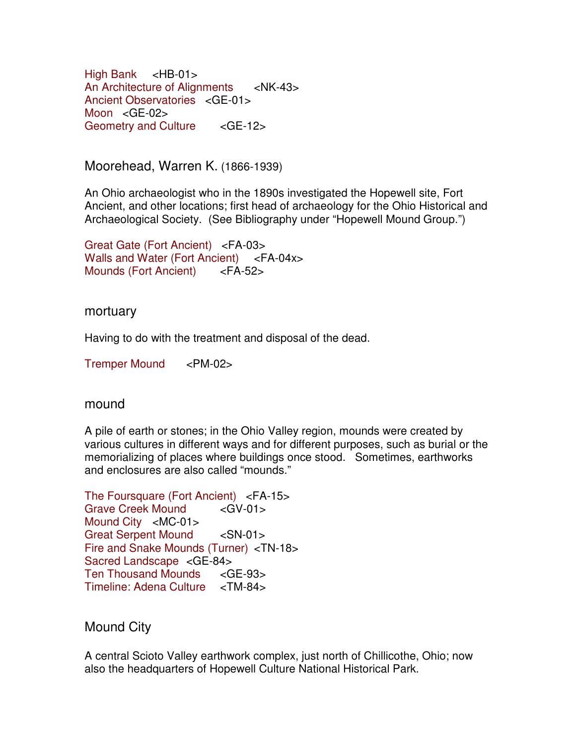High Bank <HB-01>
An Architecture of Alignments <NK-43>
Ancient Observatories <GE-01>
Moon <GE-02>
Geometry and Culture <GE-12>

## Moorehead, Warren K. (1866-1939)

An Ohio archaeologist who in the 1890s investigated the Hopewell site, Fort Ancient, and other locations; first head of archaeology for the Ohio Historical and Archaeological Society. (See Bibliography under "Hopewell Mound Group.")

Great Gate (Fort Ancient) <FA-03>
Walls and Water (Fort Ancient) <FA-04x>
Mounds (Fort Ancient) <FA-52>

## mortuary

Having to do with the treatment and disposal of the dead.

Tremper Mound <PM-02>

## mound

A pile of earth or stones; in the Ohio Valley region, mounds were created by various cultures in different ways and for different purposes, such as burial or the memorializing of places where buildings once stood. Sometimes, earthworks and enclosures are also called "mounds."

The Foursquare (Fort Ancient) <FA-15>
Grave Creek Mound <GV-01>
Mound City <MC-01>
Great Serpent Mound <SN-01>
Fire and Snake Mounds (Turner) <TN-18>
Sacred Landscape <GE-84>
Ten Thousand Mounds <GE-93>
Timeline: Adena Culture <TM-84>

## Mound City

A central Scioto Valley earthwork complex, just north of Chillicothe, Ohio; now also the headquarters of Hopewell Culture National Historical Park.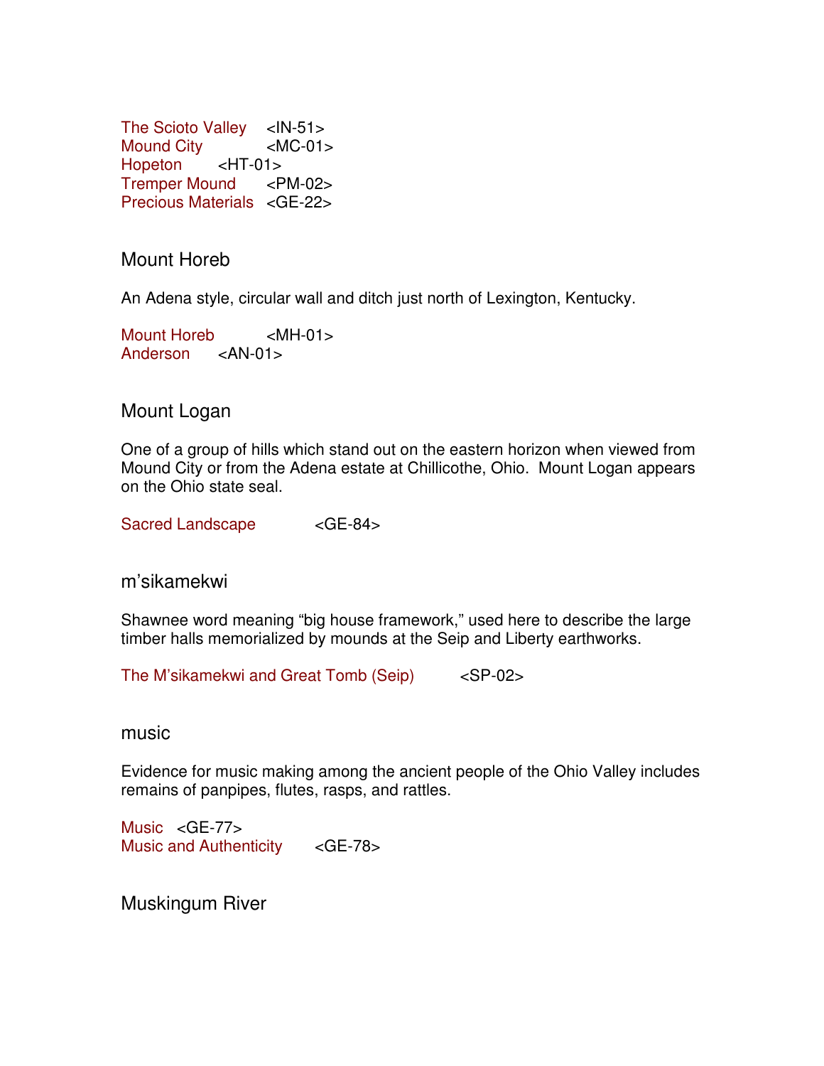The Scioto Valley <IN-51>
Mound City <MC-01>
Hopeton <HT-01>
Tremper Mound <PM-02>
Precious Materials <GE-22>

## Mount Horeb

An Adena style, circular wall and ditch just north of Lexington, Kentucky.

Mount Horeb <MH-01>
Anderson <AN-01>

## Mount Logan

One of a group of hills which stand out on the eastern horizon when viewed from Mound City or from the Adena estate at Chillicothe, Ohio. Mount Logan appears on the Ohio state seal.

Sacred Landscape <GE-84>

## m'sikamekwi

Shawnee word meaning "big house framework," used here to describe the large timber halls memorialized by mounds at the Seip and Liberty earthworks.

The M'sikamekwi and Great Tomb (Seip) <SP-02>

## music

Evidence for music making among the ancient people of the Ohio Valley includes remains of panpipes, flutes, rasps, and rattles.

Music <GE-77>
Music and Authenticity <GE-78>

## Muskingum River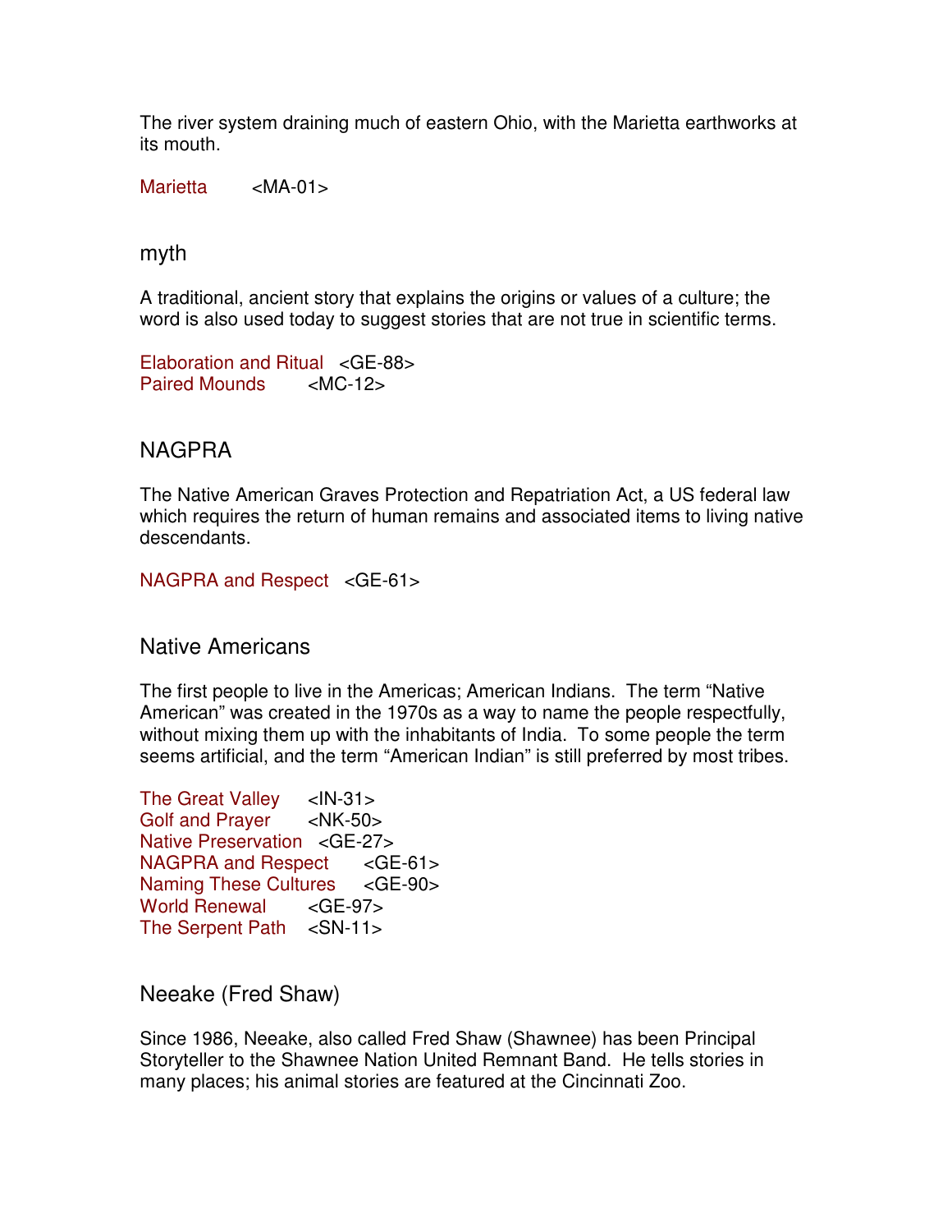The river system draining much of eastern Ohio, with the Marietta earthworks at its mouth.

Marietta <MA-01>

## myth

A traditional, ancient story that explains the origins or values of a culture; the word is also used today to suggest stories that are not true in scientific terms.

Elaboration and Ritual <GE-88>
Paired Mounds <MC-12>

## NAGPRA

The Native American Graves Protection and Repatriation Act, a US federal law which requires the return of human remains and associated items to living native descendants.

NAGPRA and Respect <GE-61>

## Native Americans

The first people to live in the Americas; American Indians. The term "Native American" was created in the 1970s as a way to name the people respectfully, without mixing them up with the inhabitants of India. To some people the term seems artificial, and the term "American Indian" is still preferred by most tribes.

The Great Valley <IN-31>
Golf and Prayer <NK-50>
Native Preservation <GE-27>
NAGPRA and Respect <GE-61>
Naming These Cultures <GE-90>
World Renewal <GE-97>
The Serpent Path <SN-11>

## Neeake (Fred Shaw)

Since 1986, Neeake, also called Fred Shaw (Shawnee) has been Principal Storyteller to the Shawnee Nation United Remnant Band. He tells stories in many places; his animal stories are featured at the Cincinnati Zoo.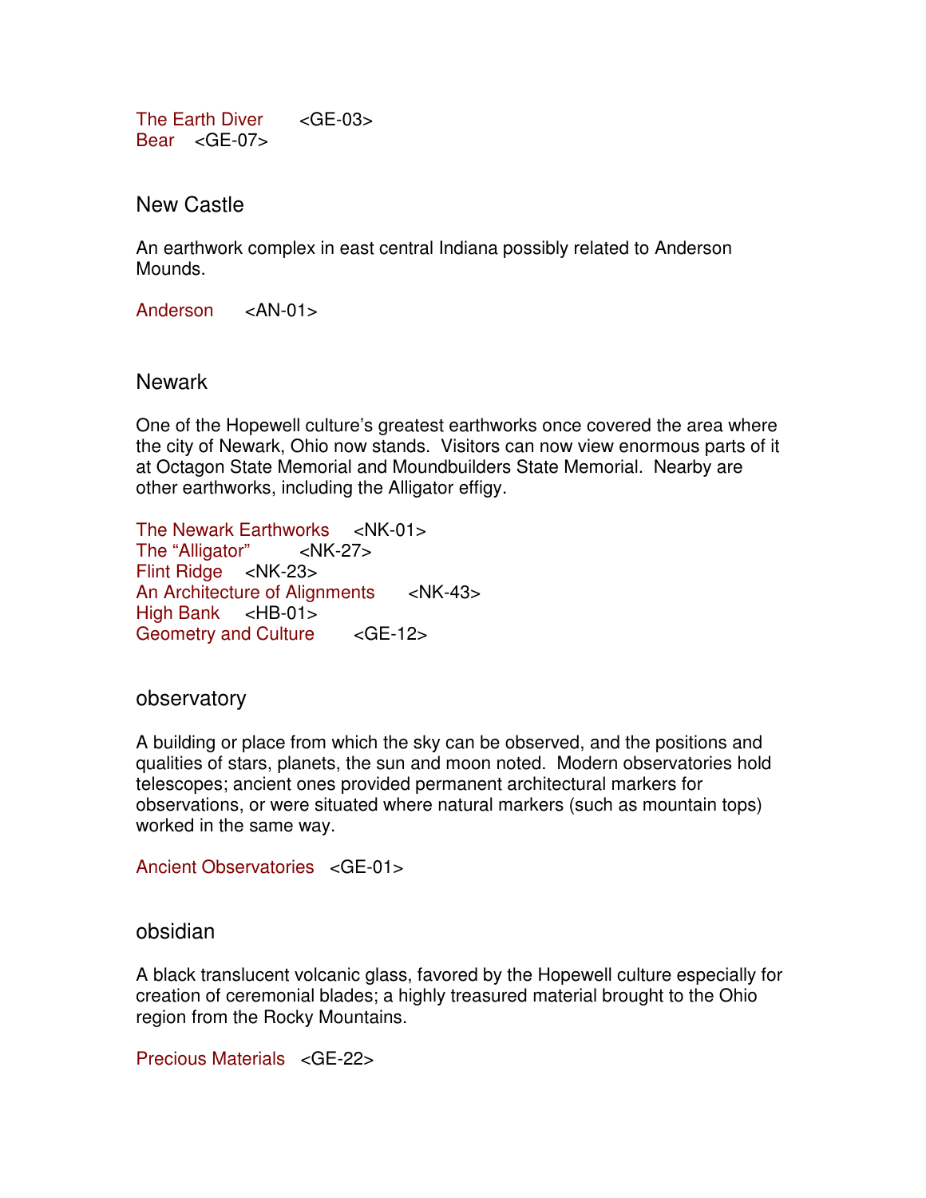The Earth Diver <GE-03>
Bear <GE-07>

## New Castle

An earthwork complex in east central Indiana possibly related to Anderson Mounds.

Anderson <AN-01>

## Newark

One of the Hopewell culture's greatest earthworks once covered the area where the city of Newark, Ohio now stands. Visitors can now view enormous parts of it at Octagon State Memorial and Moundbuilders State Memorial. Nearby are other earthworks, including the Alligator effigy.

The Newark Earthworks <NK-01>
The "Alligator" <NK-27>
Flint Ridge <NK-23>
An Architecture of Alignments <NK-43>
High Bank <HB-01>
Geometry and Culture <GE-12>

## observatory

A building or place from which the sky can be observed, and the positions and qualities of stars, planets, the sun and moon noted. Modern observatories hold telescopes; ancient ones provided permanent architectural markers for observations, or were situated where natural markers (such as mountain tops) worked in the same way.

Ancient Observatories <GE-01>

## obsidian

A black translucent volcanic glass, favored by the Hopewell culture especially for creation of ceremonial blades; a highly treasured material brought to the Ohio region from the Rocky Mountains.

Precious Materials <GE-22>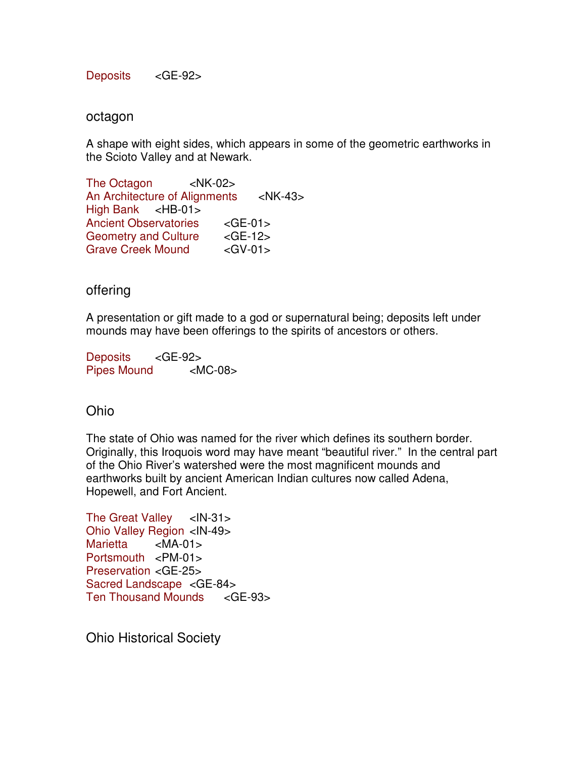Deposits <GE-92>

## octagon

A shape with eight sides, which appears in some of the geometric earthworks in the Scioto Valley and at Newark.

The Octagon <NK-02>
An Architecture of Alignments <NK-43>
High Bank <HB-01>
Ancient Observatories <GE-01>
Geometry and Culture <GE-12>
Grave Creek Mound <GV-01>

## offering

A presentation or gift made to a god or supernatural being; deposits left under mounds may have been offerings to the spirits of ancestors or others.

Deposits <GE-92>
Pipes Mound <MC-08>

## Ohio

The state of Ohio was named for the river which defines its southern border. Originally, this Iroquois word may have meant "beautiful river." In the central part of the Ohio River's watershed were the most magnificent mounds and earthworks built by ancient American Indian cultures now called Adena, Hopewell, and Fort Ancient.

The Great Valley <IN-31>
Ohio Valley Region <IN-49>
Marietta <MA-01>
Portsmouth <PM-01>
Preservation <GE-25>
Sacred Landscape <GE-84>
Ten Thousand Mounds <GE-93>

## Ohio Historical Society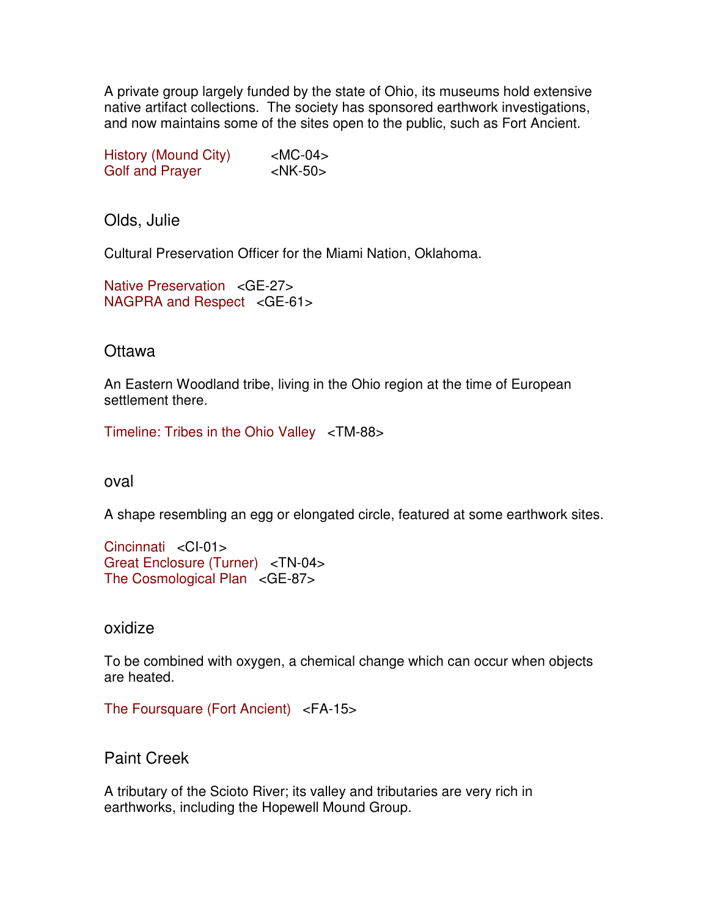A private group largely funded by the state of Ohio, its museums hold extensive native artifact collections. The society has sponsored earthwork investigations, and now maintains some of the sites open to the public, such as Fort Ancient.

History (Mound City) <MC-04>
Golf and Prayer <NK-50>

## Olds, Julie

Cultural Preservation Officer for the Miami Nation, Oklahoma.

Native Preservation <GE-27>
NAGPRA and Respect <GE-61>

## Ottawa

An Eastern Woodland tribe, living in the Ohio region at the time of European settlement there.

Timeline: Tribes in the Ohio Valley <TM-88>

## oval

A shape resembling an egg or elongated circle, featured at some earthwork sites.

Cincinnati <CI-01>
Great Enclosure (Turner) <TN-04>
The Cosmological Plan <GE-87>

## oxidize

To be combined with oxygen, a chemical change which can occur when objects are heated.

The Foursquare (Fort Ancient) <FA-15>

## Paint Creek

A tributary of the Scioto River; its valley and tributaries are very rich in earthworks, including the Hopewell Mound Group.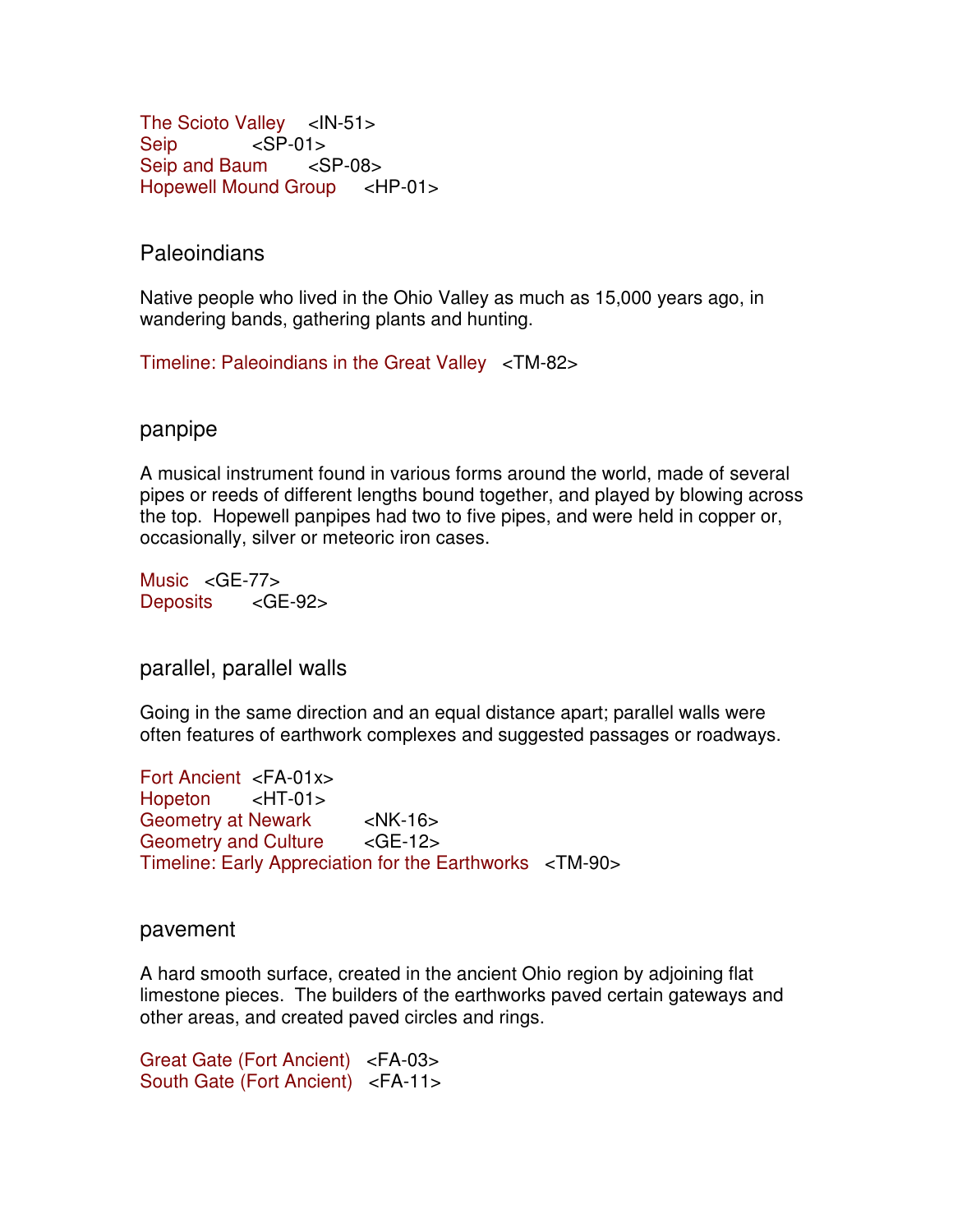The Scioto Valley <IN-51>
Seip <SP-01>
Seip and Baum <SP-08>
Hopewell Mound Group <HP-01>

## Paleoindians

Native people who lived in the Ohio Valley as much as 15,000 years ago, in wandering bands, gathering plants and hunting.

Timeline: Paleoindians in the Great Valley <TM-82>

## panpipe

A musical instrument found in various forms around the world, made of several pipes or reeds of different lengths bound together, and played by blowing across the top. Hopewell panpipes had two to five pipes, and were held in copper or, occasionally, silver or meteoric iron cases.

Music <GE-77>
Deposits <GE-92>

## parallel, parallel walls

Going in the same direction and an equal distance apart; parallel walls were often features of earthwork complexes and suggested passages or roadways.

Fort Ancient <FA-01x>
Hopeton <HT-01>
Geometry at Newark <NK-16>
Geometry and Culture <GE-12>
Timeline: Early Appreciation for the Earthworks <TM-90>

## pavement

A hard smooth surface, created in the ancient Ohio region by adjoining flat limestone pieces. The builders of the earthworks paved certain gateways and other areas, and created paved circles and rings.

Great Gate (Fort Ancient) <FA-03>
South Gate (Fort Ancient) <FA-11>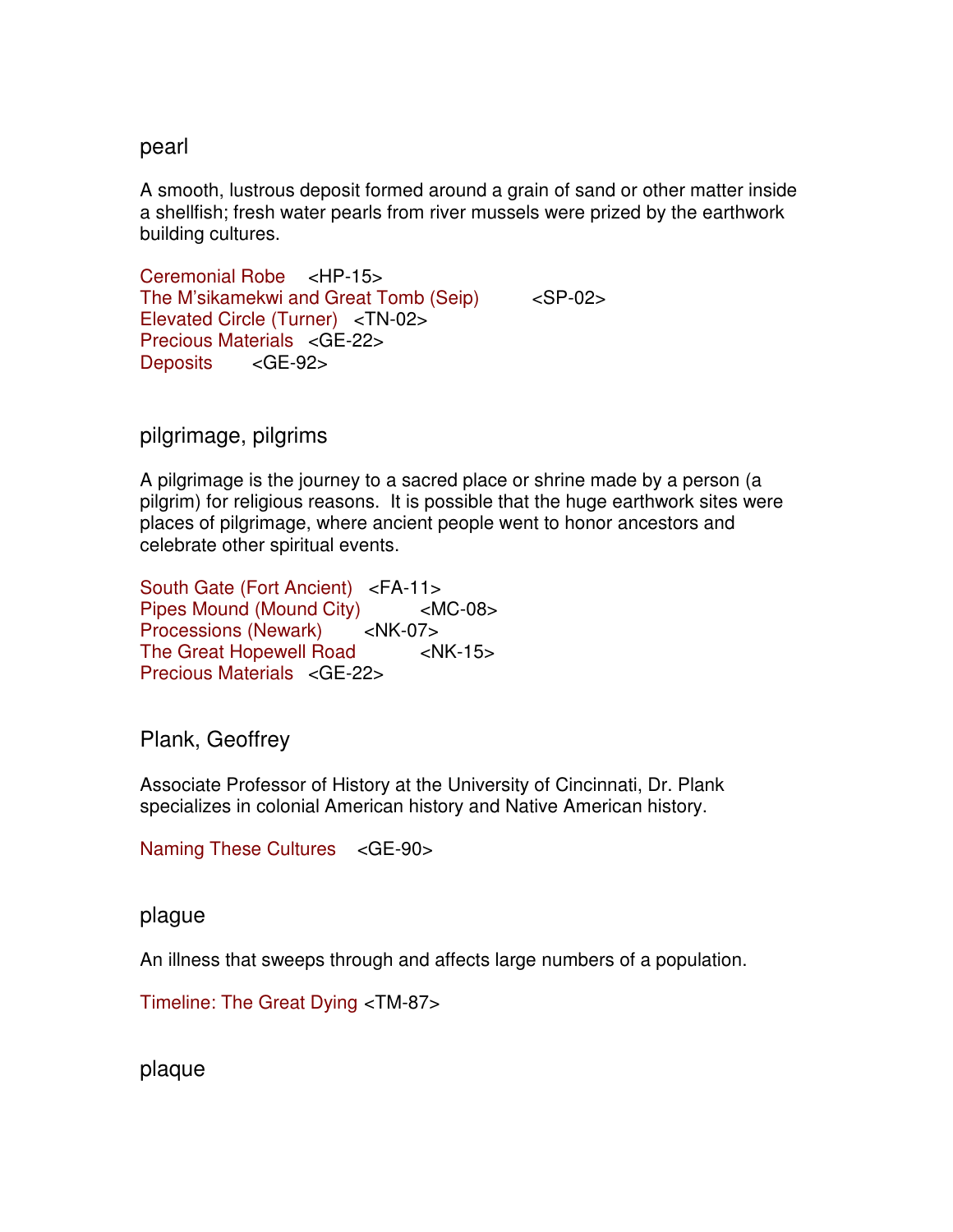## pearl

A smooth, lustrous deposit formed around a grain of sand or other matter inside a shellfish; fresh water pearls from river mussels were prized by the earthwork building cultures.

Ceremonial Robe <HP-15>
The M'sikamekwi and Great Tomb (Seip) <SP-02>
Elevated Circle (Turner) <TN-02>
Precious Materials <GE-22>
Deposits <GE-92>

## pilgrimage, pilgrims

A pilgrimage is the journey to a sacred place or shrine made by a person (a pilgrim) for religious reasons. It is possible that the huge earthwork sites were places of pilgrimage, where ancient people went to honor ancestors and celebrate other spiritual events.

South Gate (Fort Ancient) <FA-11>
Pipes Mound (Mound City) <MC-08>
Processions (Newark) <NK-07>
The Great Hopewell Road <NK-15>
Precious Materials <GE-22>

## Plank, Geoffrey

Associate Professor of History at the University of Cincinnati, Dr. Plank specializes in colonial American history and Native American history.

Naming These Cultures <GE-90>

## plague

An illness that sweeps through and affects large numbers of a population.

Timeline: The Great Dying <TM-87>

## plaque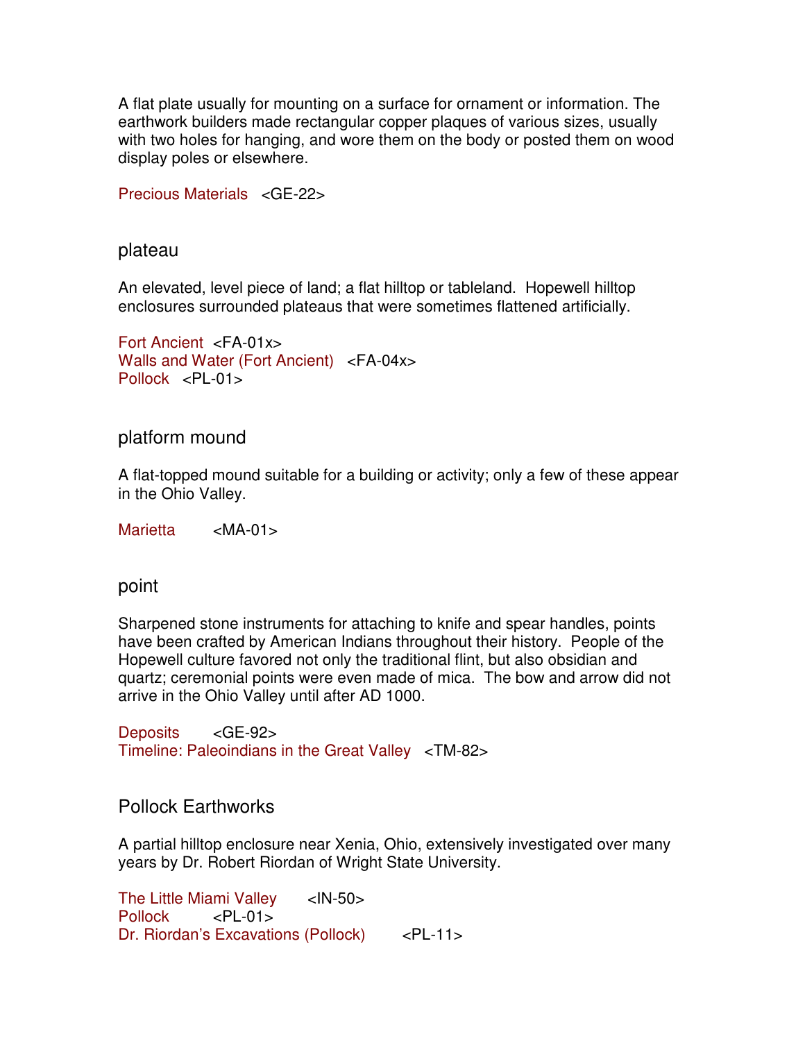A flat plate usually for mounting on a surface for ornament or information. The earthwork builders made rectangular copper plaques of various sizes, usually with two holes for hanging, and wore them on the body or posted them on wood display poles or elsewhere.

Precious Materials <GE-22>

## plateau

An elevated, level piece of land; a flat hilltop or tableland. Hopewell hilltop enclosures surrounded plateaus that were sometimes flattened artificially.

Fort Ancient <FA-01x>
Walls and Water (Fort Ancient) <FA-04x>
Pollock <PL-01>

## platform mound

A flat-topped mound suitable for a building or activity; only a few of these appear in the Ohio Valley.

Marietta <MA-01>

## point

Sharpened stone instruments for attaching to knife and spear handles, points have been crafted by American Indians throughout their history. People of the Hopewell culture favored not only the traditional flint, but also obsidian and quartz; ceremonial points were even made of mica. The bow and arrow did not arrive in the Ohio Valley until after AD 1000.

Deposits <GE-92>
Timeline: Paleoindians in the Great Valley <TM-82>

## Pollock Earthworks

A partial hilltop enclosure near Xenia, Ohio, extensively investigated over many years by Dr. Robert Riordan of Wright State University.

The Little Miami Valley <IN-50>
Pollock <PL-01>
Dr. Riordan's Excavations (Pollock) <PL-11>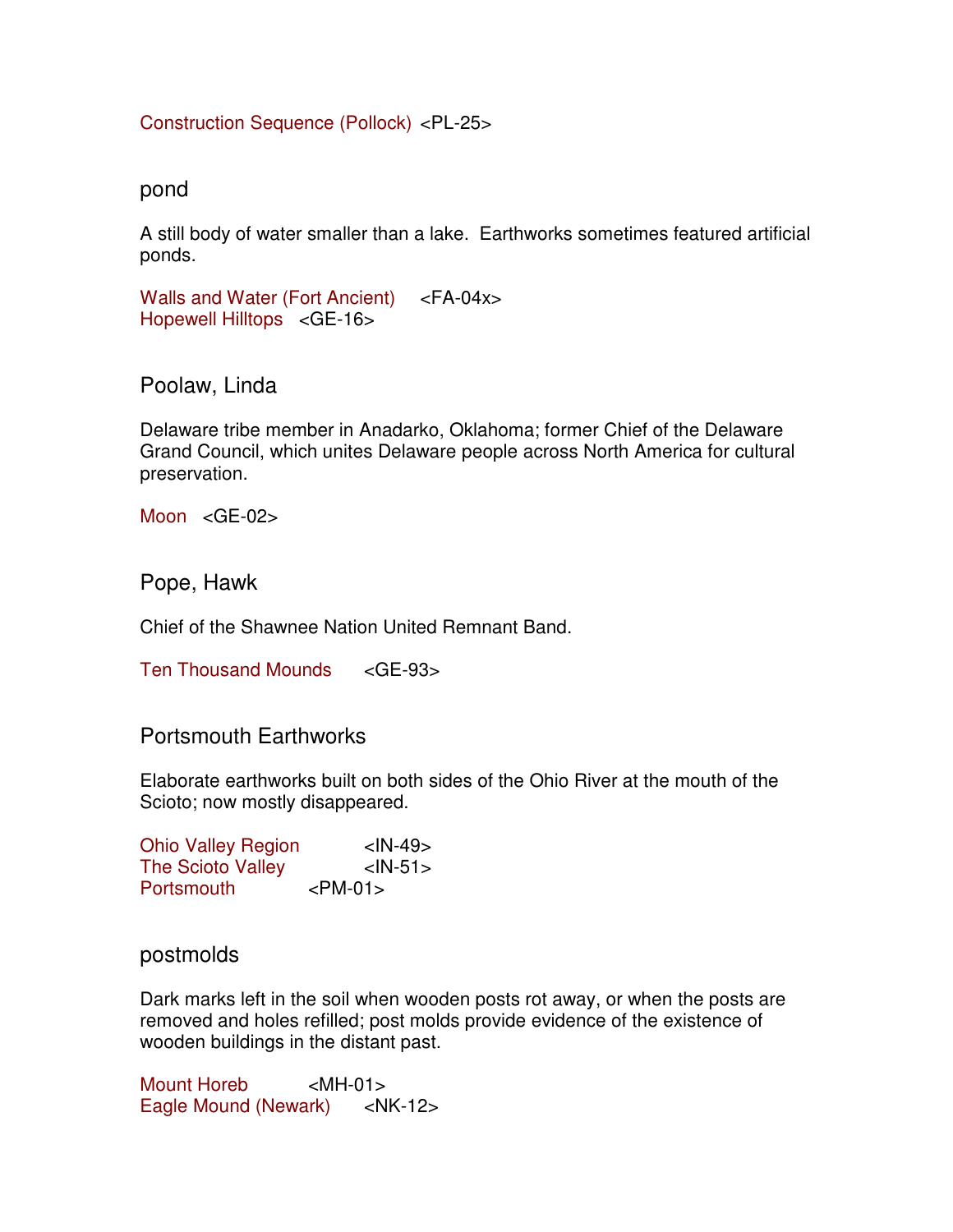Construction Sequence (Pollock) <PL-25>

## pond

A still body of water smaller than a lake. Earthworks sometimes featured artificial ponds.

Walls and Water (Fort Ancient) <FA-04x>
Hopewell Hilltops <GE-16>

## Poolaw, Linda

Delaware tribe member in Anadarko, Oklahoma; former Chief of the Delaware Grand Council, which unites Delaware people across North America for cultural preservation.

Moon <GE-02>

## Pope, Hawk

Chief of the Shawnee Nation United Remnant Band.

Ten Thousand Mounds <GE-93>

## Portsmouth Earthworks

Elaborate earthworks built on both sides of the Ohio River at the mouth of the Scioto; now mostly disappeared.

Ohio Valley Region <IN-49>
The Scioto Valley <IN-51>
Portsmouth <PM-01>

## postmolds

Dark marks left in the soil when wooden posts rot away, or when the posts are removed and holes refilled; post molds provide evidence of the existence of wooden buildings in the distant past.

Mount Horeb <MH-01>
Eagle Mound (Newark) <NK-12>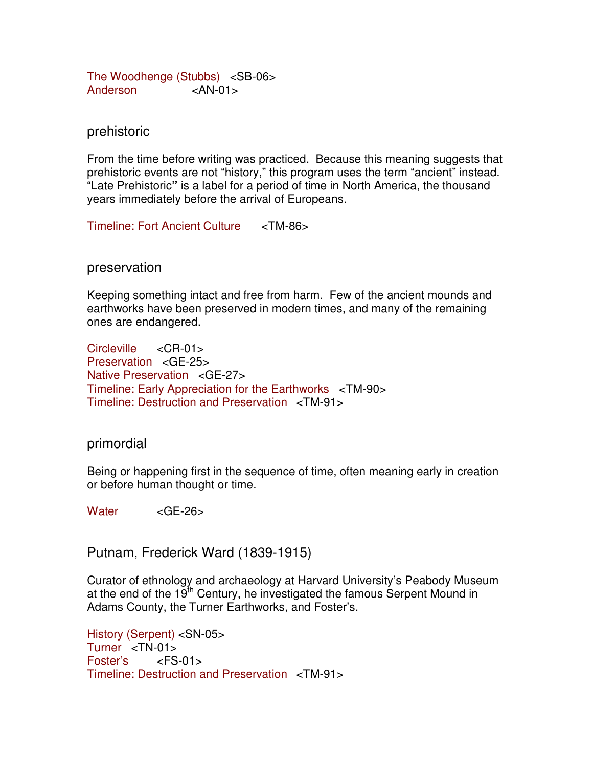The Woodhenge (Stubbs) <SB-06>
Anderson <AN-01>

## prehistoric

From the time before writing was practiced. Because this meaning suggests that prehistoric events are not "history," this program uses the term "ancient" instead. "Late Prehistoric" is a label for a period of time in North America, the thousand years immediately before the arrival of Europeans.

Timeline: Fort Ancient Culture <TM-86>

## preservation

Keeping something intact and free from harm. Few of the ancient mounds and earthworks have been preserved in modern times, and many of the remaining ones are endangered.

Circleville <CR-01>
Preservation <GE-25>
Native Preservation <GE-27>
Timeline: Early Appreciation for the Earthworks <TM-90>
Timeline: Destruction and Preservation <TM-91>

## primordial

Being or happening first in the sequence of time, often meaning early in creation or before human thought or time.

Water <GE-26>

## Putnam, Frederick Ward (1839-1915)

Curator of ethnology and archaeology at Harvard University's Peabody Museum at the end of the 19th Century, he investigated the famous Serpent Mound in Adams County, the Turner Earthworks, and Foster's.

History (Serpent) <SN-05>
Turner <TN-01>
Foster's <FS-01>
Timeline: Destruction and Preservation <TM-91>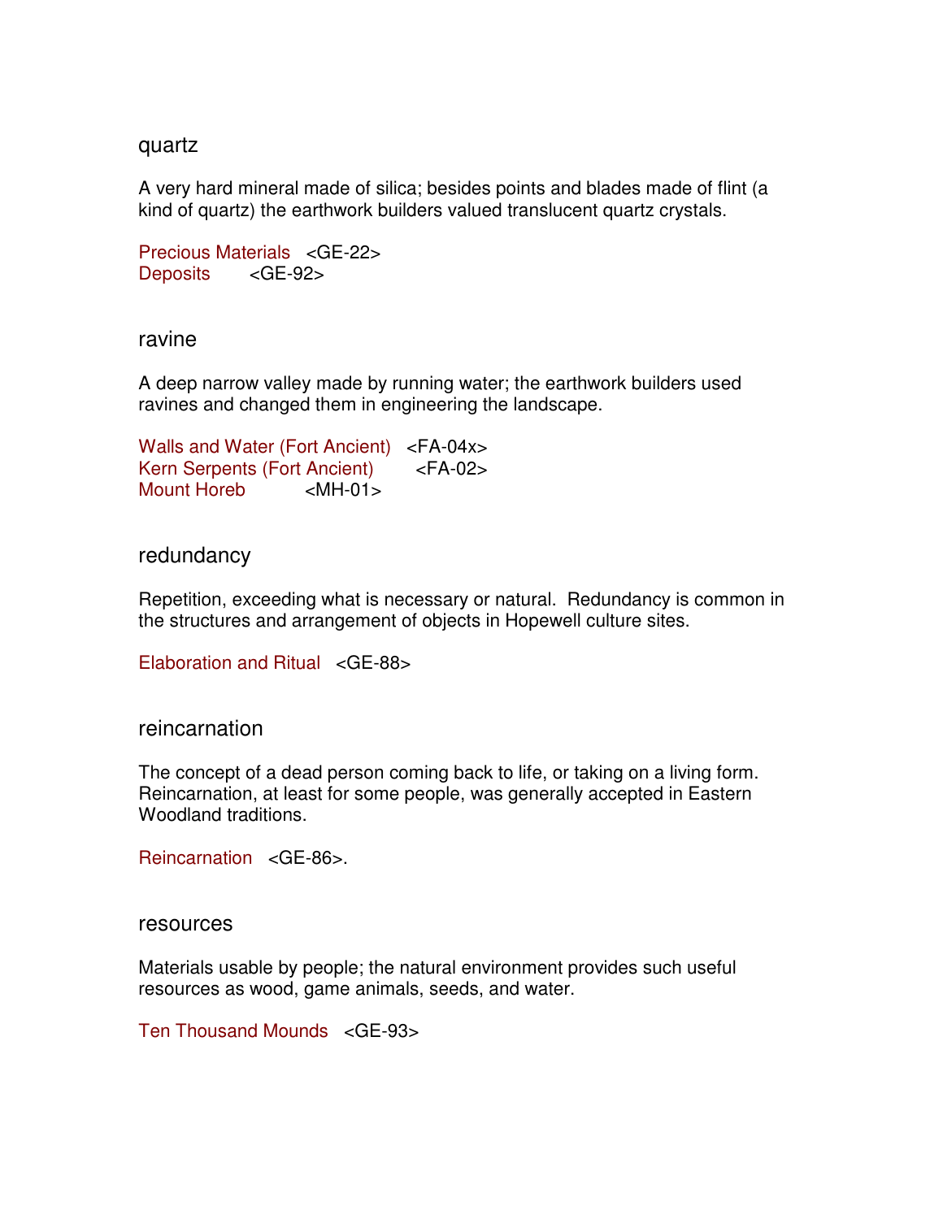## quartz

A very hard mineral made of silica; besides points and blades made of flint (a kind of quartz) the earthwork builders valued translucent quartz crystals.

Precious Materials <GE-22>
Deposits <GE-92>

## ravine

A deep narrow valley made by running water; the earthwork builders used ravines and changed them in engineering the landscape.

Walls and Water (Fort Ancient) <FA-04x>
Kern Serpents (Fort Ancient) <FA-02>
Mount Horeb <MH-01>

## redundancy

Repetition, exceeding what is necessary or natural. Redundancy is common in the structures and arrangement of objects in Hopewell culture sites.

Elaboration and Ritual <GE-88>

## reincarnation

The concept of a dead person coming back to life, or taking on a living form. Reincarnation, at least for some people, was generally accepted in Eastern Woodland traditions.

Reincarnation <GE-86>.

## resources

Materials usable by people; the natural environment provides such useful resources as wood, game animals, seeds, and water.

Ten Thousand Mounds <GE-93>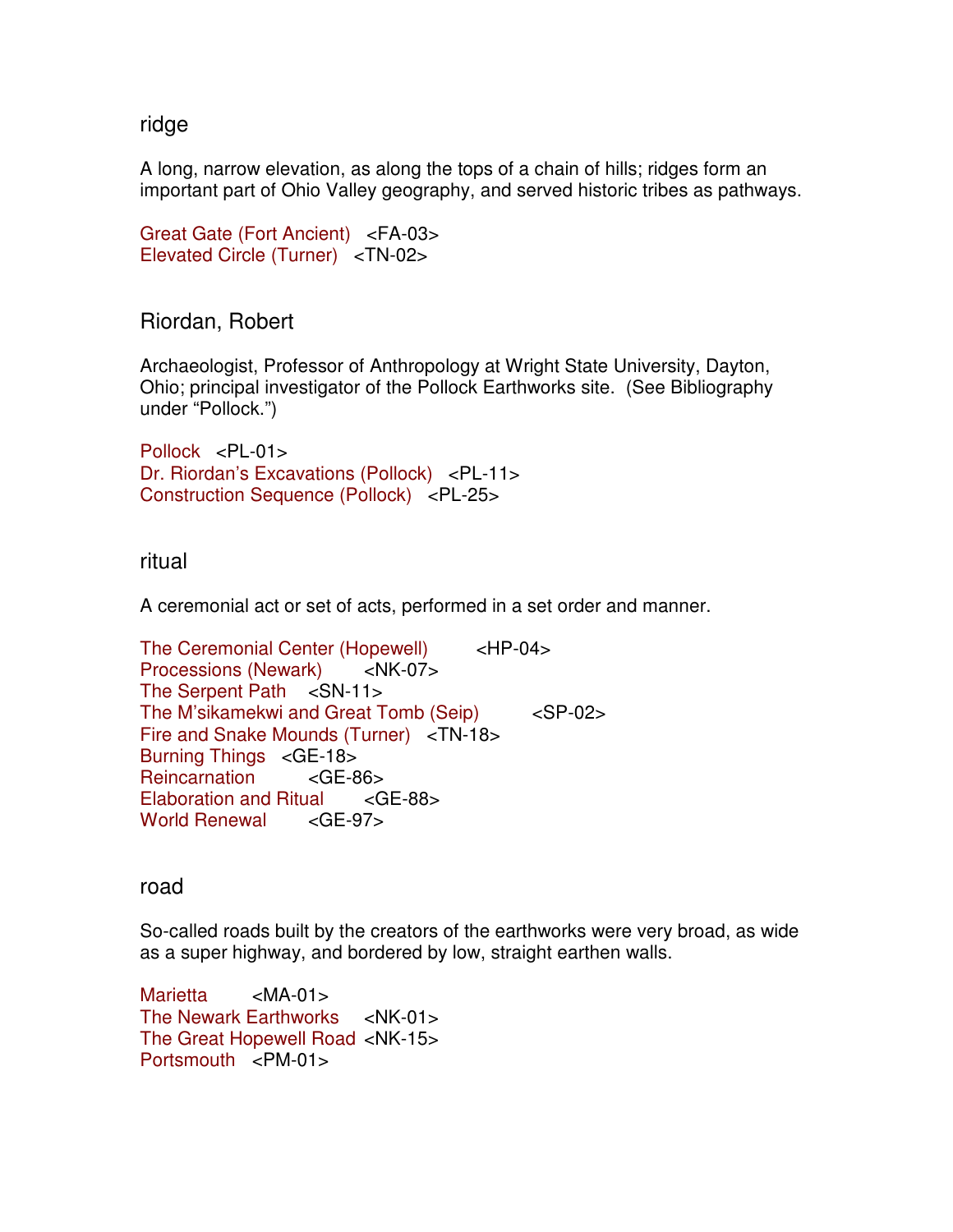## ridge

A long, narrow elevation, as along the tops of a chain of hills; ridges form an important part of Ohio Valley geography, and served historic tribes as pathways.

Great Gate (Fort Ancient) <FA-03>
Elevated Circle (Turner) <TN-02>

## Riordan, Robert

Archaeologist, Professor of Anthropology at Wright State University, Dayton, Ohio; principal investigator of the Pollock Earthworks site. (See Bibliography under "Pollock.")

Pollock <PL-01>
Dr. Riordan's Excavations (Pollock) <PL-11>
Construction Sequence (Pollock) <PL-25>

## ritual

A ceremonial act or set of acts, performed in a set order and manner.

The Ceremonial Center (Hopewell) <HP-04>
Processions (Newark) <NK-07>
The Serpent Path <SN-11>
The M'sikamekwi and Great Tomb (Seip) <SP-02>
Fire and Snake Mounds (Turner) <TN-18>
Burning Things <GE-18>
Reincarnation <GE-86>
Elaboration and Ritual <GE-88>
World Renewal <GE-97>

## road

So-called roads built by the creators of the earthworks were very broad, as wide as a super highway, and bordered by low, straight earthen walls.

Marietta <MA-01>
The Newark Earthworks <NK-01>
The Great Hopewell Road <NK-15>
Portsmouth <PM-01>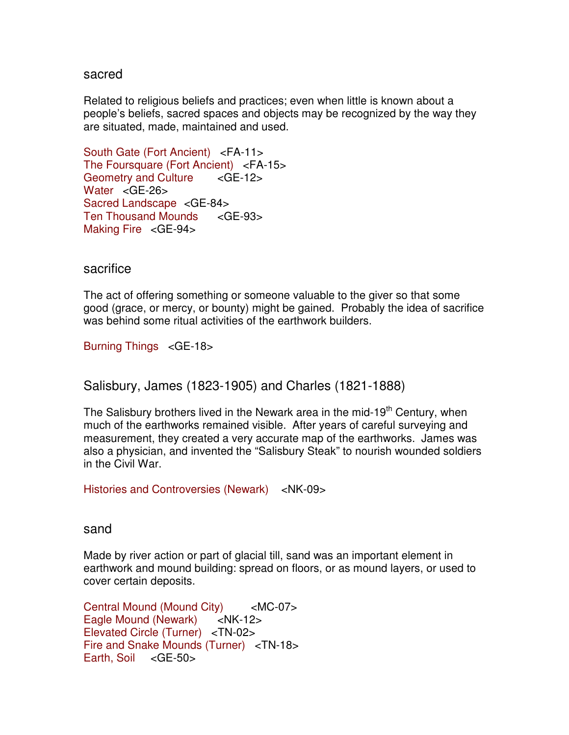## sacred

Related to religious beliefs and practices; even when little is known about a people's beliefs, sacred spaces and objects may be recognized by the way they are situated, made, maintained and used.

South Gate (Fort Ancient) <FA-11>
The Foursquare (Fort Ancient) <FA-15>
Geometry and Culture <GE-12>
Water <GE-26>
Sacred Landscape <GE-84>
Ten Thousand Mounds <GE-93>
Making Fire <GE-94>

## sacrifice

The act of offering something or someone valuable to the giver so that some good (grace, or mercy, or bounty) might be gained. Probably the idea of sacrifice was behind some ritual activities of the earthwork builders.

Burning Things <GE-18>

## Salisbury, James (1823-1905) and Charles (1821-1888)

The Salisbury brothers lived in the Newark area in the mid-19th Century, when much of the earthworks remained visible. After years of careful surveying and measurement, they created a very accurate map of the earthworks. James was also a physician, and invented the "Salisbury Steak" to nourish wounded soldiers in the Civil War.

Histories and Controversies (Newark) <NK-09>

## sand

Made by river action or part of glacial till, sand was an important element in earthwork and mound building: spread on floors, or as mound layers, or used to cover certain deposits.

Central Mound (Mound City) <MC-07>
Eagle Mound (Newark) <NK-12>
Elevated Circle (Turner) <TN-02>
Fire and Snake Mounds (Turner) <TN-18>
Earth, Soil <GE-50>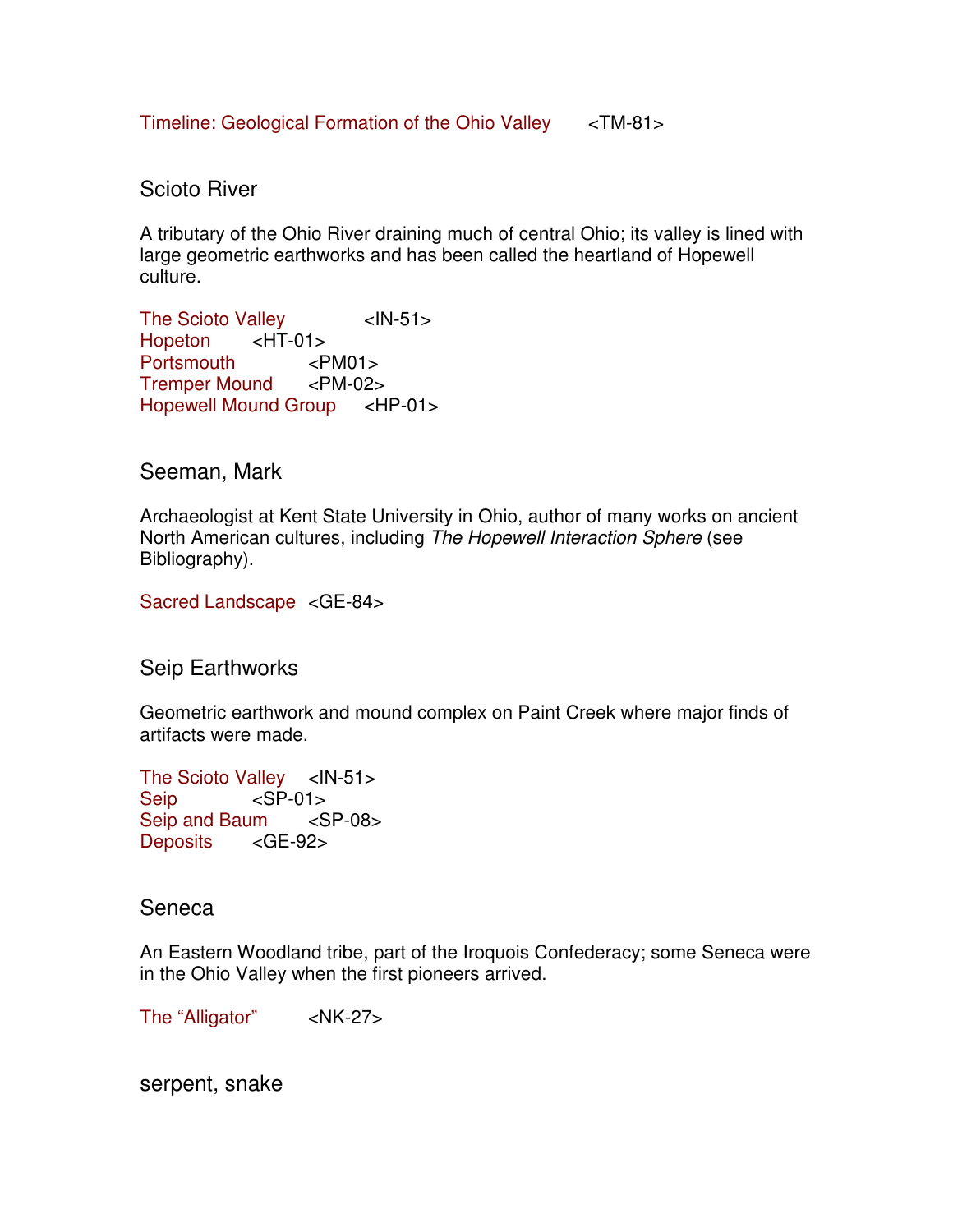Timeline: Geological Formation of the Ohio Valley <TM-81>

## Scioto River

A tributary of the Ohio River draining much of central Ohio; its valley is lined with large geometric earthworks and has been called the heartland of Hopewell culture.

The Scioto Valley <IN-51>
Hopeton <HT-01>
Portsmouth <PM01>
Tremper Mound <PM-02>
Hopewell Mound Group <HP-01>

## Seeman, Mark

Archaeologist at Kent State University in Ohio, author of many works on ancient North American cultures, including *The Hopewell Interaction Sphere* (see Bibliography).

Sacred Landscape <GE-84>

## Seip Earthworks

Geometric earthwork and mound complex on Paint Creek where major finds of artifacts were made.

The Scioto Valley <IN-51>
Seip <SP-01>
Seip and Baum <SP-08>
Deposits <GE-92>

## Seneca

An Eastern Woodland tribe, part of the Iroquois Confederacy; some Seneca were in the Ohio Valley when the first pioneers arrived.

The "Alligator" <NK-27>

## serpent, snake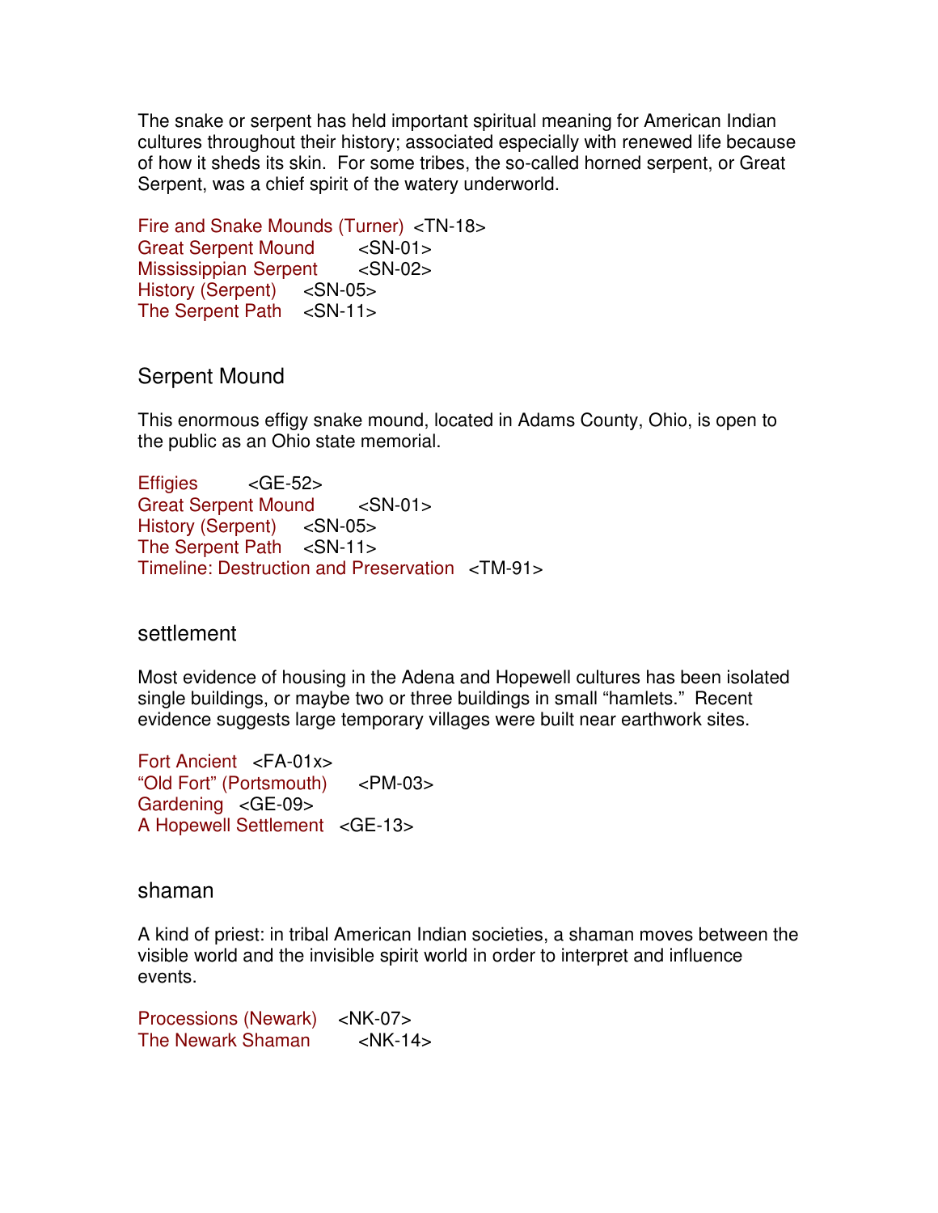The snake or serpent has held important spiritual meaning for American Indian cultures throughout their history; associated especially with renewed life because of how it sheds its skin. For some tribes, the so-called horned serpent, or Great Serpent, was a chief spirit of the watery underworld.

Fire and Snake Mounds (Turner) <TN-18>
Great Serpent Mound <SN-01>
Mississippian Serpent <SN-02>
History (Serpent) <SN-05>
The Serpent Path <SN-11>

## Serpent Mound

This enormous effigy snake mound, located in Adams County, Ohio, is open to the public as an Ohio state memorial.

Effigies <GE-52>
Great Serpent Mound <SN-01>
History (Serpent) <SN-05>
The Serpent Path <SN-11>
Timeline: Destruction and Preservation <TM-91>

## settlement

Most evidence of housing in the Adena and Hopewell cultures has been isolated single buildings, or maybe two or three buildings in small "hamlets." Recent evidence suggests large temporary villages were built near earthwork sites.

Fort Ancient <FA-01x>
"Old Fort" (Portsmouth) <PM-03>
Gardening <GE-09>
A Hopewell Settlement <GE-13>

## shaman

A kind of priest: in tribal American Indian societies, a shaman moves between the visible world and the invisible spirit world in order to interpret and influence events.

Processions (Newark) <NK-07>
The Newark Shaman <NK-14>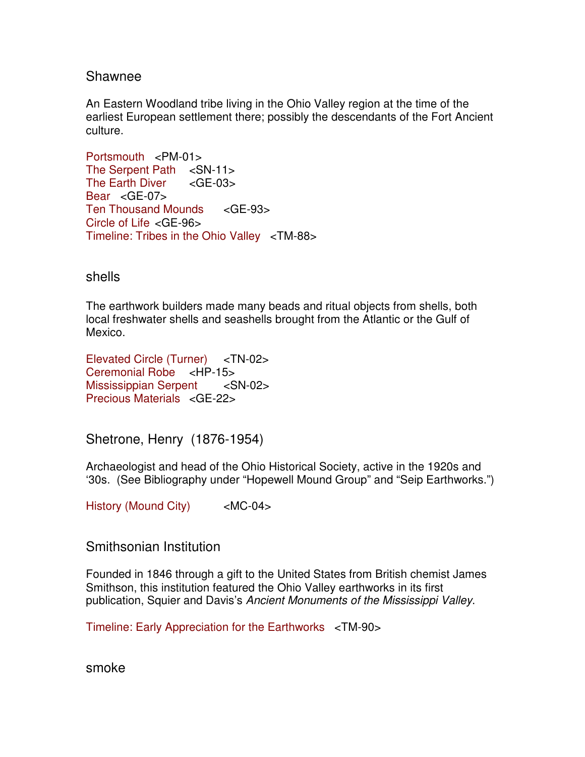## Shawnee

An Eastern Woodland tribe living in the Ohio Valley region at the time of the earliest European settlement there; possibly the descendants of the Fort Ancient culture.

Portsmouth <PM-01>
The Serpent Path <SN-11>
The Earth Diver <GE-03>
Bear <GE-07>
Ten Thousand Mounds <GE-93>
Circle of Life <GE-96>
Timeline: Tribes in the Ohio Valley <TM-88>

## shells

The earthwork builders made many beads and ritual objects from shells, both local freshwater shells and seashells brought from the Atlantic or the Gulf of Mexico.

Elevated Circle (Turner) <TN-02>
Ceremonial Robe <HP-15>
Mississippian Serpent <SN-02>
Precious Materials <GE-22>

## Shetrone, Henry (1876-1954)

Archaeologist and head of the Ohio Historical Society, active in the 1920s and '30s. (See Bibliography under "Hopewell Mound Group" and "Seip Earthworks.")

History (Mound City) <MC-04>

## Smithsonian Institution

Founded in 1846 through a gift to the United States from British chemist James Smithson, this institution featured the Ohio Valley earthworks in its first publication, Squier and Davis's *Ancient Monuments of the Mississippi Valley*.

Timeline: Early Appreciation for the Earthworks <TM-90>

## smoke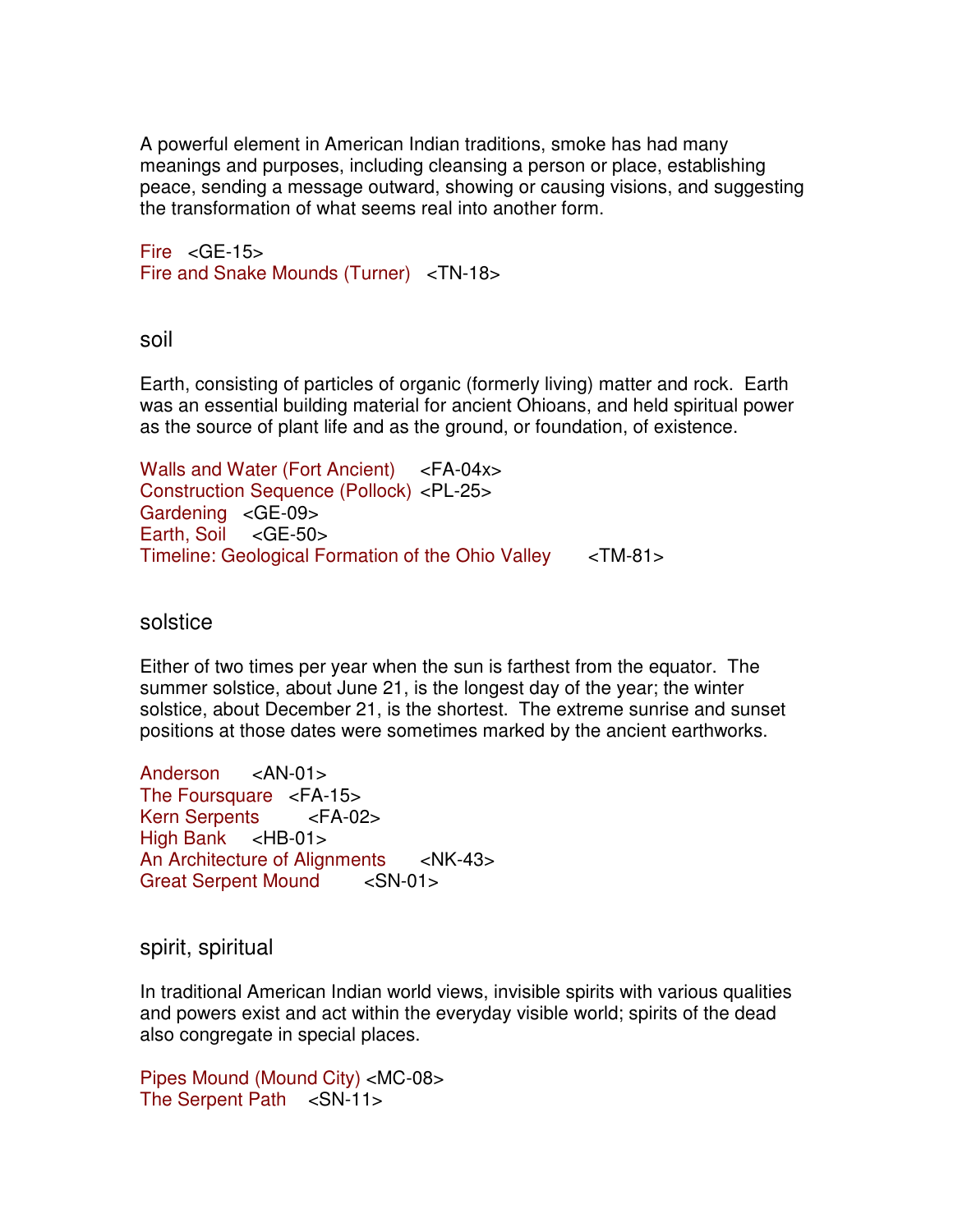A powerful element in American Indian traditions, smoke has had many meanings and purposes, including cleansing a person or place, establishing peace, sending a message outward, showing or causing visions, and suggesting the transformation of what seems real into another form.

Fire <GE-15>
Fire and Snake Mounds (Turner) <TN-18>

## soil

Earth, consisting of particles of organic (formerly living) matter and rock. Earth was an essential building material for ancient Ohioans, and held spiritual power as the source of plant life and as the ground, or foundation, of existence.

Walls and Water (Fort Ancient) <FA-04x>
Construction Sequence (Pollock) <PL-25>
Gardening <GE-09>
Earth, Soil <GE-50>
Timeline: Geological Formation of the Ohio Valley <TM-81>

## solstice

Either of two times per year when the sun is farthest from the equator. The summer solstice, about June 21, is the longest day of the year; the winter solstice, about December 21, is the shortest. The extreme sunrise and sunset positions at those dates were sometimes marked by the ancient earthworks.

Anderson <AN-01>
The Foursquare <FA-15>
Kern Serpents <FA-02>
High Bank <HB-01>
An Architecture of Alignments <NK-43>
Great Serpent Mound <SN-01>

## spirit, spiritual

In traditional American Indian world views, invisible spirits with various qualities and powers exist and act within the everyday visible world; spirits of the dead also congregate in special places.

Pipes Mound (Mound City) <MC-08>
The Serpent Path <SN-11>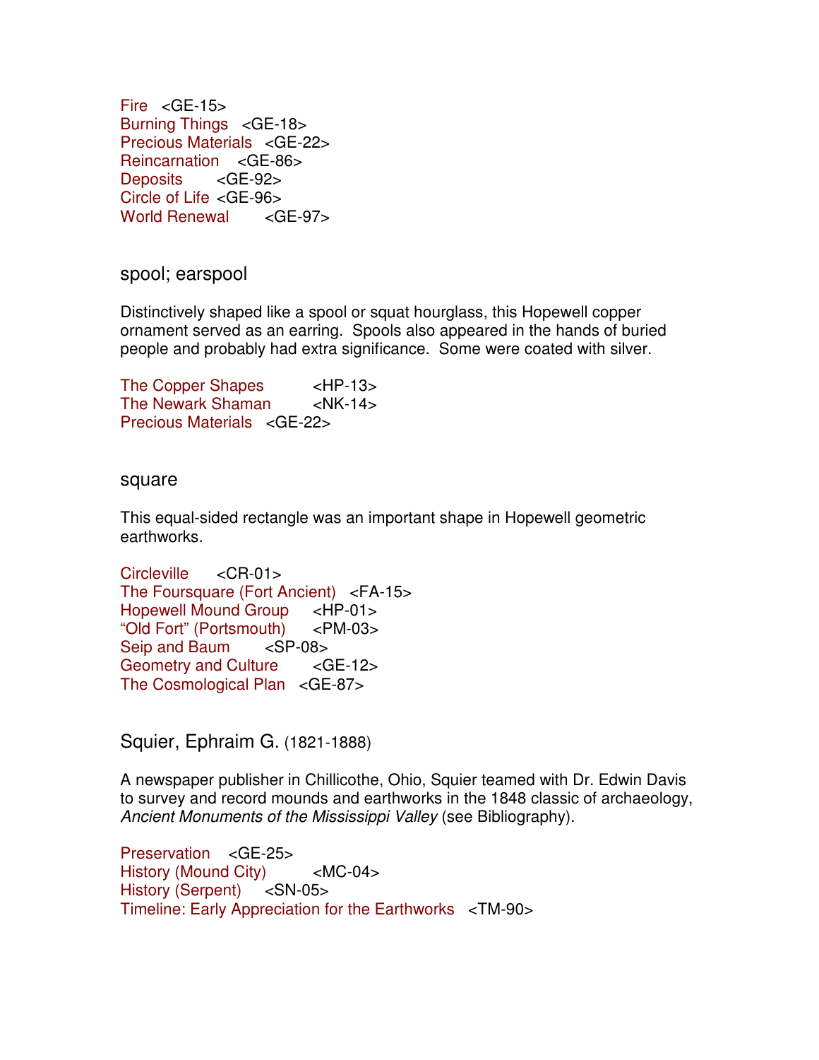Fire <GE-15>
Burning Things <GE-18>
Precious Materials <GE-22>
Reincarnation <GE-86>
Deposits <GE-92>
Circle of Life <GE-96>
World Renewal <GE-97>

## spool; earspool

Distinctively shaped like a spool or squat hourglass, this Hopewell copper ornament served as an earring. Spools also appeared in the hands of buried people and probably had extra significance. Some were coated with silver.

The Copper Shapes <HP-13>
The Newark Shaman <NK-14>
Precious Materials <GE-22>

## square

This equal-sided rectangle was an important shape in Hopewell geometric earthworks.

Circleville <CR-01>
The Foursquare (Fort Ancient) <FA-15>
Hopewell Mound Group <HP-01>
"Old Fort" (Portsmouth) <PM-03>
Seip and Baum <SP-08>
Geometry and Culture <GE-12>
The Cosmological Plan <GE-87>

## Squier, Ephraim G. (1821-1888)

A newspaper publisher in Chillicothe, Ohio, Squier teamed with Dr. Edwin Davis to survey and record mounds and earthworks in the 1848 classic of archaeology, *Ancient Monuments of the Mississippi Valley* (see Bibliography).

Preservation <GE-25>
History (Mound City) <MC-04>
History (Serpent) <SN-05>
Timeline: Early Appreciation for the Earthworks <TM-90>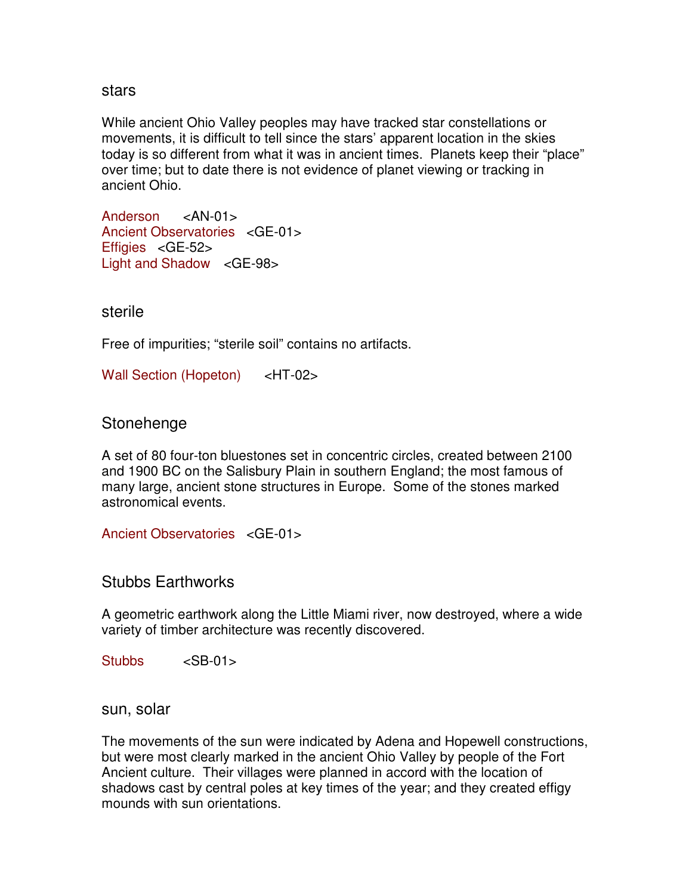## stars

While ancient Ohio Valley peoples may have tracked star constellations or movements, it is difficult to tell since the stars' apparent location in the skies today is so different from what it was in ancient times. Planets keep their "place" over time; but to date there is not evidence of planet viewing or tracking in ancient Ohio.

Anderson <AN-01>
Ancient Observatories <GE-01>
Effigies <GE-52>
Light and Shadow <GE-98>

## sterile

Free of impurities; "sterile soil" contains no artifacts.

Wall Section (Hopeton) <HT-02>

## Stonehenge

A set of 80 four-ton bluestones set in concentric circles, created between 2100 and 1900 BC on the Salisbury Plain in southern England; the most famous of many large, ancient stone structures in Europe. Some of the stones marked astronomical events.

Ancient Observatories <GE-01>

## Stubbs Earthworks

A geometric earthwork along the Little Miami river, now destroyed, where a wide variety of timber architecture was recently discovered.

Stubbs <SB-01>

## sun, solar

The movements of the sun were indicated by Adena and Hopewell constructions, but were most clearly marked in the ancient Ohio Valley by people of the Fort Ancient culture. Their villages were planned in accord with the location of shadows cast by central poles at key times of the year; and they created effigy mounds with sun orientations.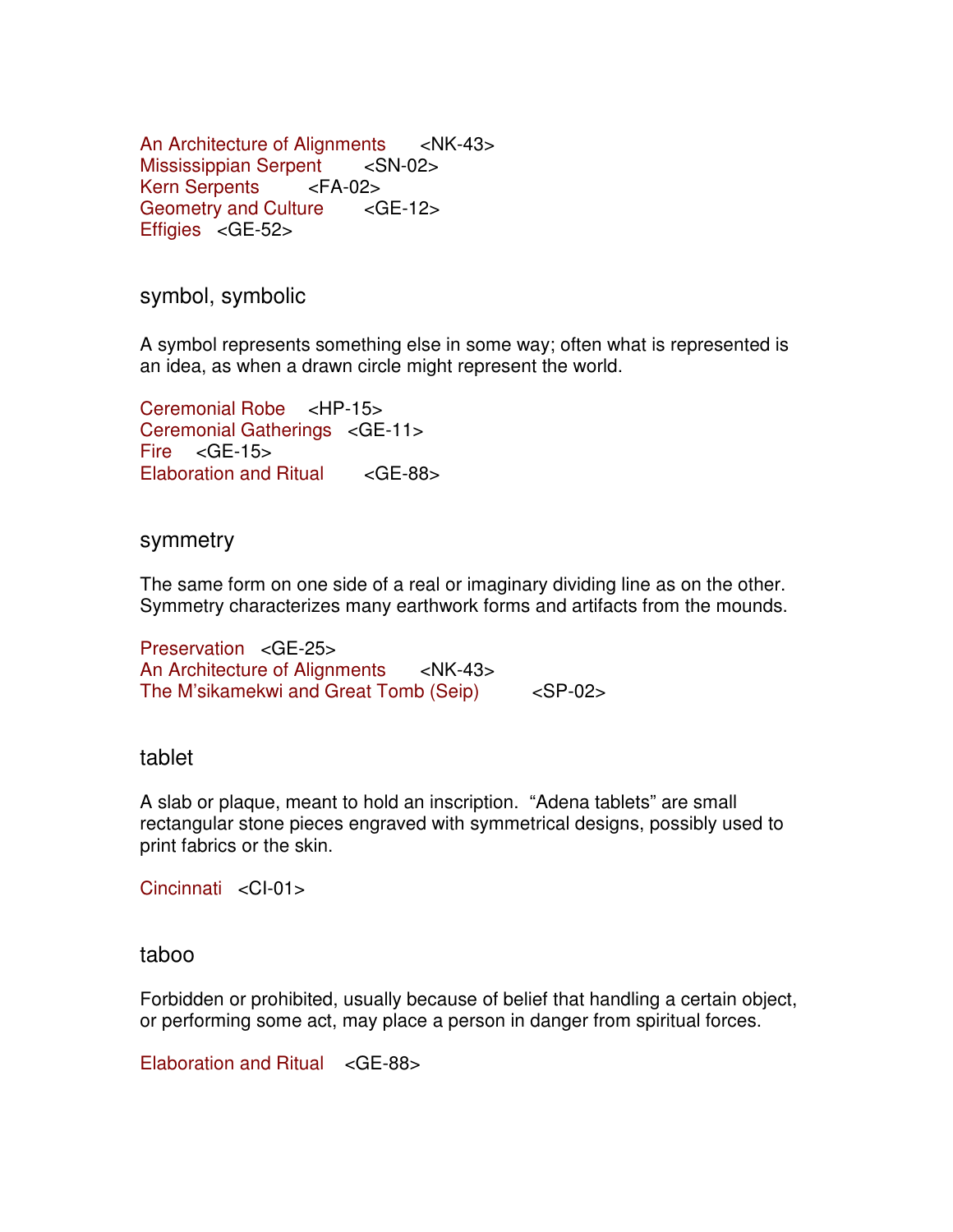An Architecture of Alignments <NK-43>
Mississippian Serpent <SN-02>
Kern Serpents <FA-02>
Geometry and Culture <GE-12>
Effigies <GE-52>

## symbol, symbolic

A symbol represents something else in some way; often what is represented is an idea, as when a drawn circle might represent the world.

Ceremonial Robe <HP-15>
Ceremonial Gatherings <GE-11>
Fire <GE-15>
Elaboration and Ritual <GE-88>

## symmetry

The same form on one side of a real or imaginary dividing line as on the other. Symmetry characterizes many earthwork forms and artifacts from the mounds.

Preservation <GE-25>
An Architecture of Alignments <NK-43>
The M'sikamekwi and Great Tomb (Seip) <SP-02>

## tablet

A slab or plaque, meant to hold an inscription. "Adena tablets" are small rectangular stone pieces engraved with symmetrical designs, possibly used to print fabrics or the skin.

Cincinnati <CI-01>

## taboo

Forbidden or prohibited, usually because of belief that handling a certain object, or performing some act, may place a person in danger from spiritual forces.

Elaboration and Ritual <GE-88>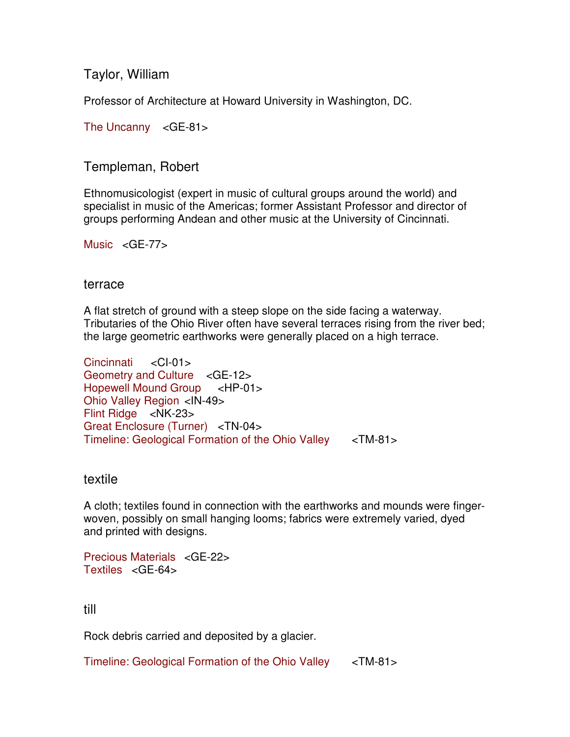## Taylor, William

Professor of Architecture at Howard University in Washington, DC.

The Uncanny <GE-81>

## Templeman, Robert

Ethnomusicologist (expert in music of cultural groups around the world) and specialist in music of the Americas; former Assistant Professor and director of groups performing Andean and other music at the University of Cincinnati.

Music <GE-77>

## terrace

A flat stretch of ground with a steep slope on the side facing a waterway. Tributaries of the Ohio River often have several terraces rising from the river bed; the large geometric earthworks were generally placed on a high terrace.

Cincinnati <CI-01>
Geometry and Culture <GE-12>
Hopewell Mound Group <HP-01>
Ohio Valley Region <IN-49>
Flint Ridge <NK-23>
Great Enclosure (Turner) <TN-04>
Timeline: Geological Formation of the Ohio Valley <TM-81>

## textile

A cloth; textiles found in connection with the earthworks and mounds were finger-woven, possibly on small hanging looms; fabrics were extremely varied, dyed and printed with designs.

Precious Materials <GE-22>
Textiles <GE-64>

## till

Rock debris carried and deposited by a glacier.

Timeline: Geological Formation of the Ohio Valley <TM-81>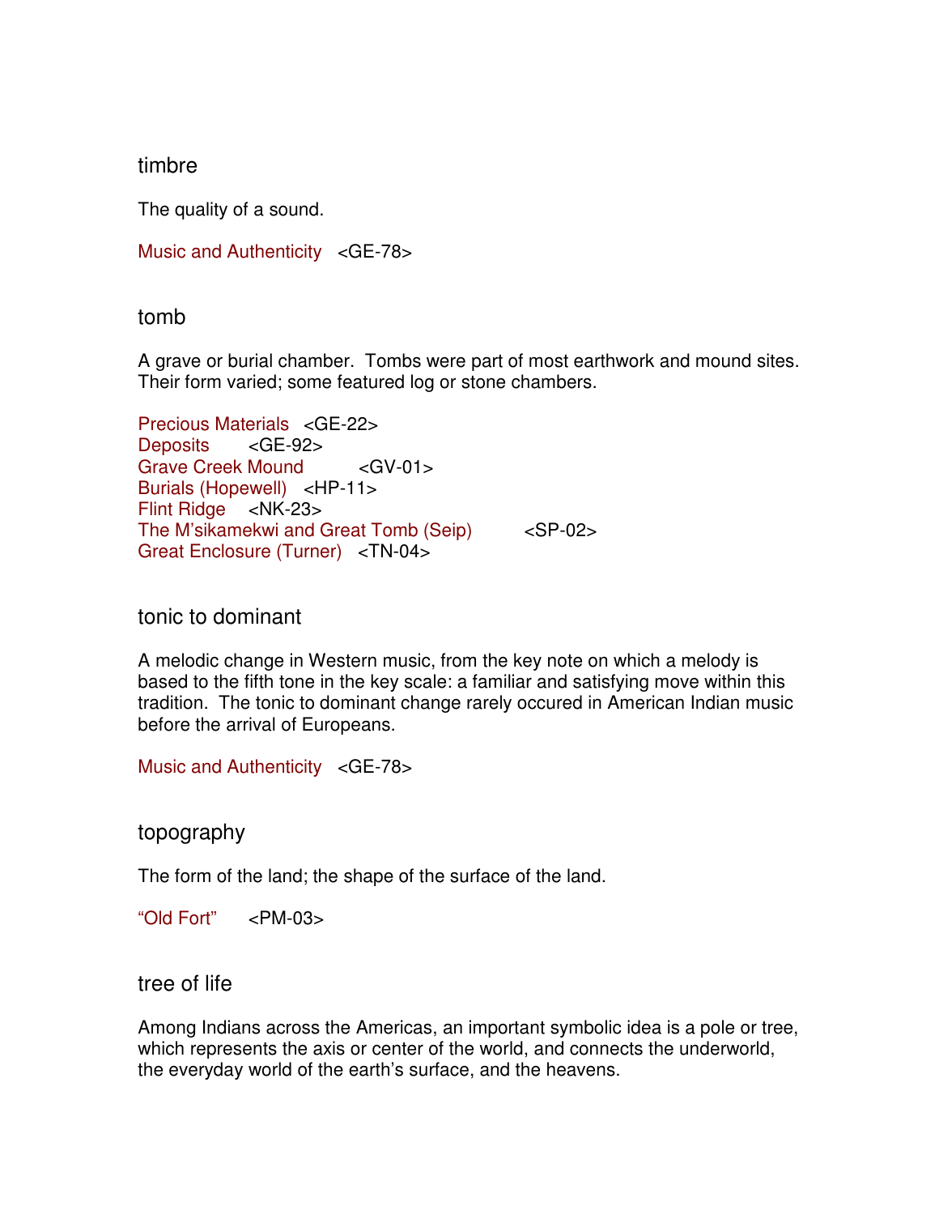## timbre

The quality of a sound.

Music and Authenticity <GE-78>

## tomb

A grave or burial chamber. Tombs were part of most earthwork and mound sites. Their form varied; some featured log or stone chambers.

Precious Materials <GE-22>
Deposits <GE-92>
Grave Creek Mound <GV-01>
Burials (Hopewell) <HP-11>
Flint Ridge <NK-23>
The M'sikamekwi and Great Tomb (Seip) <SP-02>
Great Enclosure (Turner) <TN-04>

## tonic to dominant

A melodic change in Western music, from the key note on which a melody is based to the fifth tone in the key scale: a familiar and satisfying move within this tradition. The tonic to dominant change rarely occured in American Indian music before the arrival of Europeans.

Music and Authenticity <GE-78>

## topography

The form of the land; the shape of the surface of the land.

"Old Fort" <PM-03>

## tree of life

Among Indians across the Americas, an important symbolic idea is a pole or tree, which represents the axis or center of the world, and connects the underworld, the everyday world of the earth's surface, and the heavens.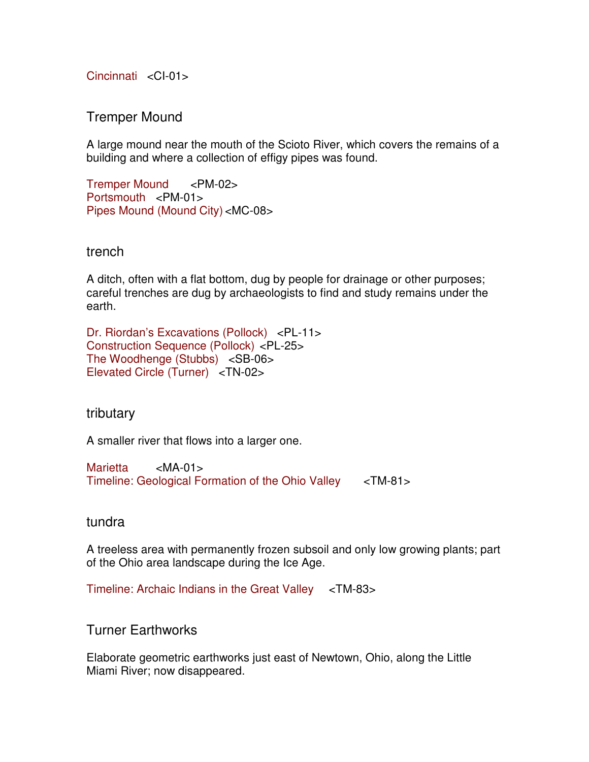Cincinnati <CI-01>

## Tremper Mound

A large mound near the mouth of the Scioto River, which covers the remains of a building and where a collection of effigy pipes was found.

Tremper Mound <PM-02>
Portsmouth <PM-01>
Pipes Mound (Mound City) <MC-08>

## trench

A ditch, often with a flat bottom, dug by people for drainage or other purposes; careful trenches are dug by archaeologists to find and study remains under the earth.

Dr. Riordan's Excavations (Pollock) <PL-11>
Construction Sequence (Pollock) <PL-25>
The Woodhenge (Stubbs) <SB-06>
Elevated Circle (Turner) <TN-02>

## tributary

A smaller river that flows into a larger one.

Marietta <MA-01>
Timeline: Geological Formation of the Ohio Valley <TM-81>

## tundra

A treeless area with permanently frozen subsoil and only low growing plants; part of the Ohio area landscape during the Ice Age.

Timeline: Archaic Indians in the Great Valley <TM-83>

## Turner Earthworks

Elaborate geometric earthworks just east of Newtown, Ohio, along the Little Miami River; now disappeared.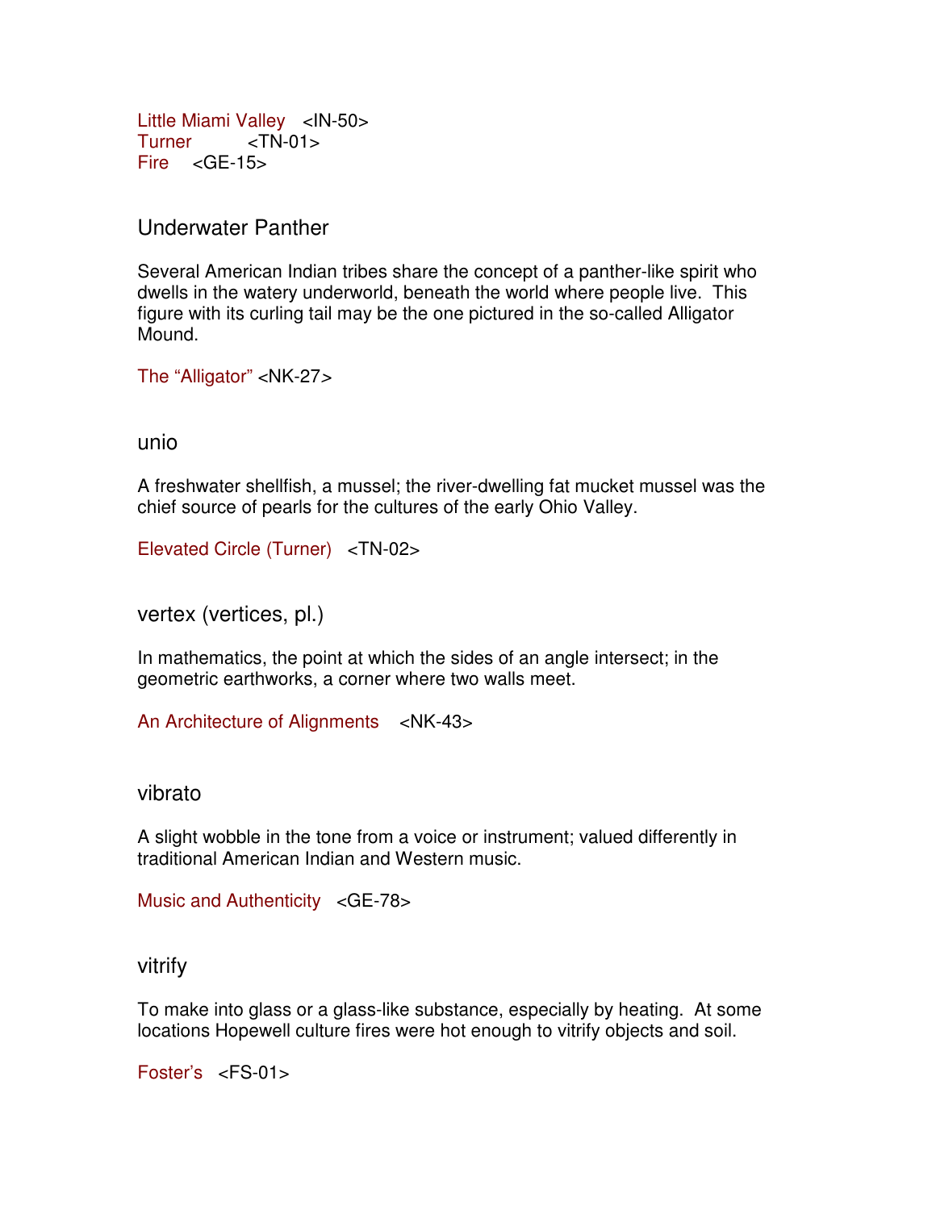Little Miami Valley <IN-50>
Turner <TN-01>
Fire <GE-15>

## Underwater Panther

Several American Indian tribes share the concept of a panther-like spirit who dwells in the watery underworld, beneath the world where people live. This figure with its curling tail may be the one pictured in the so-called Alligator Mound.

The “Alligator” <NK-27>

## unio

A freshwater shellfish, a mussel; the river-dwelling fat mucket mussel was the chief source of pearls for the cultures of the early Ohio Valley.

Elevated Circle (Turner) <TN-02>

## vertex (vertices, pl.)

In mathematics, the point at which the sides of an angle intersect; in the geometric earthworks, a corner where two walls meet.

An Architecture of Alignments <NK-43>

## vibrato

A slight wobble in the tone from a voice or instrument; valued differently in traditional American Indian and Western music.

Music and Authenticity <GE-78>

## vitrify

To make into glass or a glass-like substance, especially by heating. At some locations Hopewell culture fires were hot enough to vitrify objects and soil.

Foster’s <FS-01>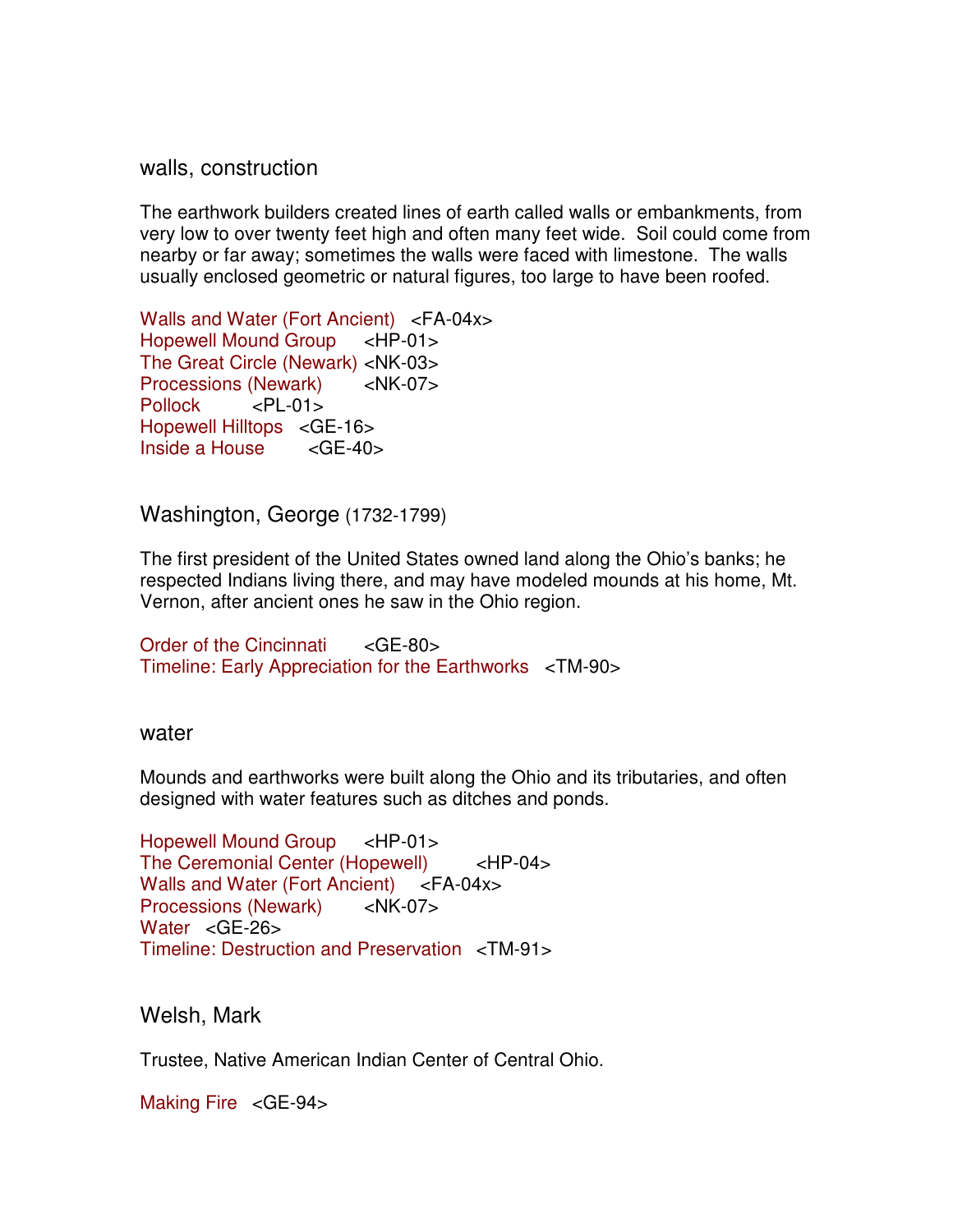## walls, construction

The earthwork builders created lines of earth called walls or embankments, from very low to over twenty feet high and often many feet wide. Soil could come from nearby or far away; sometimes the walls were faced with limestone. The walls usually enclosed geometric or natural figures, too large to have been roofed.

Walls and Water (Fort Ancient) <FA-04x>
Hopewell Mound Group <HP-01>
The Great Circle (Newark) <NK-03>
Processions (Newark) <NK-07>
Pollock <PL-01>
Hopewell Hilltops <GE-16>
Inside a House <GE-40>

## Washington, George (1732-1799)

The first president of the United States owned land along the Ohio's banks; he respected Indians living there, and may have modeled mounds at his home, Mt. Vernon, after ancient ones he saw in the Ohio region.

Order of the Cincinnati <GE-80>
Timeline: Early Appreciation for the Earthworks <TM-90>

## water

Mounds and earthworks were built along the Ohio and its tributaries, and often designed with water features such as ditches and ponds.

Hopewell Mound Group <HP-01>
The Ceremonial Center (Hopewell) <HP-04>
Walls and Water (Fort Ancient) <FA-04x>
Processions (Newark) <NK-07>
Water <GE-26>
Timeline: Destruction and Preservation <TM-91>

## Welsh, Mark

Trustee, Native American Indian Center of Central Ohio.

Making Fire <GE-94>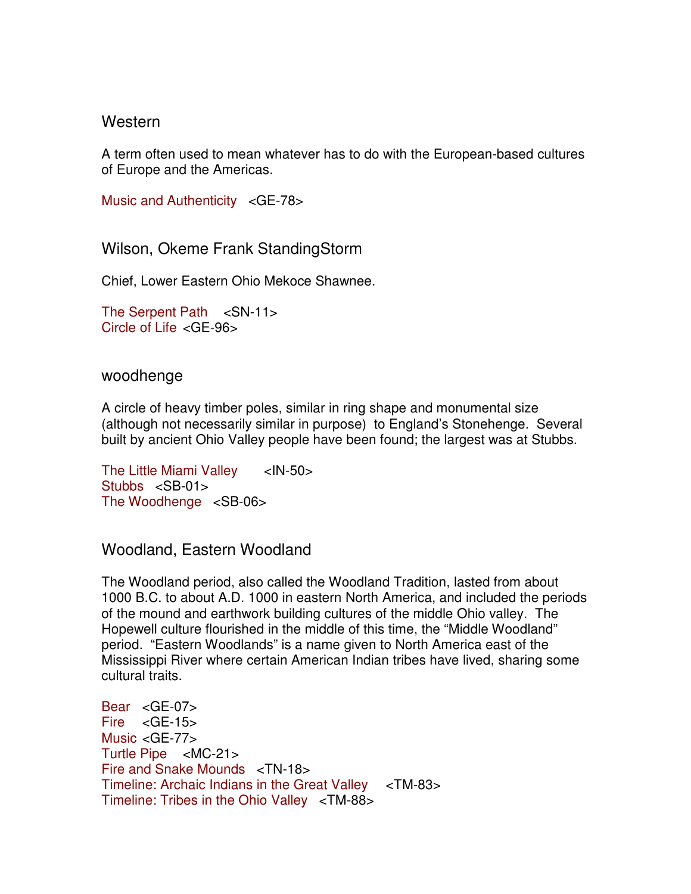## Western

A term often used to mean whatever has to do with the European-based cultures of Europe and the Americas.

Music and Authenticity <GE-78>

## Wilson, Okeme Frank StandingStorm

Chief, Lower Eastern Ohio Mekoce Shawnee.

The Serpent Path <SN-11>
Circle of Life <GE-96>

## woodhenge

A circle of heavy timber poles, similar in ring shape and monumental size (although not necessarily similar in purpose) to England's Stonehenge. Several built by ancient Ohio Valley people have been found; the largest was at Stubbs.

The Little Miami Valley <IN-50>
Stubbs <SB-01>
The Woodhenge <SB-06>

## Woodland, Eastern Woodland

The Woodland period, also called the Woodland Tradition, lasted from about 1000 B.C. to about A.D. 1000 in eastern North America, and included the periods of the mound and earthwork building cultures of the middle Ohio valley. The Hopewell culture flourished in the middle of this time, the "Middle Woodland" period. "Eastern Woodlands" is a name given to North America east of the Mississippi River where certain American Indian tribes have lived, sharing some cultural traits.

Bear <GE-07>
Fire <GE-15>
Music <GE-77>
Turtle Pipe <MC-21>
Fire and Snake Mounds <TN-18>
Timeline: Archaic Indians in the Great Valley <TM-83>
Timeline: Tribes in the Ohio Valley <TM-88>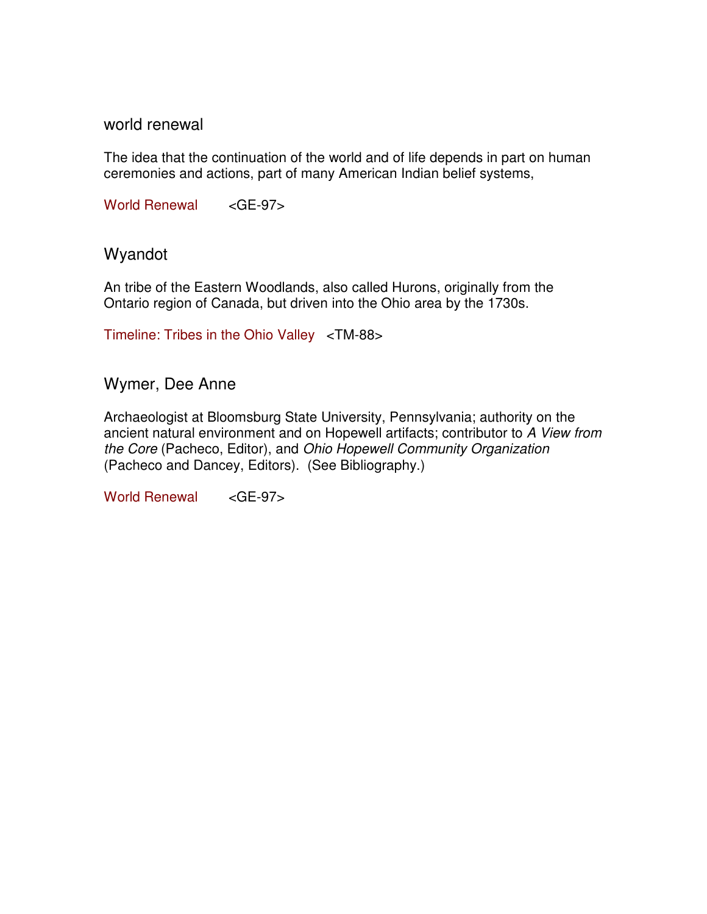## world renewal

The idea that the continuation of the world and of life depends in part on human ceremonies and actions, part of many American Indian belief systems,

World Renewal <GE-97>

## Wyandot

An tribe of the Eastern Woodlands, also called Hurons, originally from the Ontario region of Canada, but driven into the Ohio area by the 1730s.

Timeline: Tribes in the Ohio Valley <TM-88>

## Wymer, Dee Anne

Archaeologist at Bloomsburg State University, Pennsylvania; authority on the ancient natural environment and on Hopewell artifacts; contributor to *A View from the Core* (Pacheco, Editor), and *Ohio Hopewell Community Organization* (Pacheco and Dancey, Editors). (See Bibliography.)

World Renewal <GE-97>